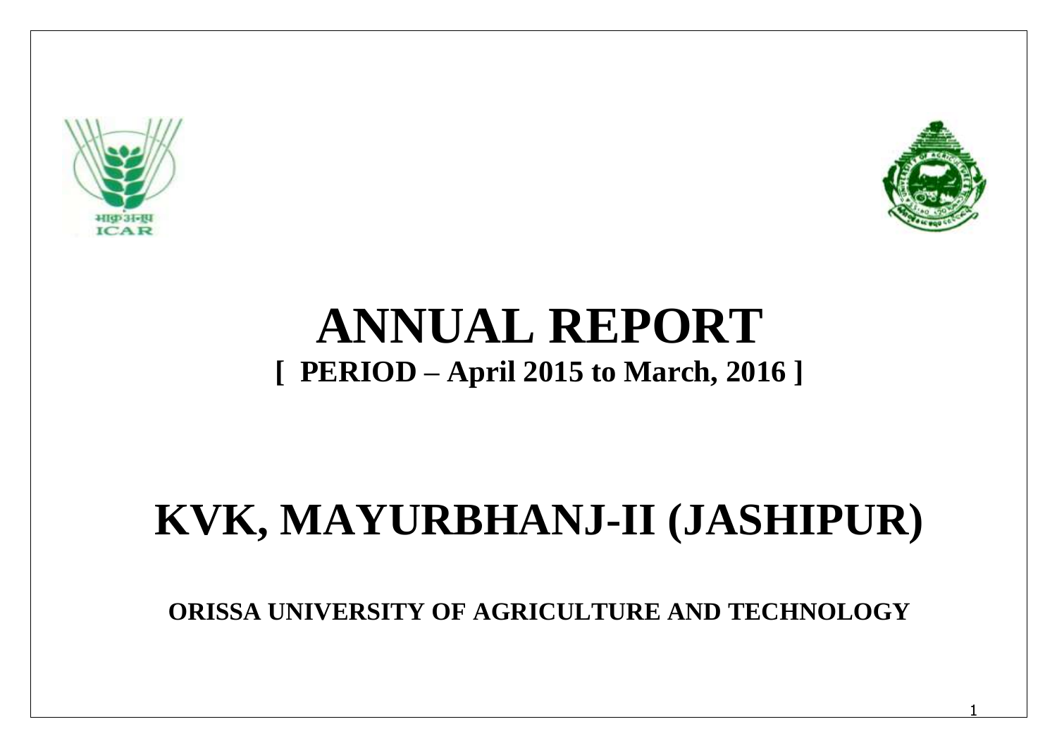# ANNUAL REPORT

## [ PERIOD – April 2015 to March, 2016 ]

# KVK, MAYURBHANJ-II (JASHIPUR)

**ORISSA UNIVERSITY OF AGRICULTURE AND TECHNOLOGY**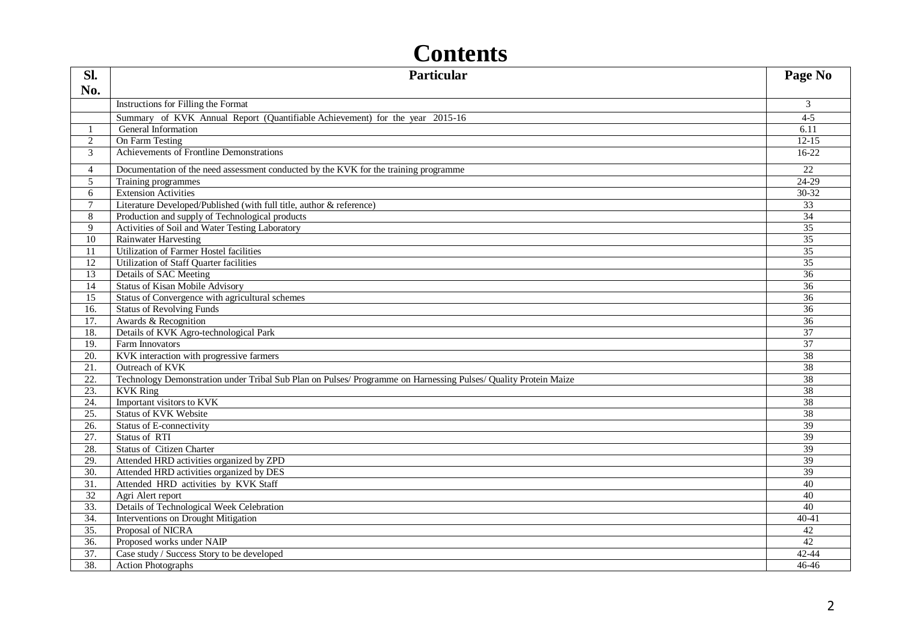# Contents

| Sl. No. | Particular | Page No |
|---|---|---|
| | Instructions for Filling the Format | 3 |
| | Summary of KVK Annual Report (Quantifiable Achievement) for the year 2015-16 | 4-5 |
| 1 | General Information | 6.11 |
| 2 | On Farm Testing | 12-15 |
| 3 | Achievements of Frontline Demonstrations | 16-22 |
| 4 | Documentation of the need assessment conducted by the KVK for the training programme | 22 |
| 5 | Training programmes | 24-29 |
| 6 | Extension Activities | 30-32 |
| 7 | Literature Developed/Published (with full title, author & reference) | 33 |
| 8 | Production and supply of Technological products | 34 |
| 9 | Activities of Soil and Water Testing Laboratory | 35 |
| 10 | Rainwater Harvesting | 35 |
| 11 | Utilization of Farmer Hostel facilities | 35 |
| 12 | Utilization of Staff Quarter facilities | 35 |
| 13 | Details of SAC Meeting | 36 |
| 14 | Status of Kisan Mobile Advisory | 36 |
| 15 | Status of Convergence with agricultural schemes | 36 |
| 16. | Status of Revolving Funds | 36 |
| 17. | Awards & Recognition | 36 |
| 18. | Details of KVK Agro-technological Park | 37 |
| 19. | Farm Innovators | 37 |
| 20. | KVK interaction with progressive farmers | 38 |
| 21. | Outreach of KVK | 38 |
| 22. | Technology Demonstration under Tribal Sub Plan on Pulses/ Programme on Harnessing Pulses/ Quality Protein Maize | 38 |
| 23. | KVK Ring | 38 |
| 24. | Important visitors to KVK | 38 |
| 25. | Status of KVK Website | 38 |
| 26. | Status of E-connectivity | 39 |
| 27. | Status of RTI | 39 |
| 28. | Status of Citizen Charter | 39 |
| 29. | Attended HRD activities organized by ZPD | 39 |
| 30. | Attended HRD activities organized by DES | 39 |
| 31. | Attended HRD activities by KVK Staff | 40 |
| 32 | Agri Alert report | 40 |
| 33. | Details of Technological Week Celebration | 40 |
| 34. | Interventions on Drought Mitigation | 40-41 |
| 35. | Proposal of NICRA | 42 |
| 36. | Proposed works under NAIP | 42 |
| 37. | Case study / Success Story to be developed | 42-44 |
| 38. | Action Photographs | 46-46 |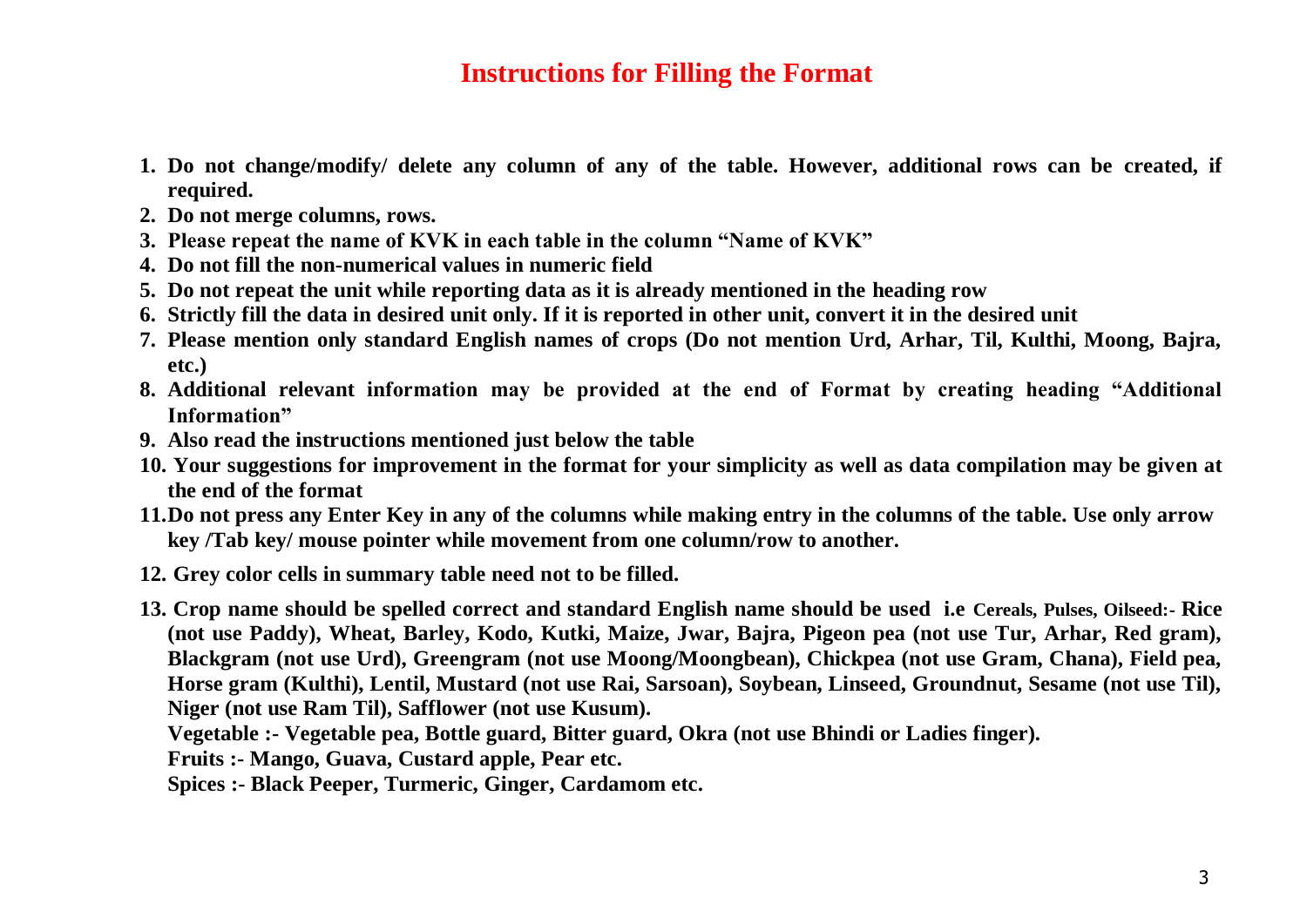# Instructions for Filling the Format

1. **Do not change/modify/ delete any column of any of the table. However, additional rows can be created, if required.**
2. **Do not merge columns, rows.**
3. **Please repeat the name of KVK in each table in the column "Name of KVK"**
4. **Do not fill the non-numerical values in numeric field**
5. **Do not repeat the unit while reporting data as it is already mentioned in the heading row**
6. **Strictly fill the data in desired unit only. If it is reported in other unit, convert it in the desired unit**
7. **Please mention only standard English names of crops (Do not mention Urd, Arhar, Til, Kulthi, Moong, Bajra, etc.)**
8. **Additional relevant information may be provided at the end of Format by creating heading "Additional Information"**
9. **Also read the instructions mentioned just below the table**
10. **Your suggestions for improvement in the format for your simplicity as well as data compilation may be given at the end of the format**
11. **Do not press any Enter Key in any of the columns while making entry in the columns of the table. Use only arrow key /Tab key/ mouse pointer while movement from one column/row to another.**
12. **Grey color cells in summary table need not to be filled.**
13. **Crop name should be spelled correct and standard English name should be used i.e Cereals, Pulses, Oilseed:- Rice (not use Paddy), Wheat, Barley, Kodo, Kutki, Maize, Jwar, Bajra, Pigeon pea (not use Tur, Arhar, Red gram), Blackgram (not use Urd), Greengram (not use Moong/Moongbean), Chickpea (not use Gram, Chana), Field pea, Horse gram (Kulthi), Lentil, Mustard (not use Rai, Sarsoan), Soybean, Linseed, Groundnut, Sesame (not use Til), Niger (not use Ram Til), Safflower (not use Kusum).**

    **Vegetable :- Vegetable pea, Bottle guard, Bitter guard, Okra (not use Bhindi or Ladies finger).**

    **Fruits :- Mango, Guava, Custard apple, Pear etc.**

    **Spices :- Black Peeper, Turmeric, Ginger, Cardamom etc.**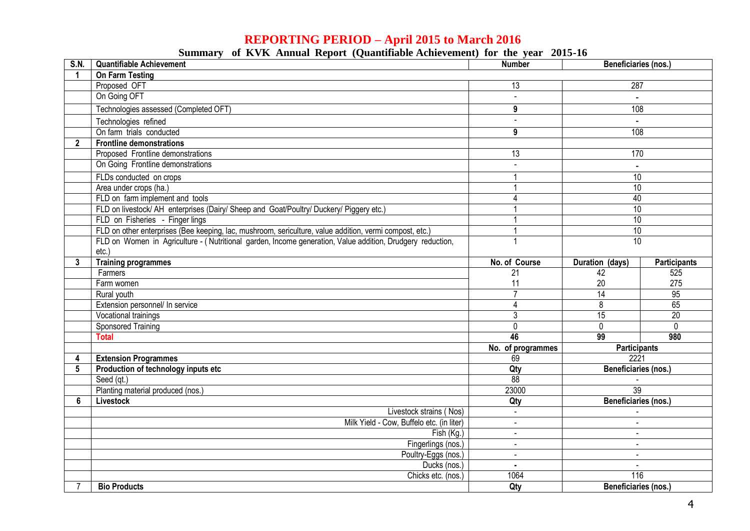# REPORTING PERIOD – April 2015 to March 2016

## Summary of KVK Annual Report (Quantifiable Achievement) for the year 2015-16

| S.N. | Quantifiable Achievement | Number | Beneficiaries (nos.) | |
|---|---|---|---|---|
| 1 | **On Farm Testing** | | | |
| | Proposed OFT | 13 | 287 | |
| | On Going OFT | - | - | |
| | Technologies assessed (Completed OFT) | 9 | 108 | |
| | Technologies refined | - | - | |
| | On farm trials conducted | 9 | 108 | |
| 2 | **Frontline demonstrations** | | | |
| | Proposed Frontline demonstrations | 13 | 170 | |
| | On Going Frontline demonstrations | - | - | |
| | FLDs conducted on crops | 1 | 10 | |
| | Area under crops (ha.) | 1 | 10 | |
| | FLD on farm implement and tools | 4 | 40 | |
| | FLD on livestock/ AH enterprises (Dairy/ Sheep and Goat/Poultry/ Duckery/ Piggery etc.) | 1 | 10 | |
| | FLD on Fisheries - Finger lings | 1 | 10 | |
| | FLD on other enterprises (Bee keeping, lac, mushroom, sericulture, value addition, vermi compost, etc.) | 1 | 10 | |
| | FLD on Women in Agriculture - ( Nutritional garden, Income generation, Value addition, Drudgery reduction, etc.) | 1 | 10 | |
| 3 | **Training programmes** | **No. of Course** | **Duration (days)** | **Participants** |
| | Farmers | 21 | 42 | 525 |
| | Farm women | 11 | 20 | 275 |
| | Rural youth | 7 | 14 | 95 |
| | Extension personnel/ In service | 4 | 8 | 65 |
| | Vocational trainings | 3 | 15 | 20 |
| | Sponsored Training | 0 | 0 | 0 |
| | **Total** | **46** | **99** | **980** |
| | | **No. of programmes** | **Participants** | |
| 4 | **Extension Programmes** | 69 | 2221 | |
| 5 | **Production of technology inputs etc** | **Qty** | **Beneficiaries (nos.)** | |
| | Seed (qt.) | 88 | - | |
| | Planting material produced (nos.) | 23000 | 39 | |
| 6 | **Livestock** | **Qty** | **Beneficiaries (nos.)** | |
| | Livestock strains ( Nos) | - | - | |
| | Milk Yield - Cow, Buffelo etc. (in liter) | - | - | |
| | Fish (Kg.) | - | - | |
| | Fingerlings (nos.) | - | - | |
| | Poultry-Eggs (nos.) | - | - | |
| | Ducks (nos.) | - | - | |
| | Chicks etc. (nos.) | 1064 | 116 | |
| 7 | **Bio Products** | **Qty** | **Beneficiaries (nos.)** | |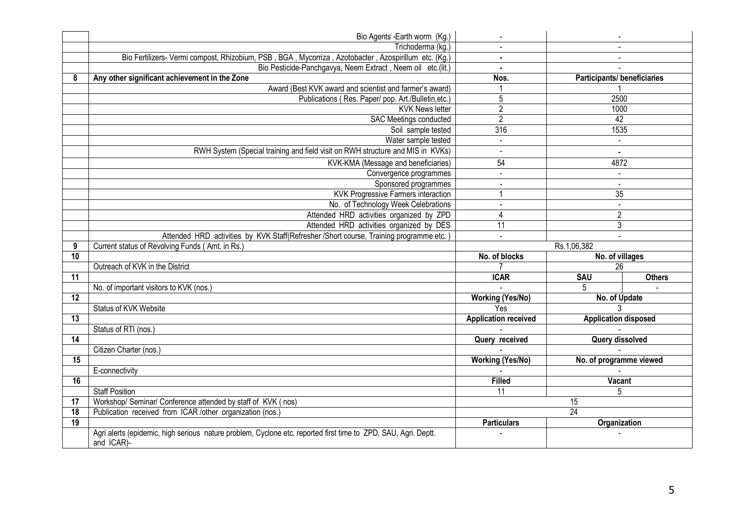| | | | | |
|---|---|---|---|---|
| | Bio Agents -Earth worm (Kg.) | - | - | |
| | Trichoderma (kg.) | - | - | |
| | Bio Fertilizers- Vermi compost, Rhizobium, PSB , BGA , Mycorriza , Azotobacter , Azospirillum etc. (Kg.) | - | - | |
| | Bio Pesticide-Panchgavya, Neem Extract , Neem oil etc.(lit.) | - | - | |
| **8** | **Any other significant achievement in the Zone** | **Nos.** | **Participants/ beneficiaries** | |
| | Award (Best KVK award and scientist and farmer's award) | 1 | 1 | |
| | Publications ( Res. Paper/ pop. Art./Bulletin,etc.) | 5 | 2500 | |
| | KVK News letter | 2 | 1000 | |
| | SAC Meetings conducted | 2 | 42 | |
| | Soil sample tested | 316 | 1535 | |
| | Water sample tested | - | - | |
| | RWH System (Special training and field visit on RWH structure and MIS in KVKs) | - | - | |
| | KVK-KMA (Message and beneficiaries) | 54 | 4872 | |
| | Convergence programmes | - | - | |
| | Sponsored programmes | - | - | |
| | KVK Progressive Farmers interaction | 1 | 35 | |
| | No. of Technology Week Celebrations | - | - | |
| | Attended HRD activities organized by ZPD | 4 | 2 | |
| | Attended HRD activities organized by DES | 11 | 3 | |
| | Attended HRD activities by KVK Staff(Refresher /Short course, Training programme etc. ) | - | - | |
| **9** | Current status of Revolving Funds ( Amt. in Rs.) | Rs.1,06,382 | | |
| **10** | | **No. of blocks** | **No. of villages** | |
| | Outreach of KVK in the District | 7 | 26 | |
| **11** | | **ICAR** | **SAU** | **Others** |
| | No. of important visitors to KVK (nos.) | - | 5 | - |
| **12** | | **Working (Yes/No)** | **No. of Update** | |
| | Status of KVK Website | Yes | 3 | |
| **13** | | **Application received** | **Application disposed** | |
| | Status of RTI (nos.) | - | - | |
| **14** | | **Query received** | **Query dissolved** | |
| | Citizen Charter (nos.) | - | - | |
| **15** | | **Working (Yes/No)** | **No. of programme viewed** | |
| | E-connectivity | - | - | |
| **16** | | **Filled** | **Vacant** | |
| | Staff Position | 11 | 5 | |
| **17** | Workshop/ Seminar/ Conference attended by staff of KVK ( nos) | 15 | | |
| **18** | Publication received from ICAR /other organization (nos.) | 24 | | |
| **19** | | **Particulars** | **Organization** | |
| | Agri alerts (epidemic, high serious nature problem, Cyclone etc. reported first time to ZPD, SAU, Agri. Deptt. and ICAR)- | - | - | |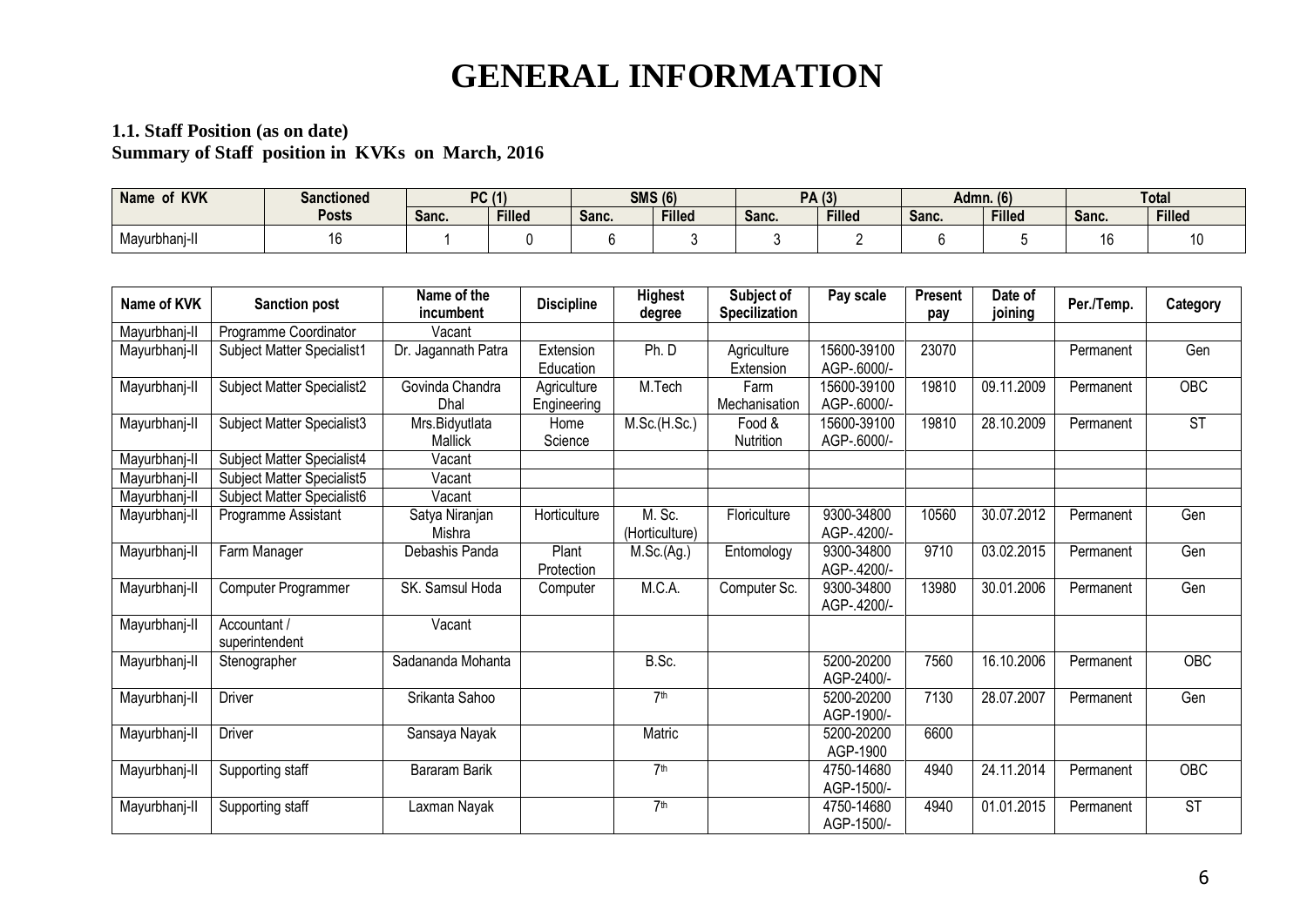# GENERAL INFORMATION

**1.1. Staff Position (as on date)**
**Summary of Staff position in KVKs on March, 2016**

| Name of KVK | Sanctioned Posts | PC (1) | | SMS (6) | | PA (3) | | Admn. (6) | | Total | |
|---|---|---|---|---|---|---|---|---|---|---|---|
| | | Sanc. | Filled | Sanc. | Filled | Sanc. | Filled | Sanc. | Filled | Sanc. | Filled |
| Mayurbhanj-II | 16 | 1 | 0 | 6 | 3 | 3 | 2 | 6 | 5 | 16 | 10 |

| Name of KVK | Sanction post | Name of the incumbent | Discipline | Highest degree | Subject of Specilization | Pay scale | Present pay | Date of joining | Per./Temp. | Category |
|---|---|---|---|---|---|---|---|---|---|---|
| Mayurbhanj-II | Programme Coordinator | Vacant | | | | | | | | |
| Mayurbhanj-II | Subject Matter Specialist1 | Dr. Jagannath Patra | Extension Education | Ph. D | Agriculture Extension | 15600-39100 AGP-.6000/- | 23070 | | Permanent | Gen |
| Mayurbhanj-II | Subject Matter Specialist2 | Govinda Chandra Dhal | Agriculture Engineering | M.Tech | Farm Mechanisation | 15600-39100 AGP-.6000/- | 19810 | 09.11.2009 | Permanent | OBC |
| Mayurbhanj-II | Subject Matter Specialist3 | Mrs.Bidyutlata Mallick | Home Science | M.Sc.(H.Sc.) | Food & Nutrition | 15600-39100 AGP-.6000/- | 19810 | 28.10.2009 | Permanent | ST |
| Mayurbhanj-II | Subject Matter Specialist4 | Vacant | | | | | | | | |
| Mayurbhanj-II | Subject Matter Specialist5 | Vacant | | | | | | | | |
| Mayurbhanj-II | Subject Matter Specialist6 | Vacant | | | | | | | | |
| Mayurbhanj-II | Programme Assistant | Satya Niranjan Mishra | Horticulture | M. Sc. (Horticulture) | Floriculture | 9300-34800 AGP-.4200/- | 10560 | 30.07.2012 | Permanent | Gen |
| Mayurbhanj-II | Farm Manager | Debashis Panda | Plant Protection | M.Sc.(Ag.) | Entomology | 9300-34800 AGP-.4200/- | 9710 | 03.02.2015 | Permanent | Gen |
| Mayurbhanj-II | Computer Programmer | SK. Samsul Hoda | Computer | M.C.A. | Computer Sc. | 9300-34800 AGP-.4200/- | 13980 | 30.01.2006 | Permanent | Gen |
| Mayurbhanj-II | Accountant / superintendent | Vacant | | | | | | | | |
| Mayurbhanj-II | Stenographer | Sadananda Mohanta | | B.Sc. | | 5200-20200 AGP-2400/- | 7560 | 16.10.2006 | Permanent | OBC |
| Mayurbhanj-II | Driver | Srikanta Sahoo | | 7th | | 5200-20200 AGP-1900/- | 7130 | 28.07.2007 | Permanent | Gen |
| Mayurbhanj-II | Driver | Sansaya Nayak | | Matric | | 5200-20200 AGP-1900 | 6600 | | | |
| Mayurbhanj-II | Supporting staff | Bararam Barik | | 7th | | 4750-14680 AGP-1500/- | 4940 | 24.11.2014 | Permanent | OBC |
| Mayurbhanj-II | Supporting staff | Laxman Nayak | | 7th | | 4750-14680 AGP-1500/- | 4940 | 01.01.2015 | Permanent | ST |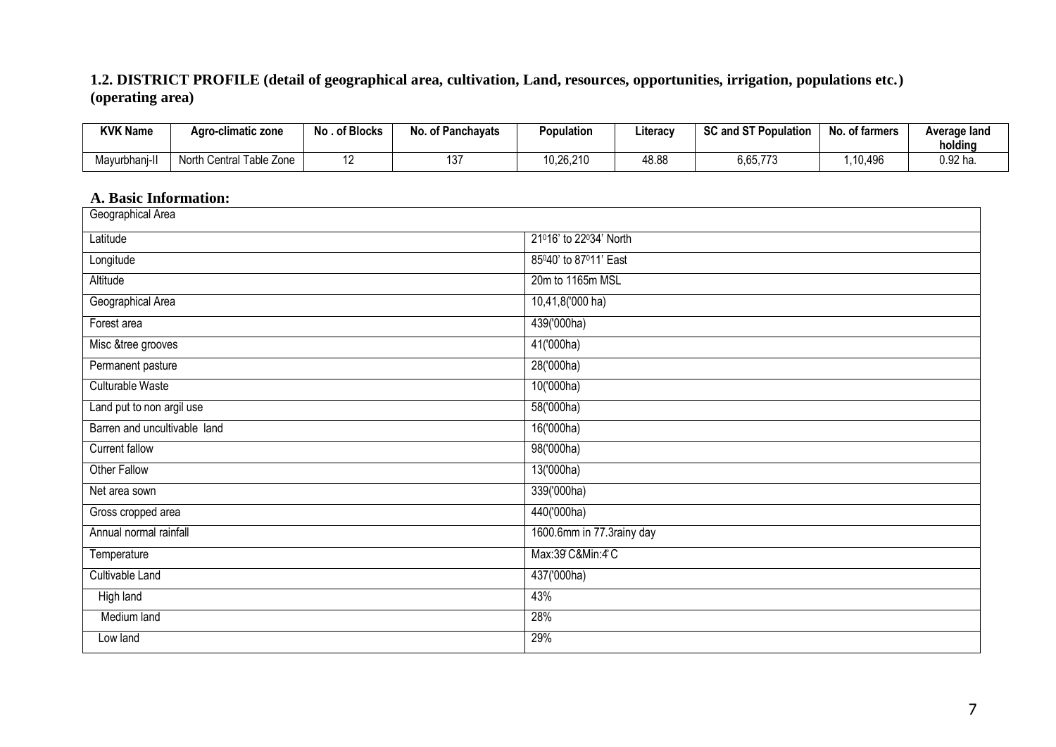## 1.2. DISTRICT PROFILE (detail of geographical area, cultivation, Land, resources, opportunities, irrigation, populations etc.) (operating area)

| KVK Name | Agro-climatic zone | No . of Blocks | No. of Panchayats | Population | Literacy | SC and ST Population | No. of farmers | Average land holding |
|---|---|---|---|---|---|---|---|---|
| Mayurbhanj-II | North Central Table Zone | 12 | 137 | 10,26,210 | 48.88 | 6,65,773 | 1,10,496 | 0.92 ha. |

### A. Basic Information:

| Geographical Area | |
|---|---|
| Latitude | 21$^0$16' to 22$^0$34' North |
| Longitude | 85$^0$40' to 87$^0$11' East |
| Altitude | 20m to 1165m MSL |
| Geographical Area | 10,41,8('000 ha) |
| Forest area | 439('000ha) |
| Misc &tree grooves | 41('000ha) |
| Permanent pasture | 28('000ha) |
| Culturable Waste | 10('000ha) |
| Land put to non argil use | 58('000ha) |
| Barren and uncultivable land | 16('000ha) |
| Current fallow | 98('000ha) |
| Other Fallow | 13('000ha) |
| Net area sown | 339('000ha) |
| Gross cropped area | 440('000ha) |
| Annual normal rainfall | 1600.6mm in 77.3rainy day |
| Temperature | Max:39°C&Min:4°C |
| Cultivable Land | 437('000ha) |
| High land | 43% |
| Medium land | 28% |
| Low land | 29% |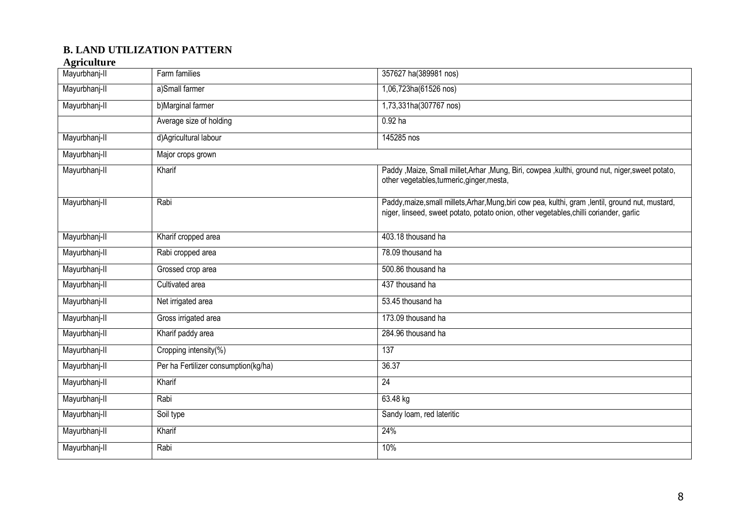**B. LAND UTILIZATION PATTERN**

**Agriculture**

| | | |
|---|---|---|
| Mayurbhanj-II | Farm families | 357627 ha(389981 nos) |
| Mayurbhanj-II | a)Small farmer | 1,06,723ha(61526 nos) |
| Mayurbhanj-II | b)Marginal farmer | 1,73,331ha(307767 nos) |
| | Average size of holding | 0.92 ha |
| Mayurbhanj-II | d)Agricultural labour | 145285 nos |
| Mayurbhanj-II | Major crops grown | |
| Mayurbhanj-II | Kharif | Paddy ,Maize, Small millet,Arhar ,Mung, Biri, cowpea ,kulthi, ground nut, niger,sweet potato, other vegetables,turmeric,ginger,mesta, |
| Mayurbhanj-II | Rabi | Paddy,maize,small millets,Arhar,Mung,biri cow pea, kulthi, gram ,lentil, ground nut, mustard, niger, linseed, sweet potato, potato onion, other vegetables,chilli coriander, garlic |
| Mayurbhanj-II | Kharif cropped area | 403.18 thousand ha |
| Mayurbhanj-II | Rabi cropped area | 78.09 thousand ha |
| Mayurbhanj-II | Grossed crop area | 500.86 thousand ha |
| Mayurbhanj-II | Cultivated area | 437 thousand ha |
| Mayurbhanj-II | Net irrigated area | 53.45 thousand ha |
| Mayurbhanj-II | Gross irrigated area | 173.09 thousand ha |
| Mayurbhanj-II | Kharif paddy area | 284.96 thousand ha |
| Mayurbhanj-II | Cropping intensity(%) | 137 |
| Mayurbhanj-II | Per ha Fertilizer consumption(kg/ha) | 36.37 |
| Mayurbhanj-II | Kharif | 24 |
| Mayurbhanj-II | Rabi | 63.48 kg |
| Mayurbhanj-II | Soil type | Sandy loam, red lateritic |
| Mayurbhanj-II | Kharif | 24% |
| Mayurbhanj-II | Rabi | 10% |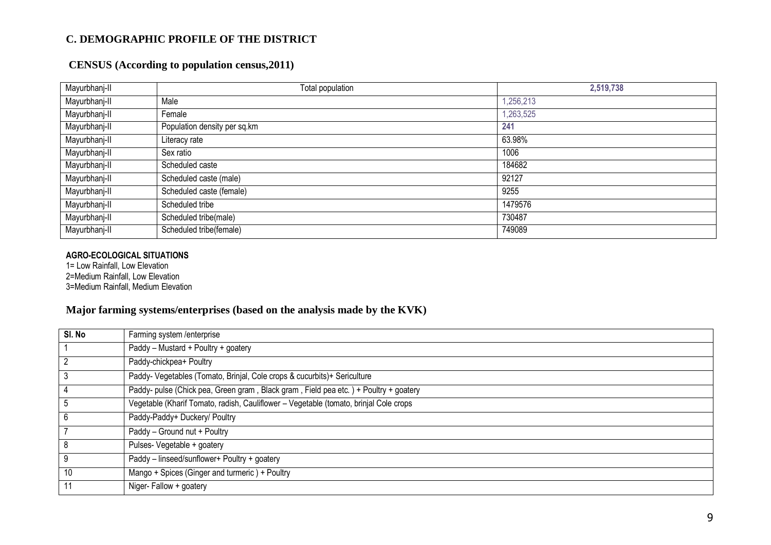## C. DEMOGRAPHIC PROFILE OF THE DISTRICT

### CENSUS (According to population census,2011)

| Mayurbhanj-II | Total population | **2,519,738** |
|---|---|---|
| Mayurbhanj-II | Male | 1,256,213 |
| Mayurbhanj-II | Female | 1,263,525 |
| Mayurbhanj-II | Population density per sq.km | **241** |
| Mayurbhanj-II | Literacy rate | 63.98% |
| Mayurbhanj-II | Sex ratio | 1006 |
| Mayurbhanj-II | Scheduled caste | 184682 |
| Mayurbhanj-II | Scheduled caste (male) | 92127 |
| Mayurbhanj-II | Scheduled caste (female) | 9255 |
| Mayurbhanj-II | Scheduled tribe | 1479576 |
| Mayurbhanj-II | Scheduled tribe(male) | 730487 |
| Mayurbhanj-II | Scheduled tribe(female) | 749089 |

**AGRO-ECOLOGICAL SITUATIONS**

1= Low Rainfall, Low Elevation
2=Medium Rainfall, Low Elevation
3=Medium Rainfall, Medium Elevation

### Major farming systems/enterprises (based on the analysis made by the KVK)

| Sl. No | Farming system /enterprise |
|---|---|
| 1 | Paddy – Mustard + Poultry + goatery |
| 2 | Paddy-chickpea+ Poultry |
| 3 | Paddy- Vegetables (Tomato, Brinjal, Cole crops & cucurbits)+ Sericulture |
| 4 | Paddy- pulse (Chick pea, Green gram , Black gram , Field pea etc. ) + Poultry + goatery |
| 5 | Vegetable (Kharif Tomato, radish, Cauliflower – Vegetable (tomato, brinjal Cole crops |
| 6 | Paddy-Paddy+ Duckery/ Poultry |
| 7 | Paddy – Ground nut + Poultry |
| 8 | Pulses- Vegetable + goatery |
| 9 | Paddy – linseed/sunflower+ Poultry + goatery |
| 10 | Mango + Spices (Ginger and turmeric ) + Poultry |
| 11 | Niger- Fallow + goatery |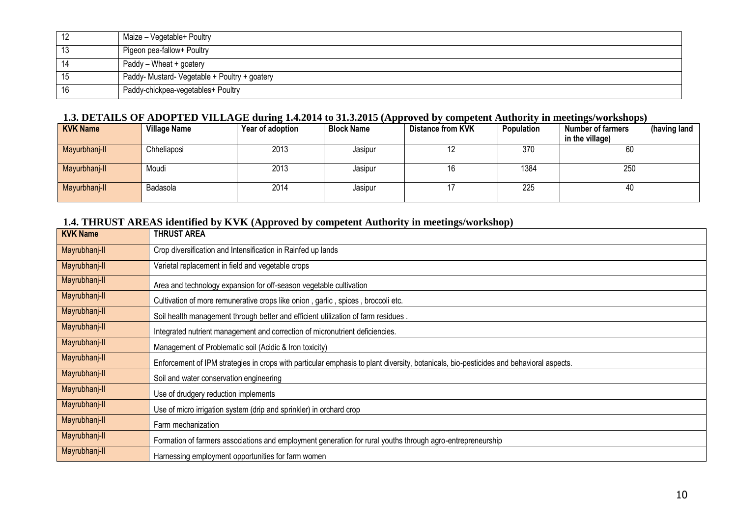| | |
|---|---|
| 12 | Maize – Vegetable+ Poultry |
| 13 | Pigeon pea-fallow+ Poultry |
| 14 | Paddy – Wheat + goatery |
| 15 | Paddy- Mustard- Vegetable + Poultry + goatery |
| 16 | Paddy-chickpea-vegetables+ Poultry |

### 1.3. DETAILS OF ADOPTED VILLAGE during 1.4.2014 to 31.3.2015 (Approved by competent Authority in meetings/workshops)

| KVK Name | Village Name | Year of adoption | Block Name | Distance from KVK | Population | Number of farmers (having land in the village) |
|---|---|---|---|---|---|---|
| Mayurbhanj-II | Chheliaposi | 2013 | Jasipur | 12 | 370 | 60 |
| Mayurbhanj-II | Moudi | 2013 | Jasipur | 16 | 1384 | 250 |
| Mayurbhanj-II | Badasola | 2014 | Jasipur | 17 | 225 | 40 |

### 1.4. THRUST AREAS identified by KVK (Approved by competent Authority in meetings/workshop)

| KVK Name | THRUST AREA |
|---|---|
| Mayrubhanj-II | Crop diversification and Intensification in Rainfed up lands |
| Mayrubhanj-II | Varietal replacement in field and vegetable crops |
| Mayrubhanj-II | Area and technology expansion for off-season vegetable cultivation |
| Mayrubhanj-II | Cultivation of more remunerative crops like onion , garlic , spices , broccoli etc. |
| Mayrubhanj-II | Soil health management through better and efficient utilization of farm residues . |
| Mayrubhanj-II | Integrated nutrient management and correction of micronutrient deficiencies. |
| Mayrubhanj-II | Management of Problematic soil (Acidic & Iron toxicity) |
| Mayrubhanj-II | Enforcement of IPM strategies in crops with particular emphasis to plant diversity, botanicals, bio-pesticides and behavioral aspects. |
| Mayrubhanj-II | Soil and water conservation engineering |
| Mayrubhanj-II | Use of drudgery reduction implements |
| Mayrubhanj-II | Use of micro irrigation system (drip and sprinkler) in orchard crop |
| Mayrubhanj-II | Farm mechanization |
| Mayrubhanj-II | Formation of farmers associations and employment generation for rural youths through agro-entrepreneurship |
| Mayrubhanj-II | Harnessing employment opportunities for farm women |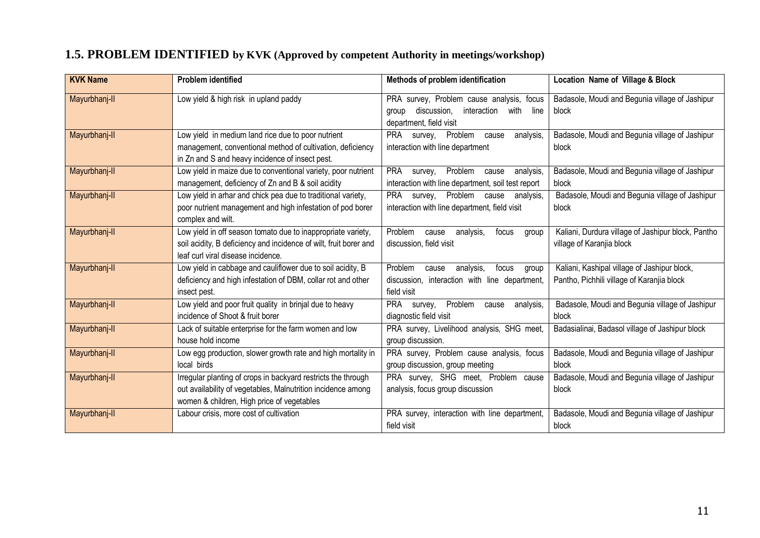## 1.5. PROBLEM IDENTIFIED by KVK (Approved by competent Authority in meetings/workshop)

| KVK Name | Problem identified | Methods of problem identification | Location Name of Village & Block |
|---|---|---|---|
| Mayurbhanj-II | Low yield & high risk in upland paddy | PRA survey, Problem cause analysis, focus group discussion, interaction with line department, field visit | Badasole, Moudi and Begunia village of Jashipur block |
| Mayurbhanj-II | Low yield in medium land rice due to poor nutrient management, conventional method of cultivation, deficiency in Zn and S and heavy incidence of insect pest. | PRA survey, Problem cause analysis, interaction with line department | Badasole, Moudi and Begunia village of Jashipur block |
| Mayurbhanj-II | Low yield in maize due to conventional variety, poor nutrient management, deficiency of Zn and B & soil acidity | PRA survey, Problem cause analysis, interaction with line department, soil test report | Badasole, Moudi and Begunia village of Jashipur block |
| Mayurbhanj-II | Low yield in arhar and chick pea due to traditional variety, poor nutrient management and high infestation of pod borer complex and wilt. | PRA survey, Problem cause analysis, interaction with line department, field visit | Badasole, Moudi and Begunia village of Jashipur block |
| Mayurbhanj-II | Low yield in off season tomato due to inappropriate variety, soil acidity, B deficiency and incidence of wilt, fruit borer and leaf curl viral disease incidence. | Problem cause analysis, focus group discussion, field visit | Kaliani, Durdura village of Jashipur block, Pantho village of Karanjia block |
| Mayurbhanj-II | Low yield in cabbage and cauliflower due to soil acidity, B deficiency and high infestation of DBM, collar rot and other insect pest. | Problem cause analysis, focus group discussion, interaction with line department, field visit | Kaliani, Kashipal village of Jashipur block, Pantho, Pichhili village of Karanjia block |
| Mayurbhanj-II | Low yield and poor fruit quality in brinjal due to heavy incidence of Shoot & fruit borer | PRA survey, Problem cause analysis, diagnostic field visit | Badasole, Moudi and Begunia village of Jashipur block |
| Mayurbhanj-II | Lack of suitable enterprise for the farm women and low house hold income | PRA survey, Livelihood analysis, SHG meet, group discussion. | Badasialinai, Badasol village of Jashipur block |
| Mayurbhanj-II | Low egg production, slower growth rate and high mortality in local birds | PRA survey, Problem cause analysis, focus group discussion, group meeting | Badasole, Moudi and Begunia village of Jashipur block |
| Mayurbhanj-II | Irregular planting of crops in backyard restricts the through out availability of vegetables, Malnutrition incidence among women & children, High price of vegetables | PRA survey, SHG meet, Problem cause analysis, focus group discussion | Badasole, Moudi and Begunia village of Jashipur block |
| Mayurbhanj-II | Labour crisis, more cost of cultivation | PRA survey, interaction with line department, field visit | Badasole, Moudi and Begunia village of Jashipur block |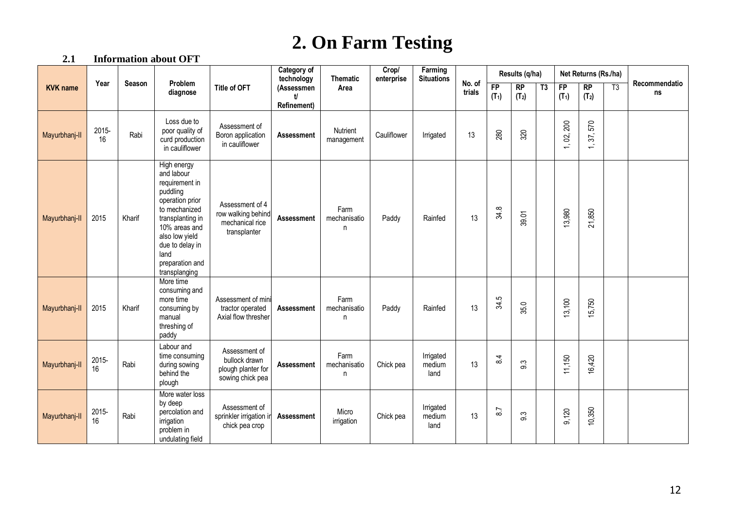# 2. On Farm Testing

## 2.1 Information about OFT

| KVK name | Year | Season | Problem diagnose | Title of OFT | Category of technology (Assessment/ Refinement) | Thematic Area | Crop/ enterprise | Farming Situations | No. of trials | Results (q/ha) | | | Net Returns (Rs./ha) | | | Recommendations |
|---|---|---|---|---|---|---|---|---|---|---|---|---|---|---|---|---|
| | | | | | | | | | | FP ($T_1$) | RP ($T_2$) | T3 | FP ($T_1$) | RP ($T_2$) | T3 | |
| Mayurbhanj-II | 2015-16 | Rabi | Loss due to poor quality of curd production in cauliflower | Assessment of Boron application in cauliflower | **Assessment** | Nutrient management | Cauliflower | Irrigated | 13 | 280 | 320 | | 1, 02, 200 | 1, 37, 570 | | |
| Mayurbhanj-II | 2015 | Kharif | High energy and labour requirement in puddling operation prior to mechanized transplanting in 10% areas and also low yield due to delay in land preparation and transplanging | Assessment of 4 row walking behind mechanical rice transplanter | **Assessment** | Farm mechanisation | Paddy | Rainfed | 13 | 34.8 | 39.01 | | 13,980 | 21,850 | | |
| Mayurbhanj-II | 2015 | Kharif | More time consuming and more time consuming by manual threshing of paddy | Assessment of mini tractor operated Axial flow thresher | **Assessment** | Farm mechanisation | Paddy | Rainfed | 13 | 34.5 | 35.0 | | 13,100 | 15,750 | | |
| Mayurbhanj-II | 2015-16 | Rabi | Labour and time consuming during sowing behind the plough | Assessment of bullock drawn plough planter for sowing chick pea | **Assessment** | Farm mechanisation | Chick pea | Irrigated medium land | 13 | 8.4 | 9.3 | | 11,150 | 16,420 | | |
| Mayurbhanj-II | 2015-16 | Rabi | More water loss by deep percolation and irrigation problem in undulating field | Assessment of sprinkler irrigation in chick pea crop | **Assessment** | Micro irrigation | Chick pea | Irrigated medium land | 13 | 8.7 | 9.3 | | 9,120 | 10,350 | | |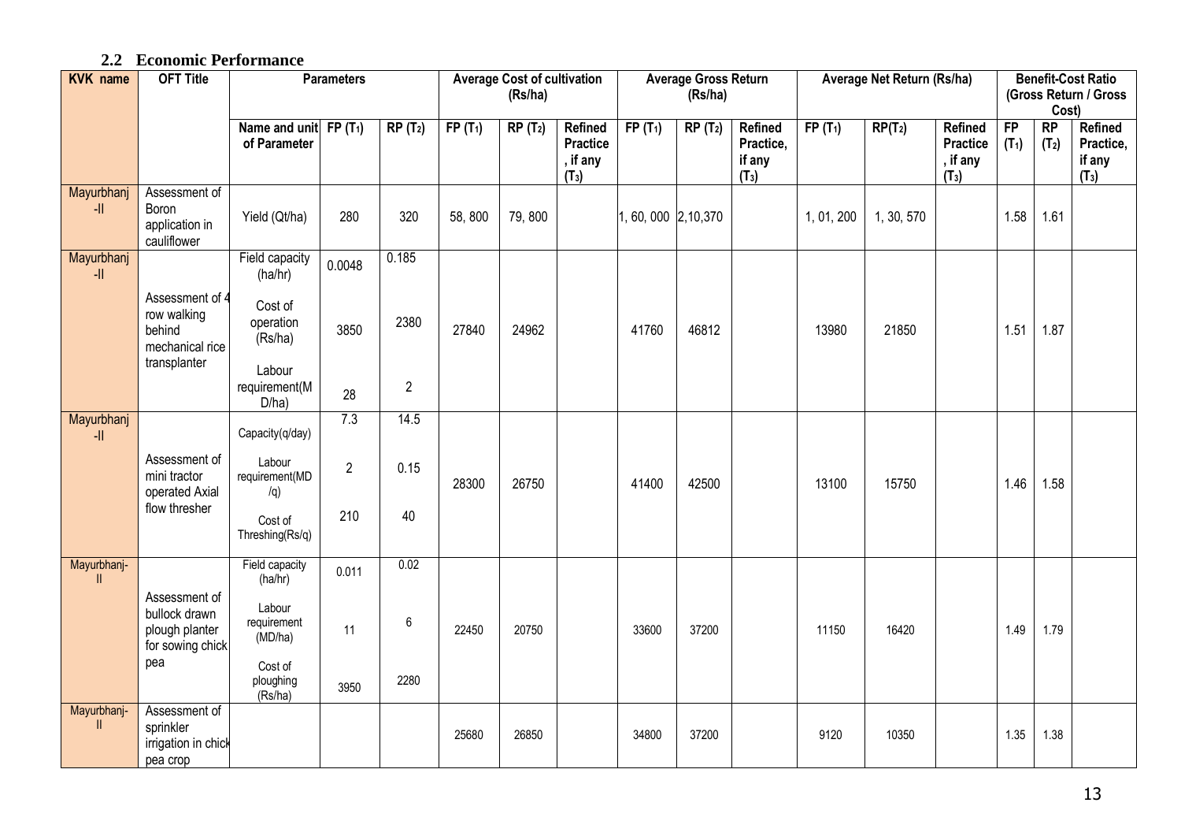### 2.2 Economic Performance

| KVK name | OFT Title | Parameters | | | Average Cost of cultivation (Rs/ha) | | | Average Gross Return (Rs/ha) | | | Average Net Return (Rs/ha) | | | Benefit-Cost Ratio (Gross Return / Gross Cost) | | |
|---|---|---|---|---|---|---|---|---|---|---|---|---|---|---|---|---|
| | | Name and unit of Parameter | FP ($T_1$) | RP ($T_2$) | FP ($T_1$) | RP ($T_2$) | Refined Practice, if any ($T_3$) | FP ($T_1$) | RP ($T_2$) | Refined Practice, if any ($T_3$) | FP ($T_1$) | RP($T_2$) | Refined Practice, if any ($T_3$) | FP ($T_1$) | RP ($T_2$) | Refined Practice, if any ($T_3$) |
| Mayurbhanj -II | Assessment of Boron application in cauliflower | Yield (Qt/ha) | 280 | 320 | 58, 800 | 79, 800 | | 1, 60, 000 | 2,10,370 | | 1, 01, 200 | 1, 30, 570 | | 1.58 | 1.61 | |
| Mayurbhanj -II | Assessment of 4 row walking behind mechanical rice transplanter | Field capacity (ha/hr) | 0.0048 | 0.185 | 27840 | 24962 | | 41760 | 46812 | | 13980 | 21850 | | 1.51 | 1.87 | |
| | | Cost of operation (Rs/ha) | 3850 | 2380 | | | | | | | | | | | | |
| | | Labour requirement(MD/ha) | 28 | 2 | | | | | | | | | | | | |
| Mayurbhanj -II | Assessment of mini tractor operated Axial flow thresher | Capacity(q/day) | 7.3 | 14.5 | 28300 | 26750 | | 41400 | 42500 | | 13100 | 15750 | | 1.46 | 1.58 | |
| | | Labour requirement(MD/q) | 2 | 0.15 | | | | | | | | | | | | |
| | | Cost of Threshing(Rs/q) | 210 | 40 | | | | | | | | | | | | |
| Mayurbhanj-II | Assessment of bullock drawn plough planter for sowing chick pea | Field capacity (ha/hr) | 0.011 | 0.02 | 22450 | 20750 | | 33600 | 37200 | | 11150 | 16420 | | 1.49 | 1.79 | |
| | | Labour requirement (MD/ha) | 11 | 6 | | | | | | | | | | | | |
| | | Cost of ploughing (Rs/ha) | 3950 | 2280 | | | | | | | | | | | | |
| Mayurbhanj-II | Assessment of sprinkler irrigation in chick pea crop | | | | 25680 | 26850 | | 34800 | 37200 | | 9120 | 10350 | | 1.35 | 1.38 | |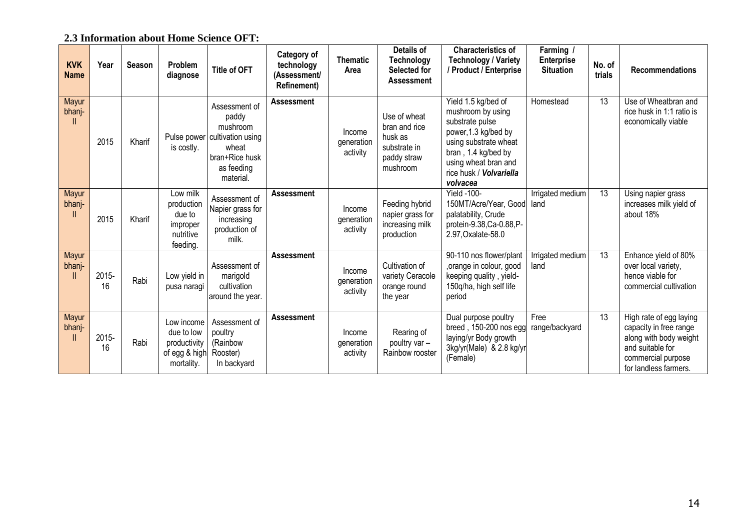## 2.3 Information about Home Science OFT:

| KVK Name | Year | Season | Problem diagnose | Title of OFT | Category of technology (Assessment/ Refinement) | Thematic Area | Details of Technology Selected for Assessment | Characteristics of Technology / Variety / Product / Enterprise | Farming / Enterprise Situation | No. of trials | Recommendations |
|---|---|---|---|---|---|---|---|---|---|---|---|
| Mayurbhanj-II | 2015 | Kharif | Pulse power is costly. | Assessment of paddy mushroom cultivation using wheat bran+Rice husk as feeding material. | **Assessment** | Income generation activity | Use of wheat bran and rice husk as substrate in paddy straw mushroom | Yield 1.5 kg/bed of mushroom by using substrate pulse power,1.3 kg/bed by using substrate wheat bran , 1.4 kg/bed by using wheat bran and rice husk / ***Volvariella volvacea*** | Homestead | 13 | Use of Wheatbran and rice husk in 1:1 ratio is economically viable |
| Mayurbhanj-II | 2015 | Kharif | Low milk production due to improper nutritive feeding. | Assessment of Napier grass for increasing production of milk. | **Assessment** | Income generation activity | Feeding hybrid napier grass for increasing milk production | Yield -100-150MT/Acre/Year, Good palatability, Crude protein-9.38,Ca-0.88,P-2.97,Oxalate-58.0 | Irrigated medium land | 13 | Using napier grass increases milk yield of about 18% |
| Mayurbhanj-II | 2015-16 | Rabi | Low yield in pusa naragi | Assessment of marigold cultivation around the year. | **Assessment** | Income generation activity | Cultivation of variety Ceracole orange round the year | 90-110 nos flower/plant ,orange in colour, good keeping quality , yield-150q/ha, high self life period | Irrigated medium land | 13 | Enhance yield of 80% over local variety, hence viable for commercial cultivation |
| Mayurbhanj-II | 2015-16 | Rabi | Low income due to low productivity of egg & high mortality. | Assessment of poultry (Rainbow Rooster) In backyard | **Assessment** | Income generation activity | Rearing of poultry var – Rainbow rooster | Dual purpose poultry breed , 150-200 nos egg laying/yr Body growth 3kg/yr(Male) & 2.8 kg/yr (Female) | Free range/backyard | 13 | High rate of egg laying capacity in free range along with body weight and suitable for commercial purpose for landless farmers. |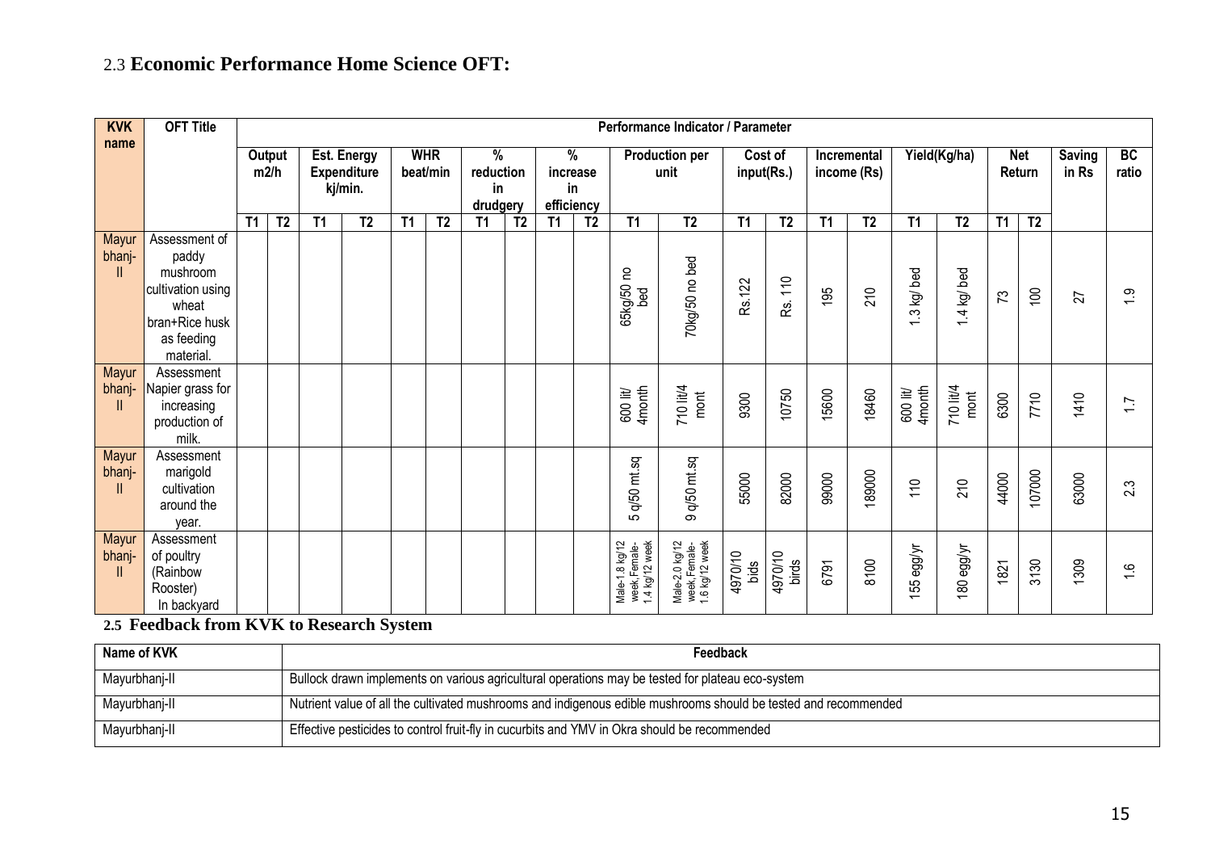## 2.3 Economic Performance Home Science OFT:

| KVK name | OFT Title | Performance Indicator / Parameter | | | | | | | | | | | | | | | | | | | | | |
|---|---|---|---|---|---|---|---|---|---|---|---|---|---|---|---|---|---|---|---|---|---|---|---|
| | | Output m2/h | | Est. Energy Expenditure kj/min. | | WHR beat/min | | % reduction in drudgery | | % increase in efficiency | | Production per unit | | Cost of input(Rs.) | | Incremental income (Rs) | | Yield(Kg/ha) | | Net Return | | Saving in Rs | BC ratio |
| | | T1 | T2 | T1 | T2 | T1 | T2 | T1 | T2 | T1 | T2 | T1 | T2 | T1 | T2 | T1 | T2 | T1 | T2 | T1 | T2 | | |
| Mayur bhanj-II | Assessment of paddy mushroom cultivation using wheat bran+Rice husk as feeding material. | | | | | | | | | | | 65kg/50 no bed | 70kg/50 no bed | Rs.122 | Rs. 110 | 195 | 210 | 1.3 kg/ bed | 1.4 kg/ bed | 73 | 100 | 27 | 1.9 |
| Mayur bhanj-II | Assessment Napier grass for increasing production of milk. | | | | | | | | | | | 600 lit/ 4month | 710 lit/4 mont | 9300 | 10750 | 15600 | 18460 | 600 lit/ 4month | 710 lit/4 mont | 6300 | 7710 | 1410 | 1.7 |
| Mayur bhanj-II | Assessment marigold cultivation around the year. | | | | | | | | | | | 5 q/50 mt.sq | 9 q/50 mt.sq | 55000 | 82000 | 99000 | 189000 | 110 | 210 | 44000 | 107000 | 63000 | 2.3 |
| Mayur bhanj-II | Assessment of poultry (Rainbow Rooster) In backyard | | | | | | | | | | | Male-1.8 kg/12 week,Female-1.4 kg/12 week | Male-2.0 kg/12 week,Female-1.6 kg/12 week | 4970/10 bids | 4970/10 birds | 6791 | 8100 | 155 egg/yr | 180 egg/yr | 1821 | 3130 | 1309 | 1.6 |

## 2.5 Feedback from KVK to Research System

| Name of KVK | Feedback |
|---|---|
| Mayurbhanj-II | Bullock drawn implements on various agricultural operations may be tested for plateau eco-system |
| Mayurbhanj-II | Nutrient value of all the cultivated mushrooms and indigenous edible mushrooms should be tested and recommended |
| Mayurbhanj-II | Effective pesticides to control fruit-fly in cucurbits and YMV in Okra should be recommended |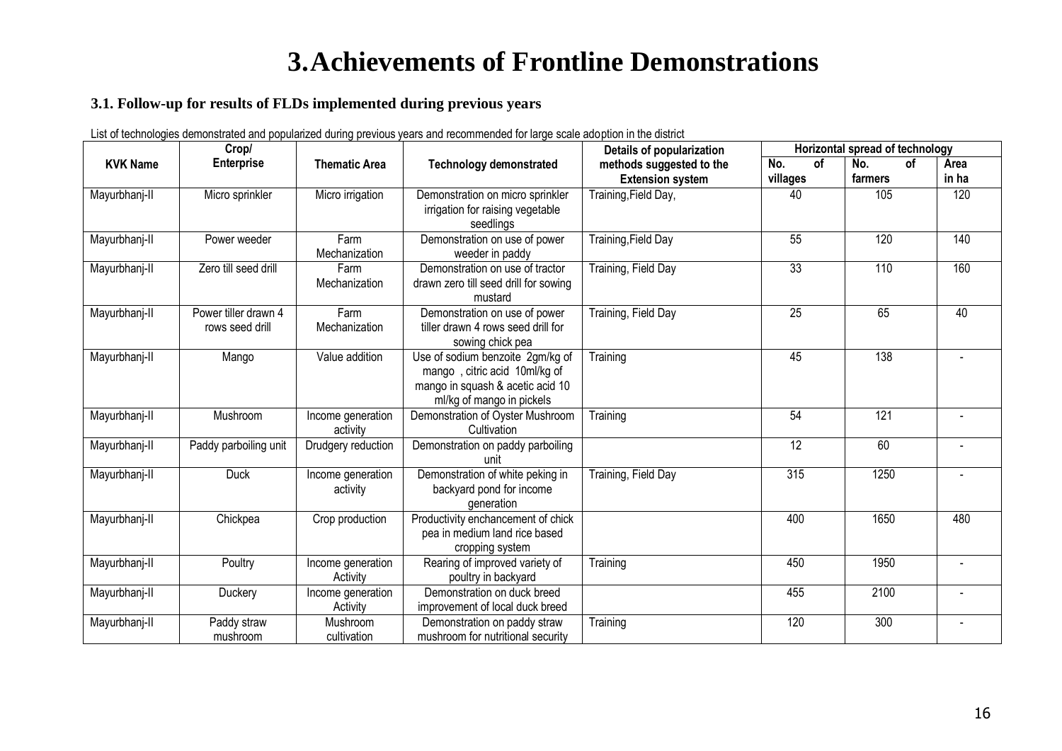# 3. Achievements of Frontline Demonstrations

### 3.1. Follow-up for results of FLDs implemented during previous years

List of technologies demonstrated and popularized during previous years and recommended for large scale adoption in the district

| KVK Name | Crop/ Enterprise | Thematic Area | Technology demonstrated | Details of popularization methods suggested to the Extension system | Horizontal spread of technology | | |
|---|---|---|---|---|---|---|---|
| | | | | | No. of villages | No. of farmers | Area in ha |
| Mayurbhanj-II | Micro sprinkler | Micro irrigation | Demonstration on micro sprinkler irrigation for raising vegetable seedlings | Training,Field Day, | 40 | 105 | 120 |
| Mayurbhanj-II | Power weeder | Farm Mechanization | Demonstration on use of power weeder in paddy | Training,Field Day | 55 | 120 | 140 |
| Mayurbhanj-II | Zero till seed drill | Farm Mechanization | Demonstration on use of tractor drawn zero till seed drill for sowing mustard | Training, Field Day | 33 | 110 | 160 |
| Mayurbhanj-II | Power tiller drawn 4 rows seed drill | Farm Mechanization | Demonstration on use of power tiller drawn 4 rows seed drill for sowing chick pea | Training, Field Day | 25 | 65 | 40 |
| Mayurbhanj-II | Mango | Value addition | Use of sodium benzoite 2gm/kg of mango , citric acid 10ml/kg of mango in squash & acetic acid 10 ml/kg of mango in pickels | Training | 45 | 138 | - |
| Mayurbhanj-II | Mushroom | Income generation activity | Demonstration of Oyster Mushroom Cultivation | Training | 54 | 121 | - |
| Mayurbhanj-II | Paddy parboiling unit | Drudgery reduction | Demonstration on paddy parboiling unit | | 12 | 60 | - |
| Mayurbhanj-II | Duck | Income generation activity | Demonstration of white peking in backyard pond for income generation | Training, Field Day | 315 | 1250 | - |
| Mayurbhanj-II | Chickpea | Crop production | Productivity enchancement of chick pea in medium land rice based cropping system | | 400 | 1650 | 480 |
| Mayurbhanj-II | Poultry | Income generation Activity | Rearing of improved variety of poultry in backyard | Training | 450 | 1950 | - |
| Mayurbhanj-II | Duckery | Income generation Activity | Demonstration on duck breed improvement of local duck breed | | 455 | 2100 | - |
| Mayurbhanj-II | Paddy straw mushroom | Mushroom cultivation | Demonstration on paddy straw mushroom for nutritional security | Training | 120 | 300 | - |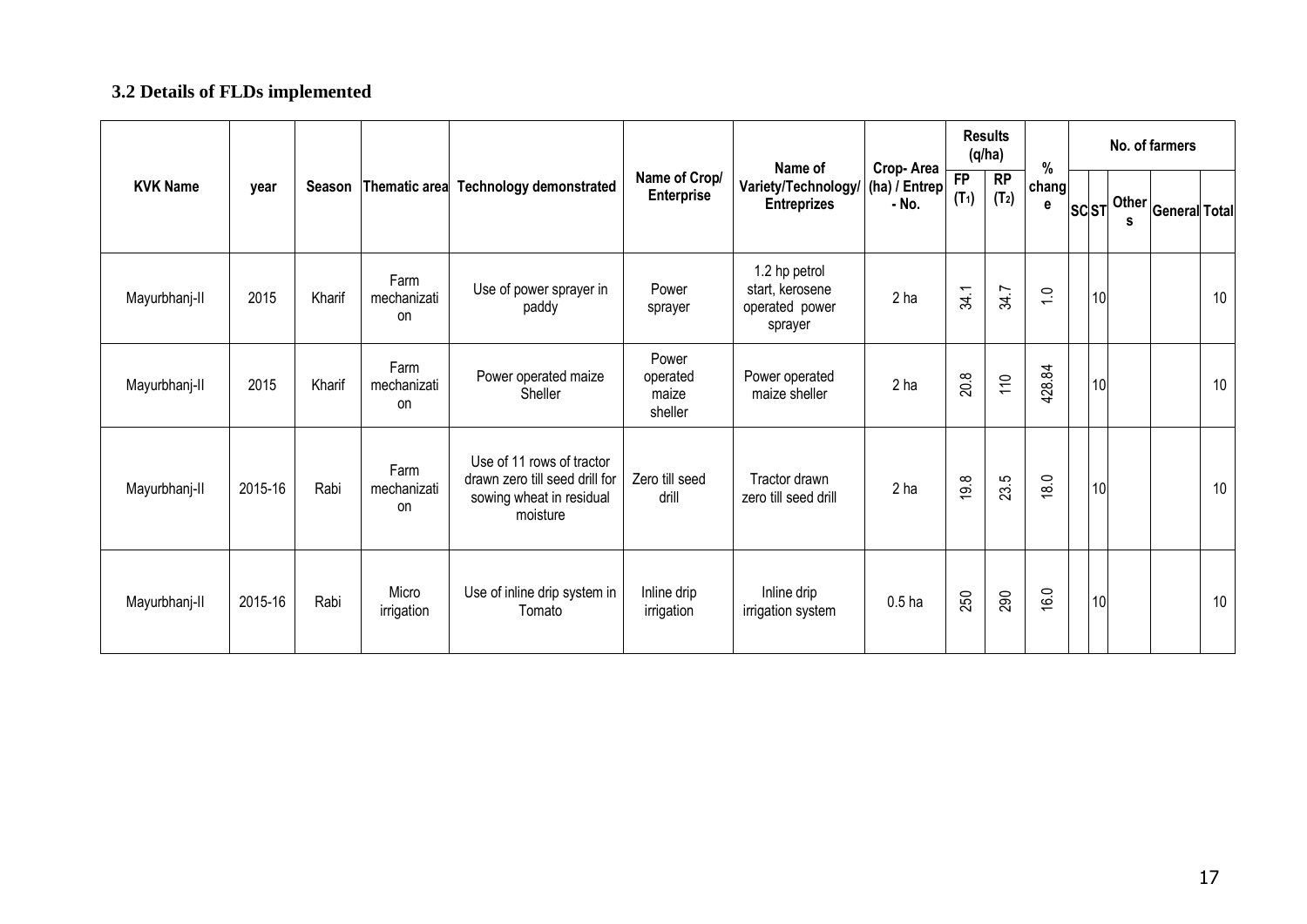## 3.2 Details of FLDs implemented

| KVK Name | year | Season | Thematic area | Technology demonstrated | Name of Crop/ Enterprise | Name of Variety/Technology/ Entreprizes | Crop- Area (ha) / Entrep - No. | Results (q/ha) | | % change | No. of farmers | | | | |
|---|---|---|---|---|---|---|---|---|---|---|---|---|---|---|---|
| | | | | | | | | FP ($T_1$) | RP ($T_2$) | | SC | ST | Others | General | Total |
| Mayurbhanj-II | 2015 | Kharif | Farm mechanization | Use of power sprayer in paddy | Power sprayer | 1.2 hp petrol start, kerosene operated power sprayer | 2 ha | 34.1 | 34.7 | 1.0 | | 10 | | | 10 |
| Mayurbhanj-II | 2015 | Kharif | Farm mechanization | Power operated maize Sheller | Power operated maize sheller | Power operated maize sheller | 2 ha | 20.8 | 110 | 428.84 | | 10 | | | 10 |
| Mayurbhanj-II | 2015-16 | Rabi | Farm mechanization | Use of 11 rows of tractor drawn zero till seed drill for sowing wheat in residual moisture | Zero till seed drill | Tractor drawn zero till seed drill | 2 ha | 19.8 | 23.5 | 18.0 | | 10 | | | 10 |
| Mayurbhanj-II | 2015-16 | Rabi | Micro irrigation | Use of inline drip system in Tomato | Inline drip irrigation | Inline drip irrigation system | 0.5 ha | 250 | 290 | 16.0 | | 10 | | | 10 |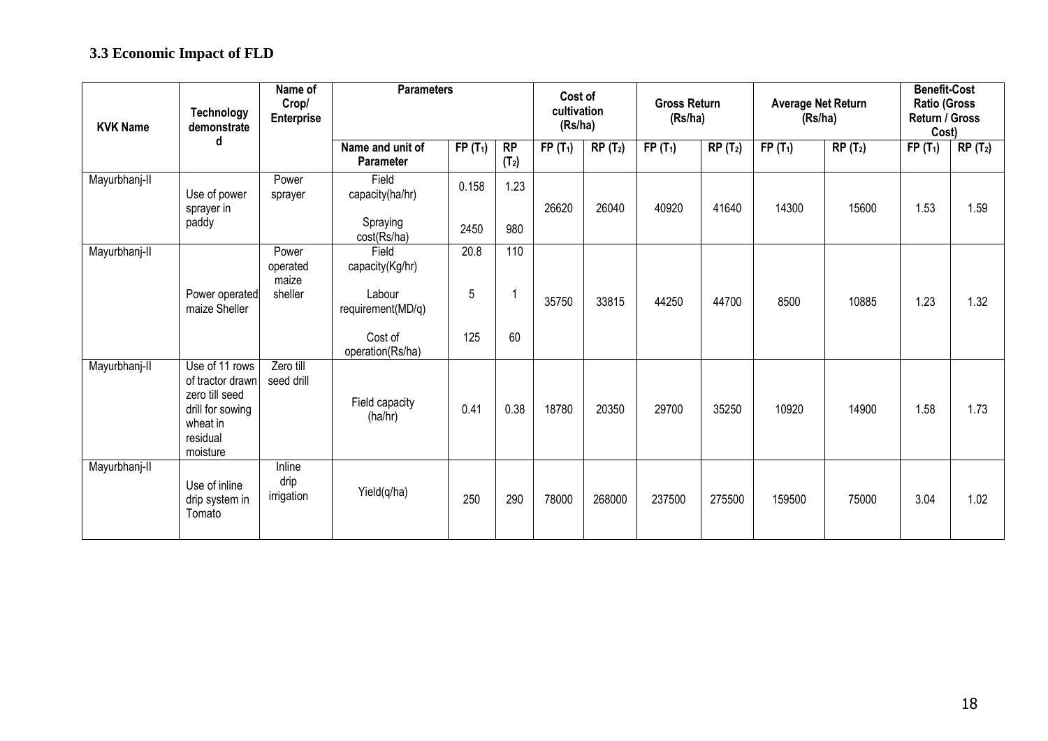### 3.3 Economic Impact of FLD

| KVK Name | Technology demonstrated | Name of Crop/ Enterprise | Parameters | | | Cost of cultivation (Rs/ha) | | Gross Return (Rs/ha) | | Average Net Return (Rs/ha) | | Benefit-Cost Ratio (Gross Return / Gross Cost) | |
|---|---|---|---|---|---|---|---|---|---|---|---|---|---|
| | | | Name and unit of Parameter | FP ($T_1$) | RP ($T_2$) | FP ($T_1$) | RP ($T_2$) | FP ($T_1$) | RP ($T_2$) | FP ($T_1$) | RP ($T_2$) | FP ($T_1$) | RP ($T_2$) |
| Mayurbhanj-II | Use of power sprayer in paddy | Power sprayer | Field capacity(ha/hr)<br>Spraying cost(Rs/ha) | 0.158<br>2450 | 1.23<br>980 | 26620 | 26040 | 40920 | 41640 | 14300 | 15600 | 1.53 | 1.59 |
| Mayurbhanj-II | Power operated maize Sheller | Power operated maize sheller | Field capacity(Kg/hr)<br>Labour requirement(MD/q)<br>Cost of operation(Rs/ha) | 20.8<br>5<br>125 | 110<br>1<br>60 | 35750 | 33815 | 44250 | 44700 | 8500 | 10885 | 1.23 | 1.32 |
| Mayurbhanj-II | Use of 11 rows of tractor drawn zero till seed drill for sowing wheat in residual moisture | Zero till seed drill | Field capacity (ha/hr) | 0.41 | 0.38 | 18780 | 20350 | 29700 | 35250 | 10920 | 14900 | 1.58 | 1.73 |
| Mayurbhanj-II | Use of inline drip system in Tomato | Inline drip irrigation | Yield(q/ha) | 250 | 290 | 78000 | 268000 | 237500 | 275500 | 159500 | 75000 | 3.04 | 1.02 |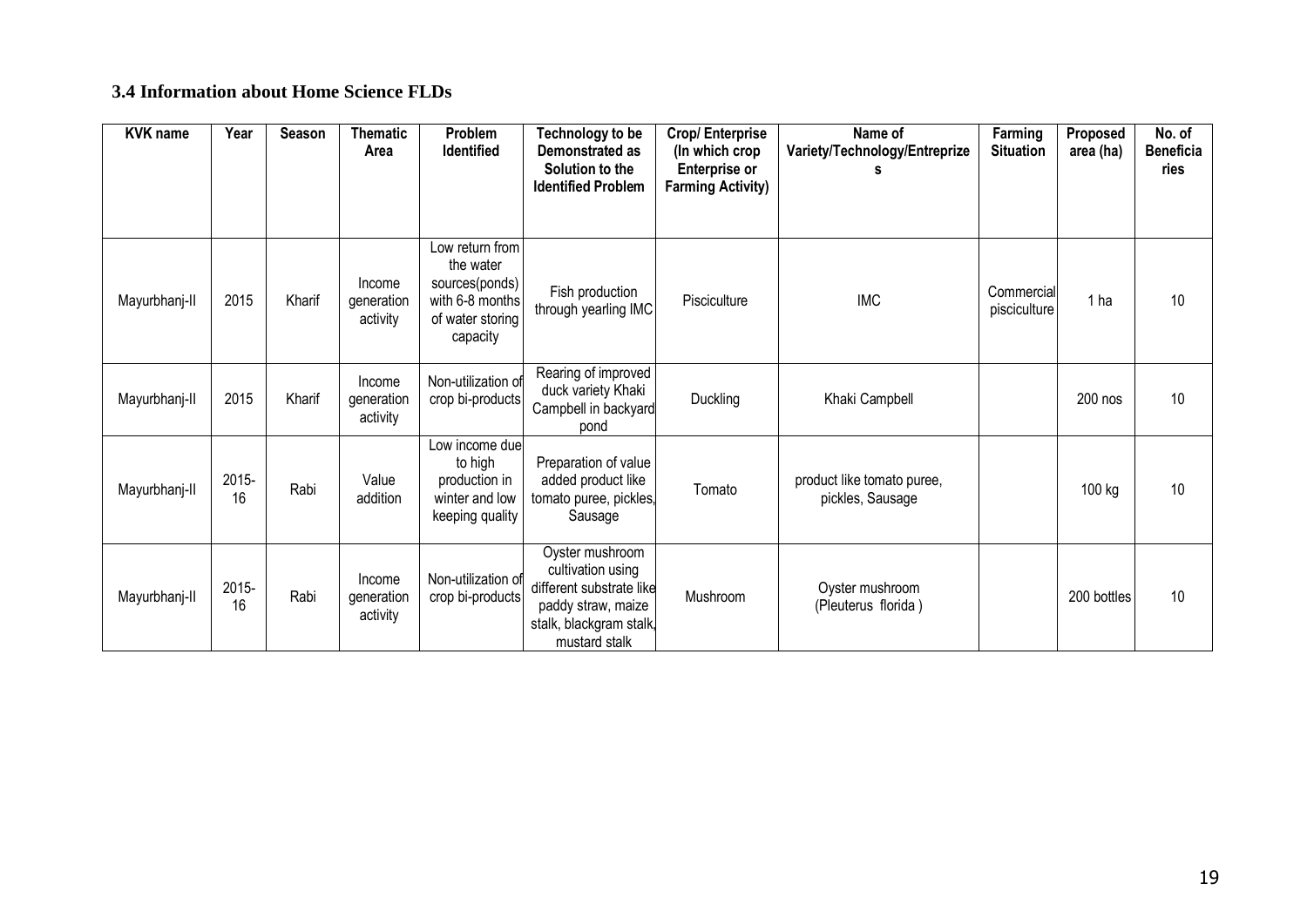### 3.4 Information about Home Science FLDs

| KVK name | Year | Season | Thematic Area | Problem Identified | Technology to be Demonstrated as Solution to the Identified Problem | Crop/ Enterprise (In which crop Enterprise or Farming Activity) | Name of Variety/Technology/Entreprizes | Farming Situation | Proposed area (ha) | No. of Beneficiaries |
|---|---|---|---|---|---|---|---|---|---|---|
| Mayurbhanj-II | 2015 | Kharif | Income generation activity | Low return from the water sources(ponds) with 6-8 months of water storing capacity | Fish production through yearling IMC | Pisciculture | IMC | Commercial pisciculture | 1 ha | 10 |
| Mayurbhanj-II | 2015 | Kharif | Income generation activity | Non-utilization of crop bi-products | Rearing of improved duck variety Khaki Campbell in backyard pond | Duckling | Khaki Campbell | | 200 nos | 10 |
| Mayurbhanj-II | 2015-16 | Rabi | Value addition | Low income due to high production in winter and low keeping quality | Preparation of value added product like tomato puree, pickles, Sausage | Tomato | product like tomato puree, pickles, Sausage | | 100 kg | 10 |
| Mayurbhanj-II | 2015-16 | Rabi | Income generation activity | Non-utilization of crop bi-products | Oyster mushroom cultivation using different substrate like paddy straw, maize stalk, blackgram stalk, mustard stalk | Mushroom | Oyster mushroom (Pleuterus florida ) | | 200 bottles | 10 |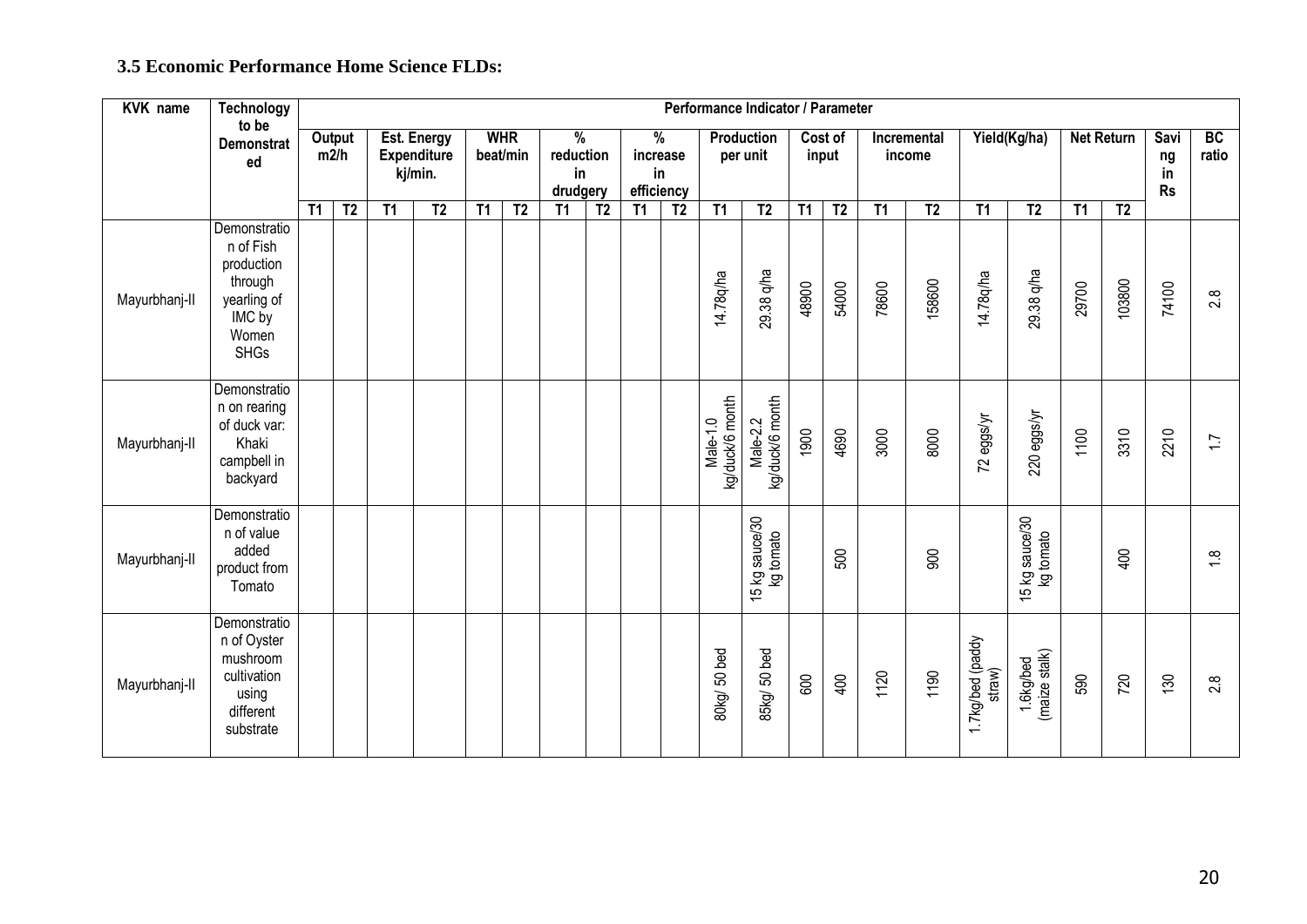### 3.5 Economic Performance Home Science FLDs:

| KVK name | Technology to be Demonstrated | Performance Indicator / Parameter | | | | | | | | | | | | | | | | | | | | | |
|---|---|---|---|---|---|---|---|---|---|---|---|---|---|---|---|---|---|---|---|---|---|---|---|
| | | Output m2/h | | Est. Energy Expenditure kj/min. | | WHR beat/min | | % reduction in drudgery | | % increase in efficiency | | Production per unit | | Cost of input | | Incremental income | | Yield(Kg/ha) | | Net Return | | Saving in Rs | BC ratio |
| | | T1 | T2 | T1 | T2 | T1 | T2 | T1 | T2 | T1 | T2 | T1 | T2 | T1 | T2 | T1 | T2 | T1 | T2 | T1 | T2 | | |
| Mayurbhanj-II | Demonstration of Fish production through yearling of IMC by Women SHGs | | | | | | | | | | | 14.78q/ha | 29.38 q/ha | 48900 | 54000 | 78600 | 158600 | 14.78q/ha | 29.38 q/ha | 29700 | 103800 | 74100 | 2.8 |
| Mayurbhanj-II | Demonstration on rearing of duck var: Khaki campbell in backyard | | | | | | | | | | | Male-1.0 kg/duck/6 month | Male-2.2 kg/duck/6 month | 1900 | 4690 | 3000 | 8000 | 72 eggs/yr | 220 eggs/yr | 1100 | 3310 | 2210 | 1.7 |
| Mayurbhanj-II | Demonstration of value added product from Tomato | | | | | | | | | | | | 15 kg sauce/30 kg tomato | | 500 | | 900 | | 15 kg sauce/30 kg tomato | | 400 | | 1.8 |
| Mayurbhanj-II | Demonstration of Oyster mushroom cultivation using different substrate | | | | | | | | | | | 80kg/ 50 bed | 85kg/ 50 bed | 600 | 400 | 1120 | 1190 | 1.7kg/bed (paddy straw) | 1.6kg/bed (maize stalk) | 590 | 720 | 130 | 2.8 |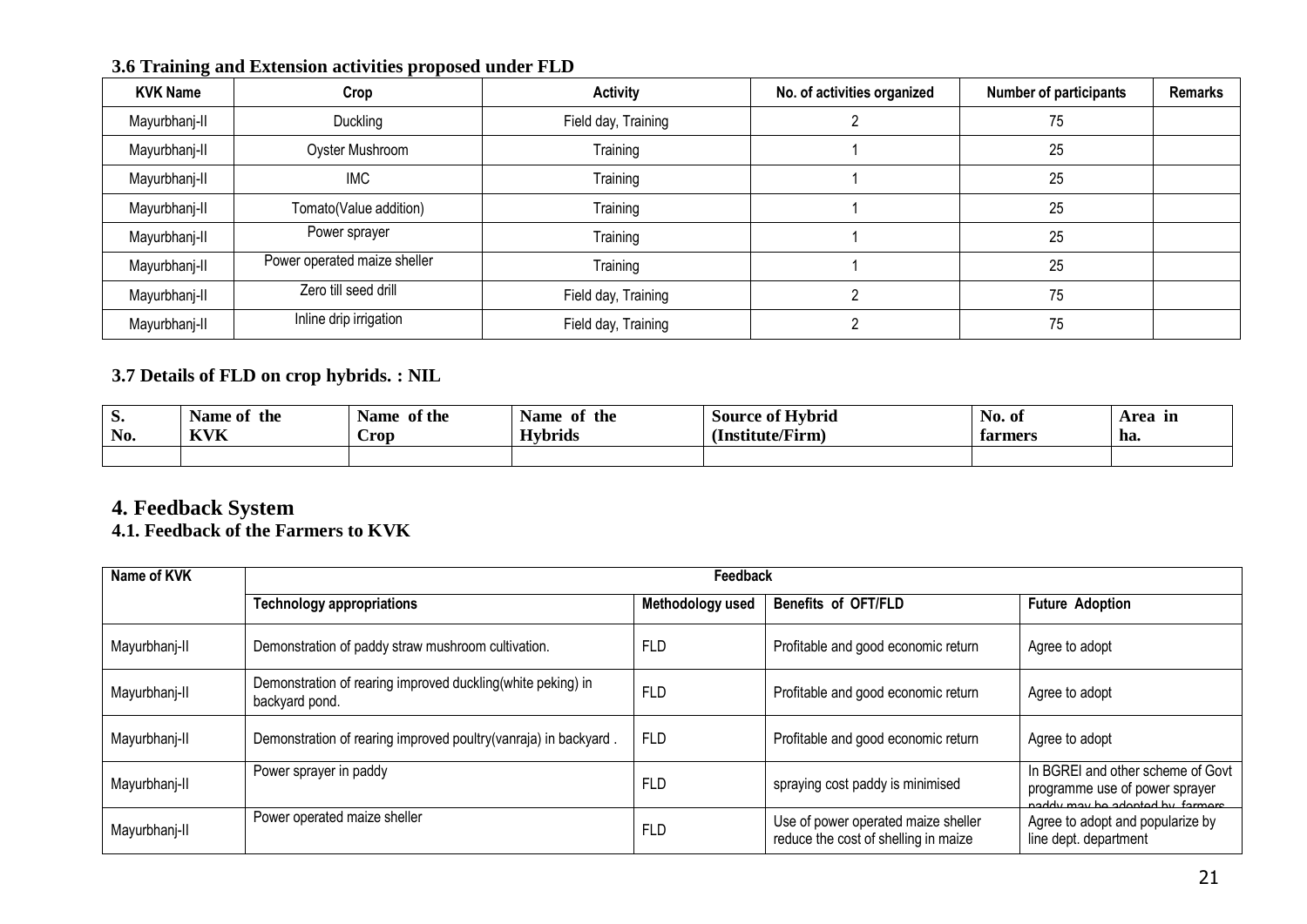### 3.6 Training and Extension activities proposed under FLD

| KVK Name | Crop | Activity | No. of activities organized | Number of participants | Remarks |
|---|---|---|---|---|---|
| Mayurbhanj-II | Duckling | Field day, Training | 2 | 75 | |
| Mayurbhanj-II | Oyster Mushroom | Training | 1 | 25 | |
| Mayurbhanj-II | IMC | Training | 1 | 25 | |
| Mayurbhanj-II | Tomato(Value addition) | Training | 1 | 25 | |
| Mayurbhanj-II | Power sprayer | Training | 1 | 25 | |
| Mayurbhanj-II | Power operated maize sheller | Training | 1 | 25 | |
| Mayurbhanj-II | Zero till seed drill | Field day, Training | 2 | 75 | |
| Mayurbhanj-II | Inline drip irrigation | Field day, Training | 2 | 75 | |

### 3.7 Details of FLD on crop hybrids. : NIL

| S. No. | Name of the KVK | Name of the Crop | Name of the Hybrids | Source of Hybrid (Institute/Firm) | No. of farmers | Area in ha. |
|---|---|---|---|---|---|---|
| | | | | | | |

# 4. Feedback System

## 4.1. Feedback of the Farmers to KVK

| Name of KVK | Feedback | | | |
|---|---|---|---|---|
| | **Technology appropriations** | **Methodology used** | **Benefits of OFT/FLD** | **Future Adoption** |
| Mayurbhanj-II | Demonstration of paddy straw mushroom cultivation. | FLD | Profitable and good economic return | Agree to adopt |
| Mayurbhanj-II | Demonstration of rearing improved duckling(white peking) in backyard pond. | FLD | Profitable and good economic return | Agree to adopt |
| Mayurbhanj-II | Demonstration of rearing improved poultry(vanraja) in backyard . | FLD | Profitable and good economic return | Agree to adopt |
| Mayurbhanj-II | Power sprayer in paddy | FLD | spraying cost paddy is minimised | In BGREI and other scheme of Govt programme use of power sprayer paddy may be adopted by farmers |
| Mayurbhanj-II | Power operated maize sheller | FLD | Use of power operated maize sheller reduce the cost of shelling in maize | Agree to adopt and popularize by line dept. department |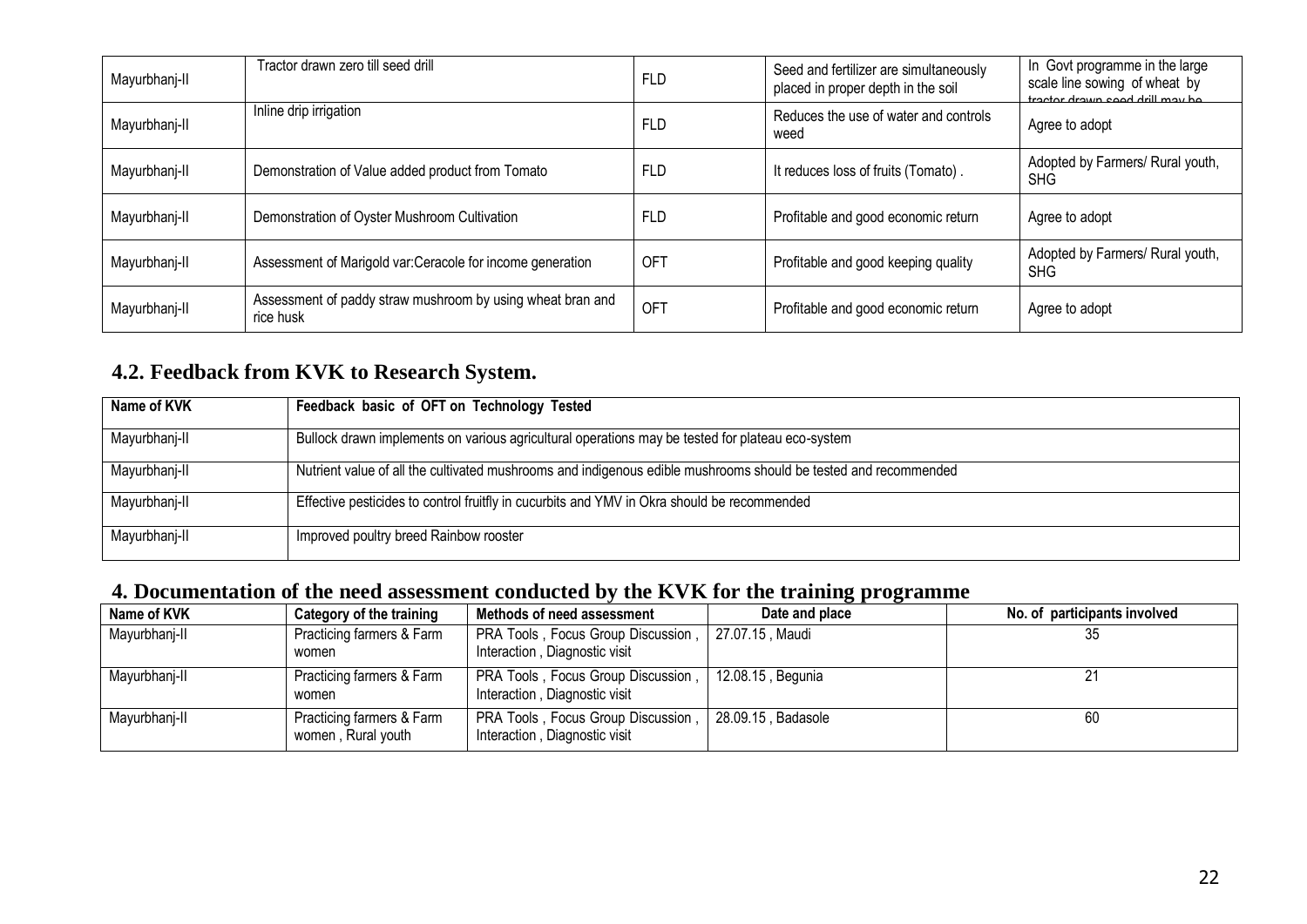| Mayurbhanj-II | Tractor drawn zero till seed drill | FLD | Seed and fertilizer are simultaneously placed in proper depth in the soil | In Govt programme in the large scale line sowing of wheat by tractor drawn seed drill may be |
|---|---|---|---|---|
| Mayurbhanj-II | Inline drip irrigation | FLD | Reduces the use of water and controls weed | Agree to adopt |
| Mayurbhanj-II | Demonstration of Value added product from Tomato | FLD | It reduces loss of fruits (Tomato) . | Adopted by Farmers/ Rural youth, SHG |
| Mayurbhanj-II | Demonstration of Oyster Mushroom Cultivation | FLD | Profitable and good economic return | Agree to adopt |
| Mayurbhanj-II | Assessment of Marigold var:Ceracole for income generation | OFT | Profitable and good keeping quality | Adopted by Farmers/ Rural youth, SHG |
| Mayurbhanj-II | Assessment of paddy straw mushroom by using wheat bran and rice husk | OFT | Profitable and good economic return | Agree to adopt |

## 4.2. Feedback from KVK to Research System.

| Name of KVK | Feedback basic of OFT on Technology Tested |
|---|---|
| Mayurbhanj-II | Bullock drawn implements on various agricultural operations may be tested for plateau eco-system |
| Mayurbhanj-II | Nutrient value of all the cultivated mushrooms and indigenous edible mushrooms should be tested and recommended |
| Mayurbhanj-II | Effective pesticides to control fruitfly in cucurbits and YMV in Okra should be recommended |
| Mayurbhanj-II | Improved poultry breed Rainbow rooster |

## 4. Documentation of the need assessment conducted by the KVK for the training programme

| Name of KVK | Category of the training | Methods of need assessment | Date and place | No. of participants involved |
|---|---|---|---|---|
| Mayurbhanj-II | Practicing farmers & Farm women | PRA Tools , Focus Group Discussion , Interaction , Diagnostic visit | 27.07.15 , Maudi | 35 |
| Mayurbhanj-II | Practicing farmers & Farm women | PRA Tools , Focus Group Discussion , Interaction , Diagnostic visit | 12.08.15 , Begunia | 21 |
| Mayurbhanj-II | Practicing farmers & Farm women , Rural youth | PRA Tools , Focus Group Discussion , Interaction , Diagnostic visit | 28.09.15 , Badasole | 60 |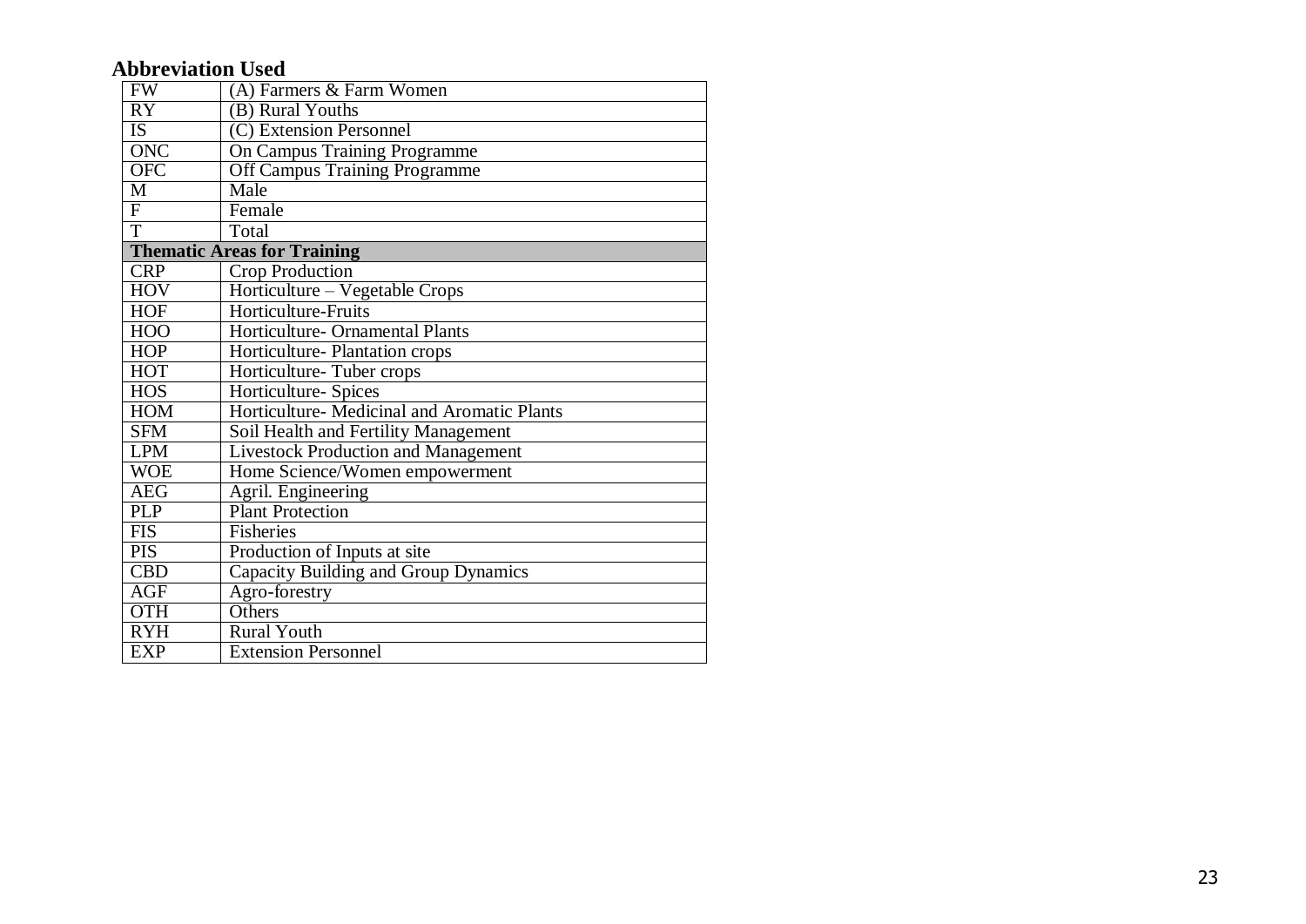**Abbreviation Used**

| | |
|---|---|
| FW | (A) Farmers & Farm Women |
| RY | (B) Rural Youths |
| IS | (C) Extension Personnel |
| ONC | On Campus Training Programme |
| OFC | Off Campus Training Programme |
| M | Male |
| F | Female |
| T | Total |
| **Thematic Areas for Training** | |
| CRP | Crop Production |
| HOV | Horticulture – Vegetable Crops |
| HOF | Horticulture-Fruits |
| HOO | Horticulture- Ornamental Plants |
| HOP | Horticulture- Plantation crops |
| HOT | Horticulture- Tuber crops |
| HOS | Horticulture- Spices |
| HOM | Horticulture- Medicinal and Aromatic Plants |
| SFM | Soil Health and Fertility Management |
| LPM | Livestock Production and Management |
| WOE | Home Science/Women empowerment |
| AEG | Agril. Engineering |
| PLP | Plant Protection |
| FIS | Fisheries |
| PIS | Production of Inputs at site |
| CBD | Capacity Building and Group Dynamics |
| AGF | Agro-forestry |
| OTH | Others |
| RYH | Rural Youth |
| EXP | Extension Personnel |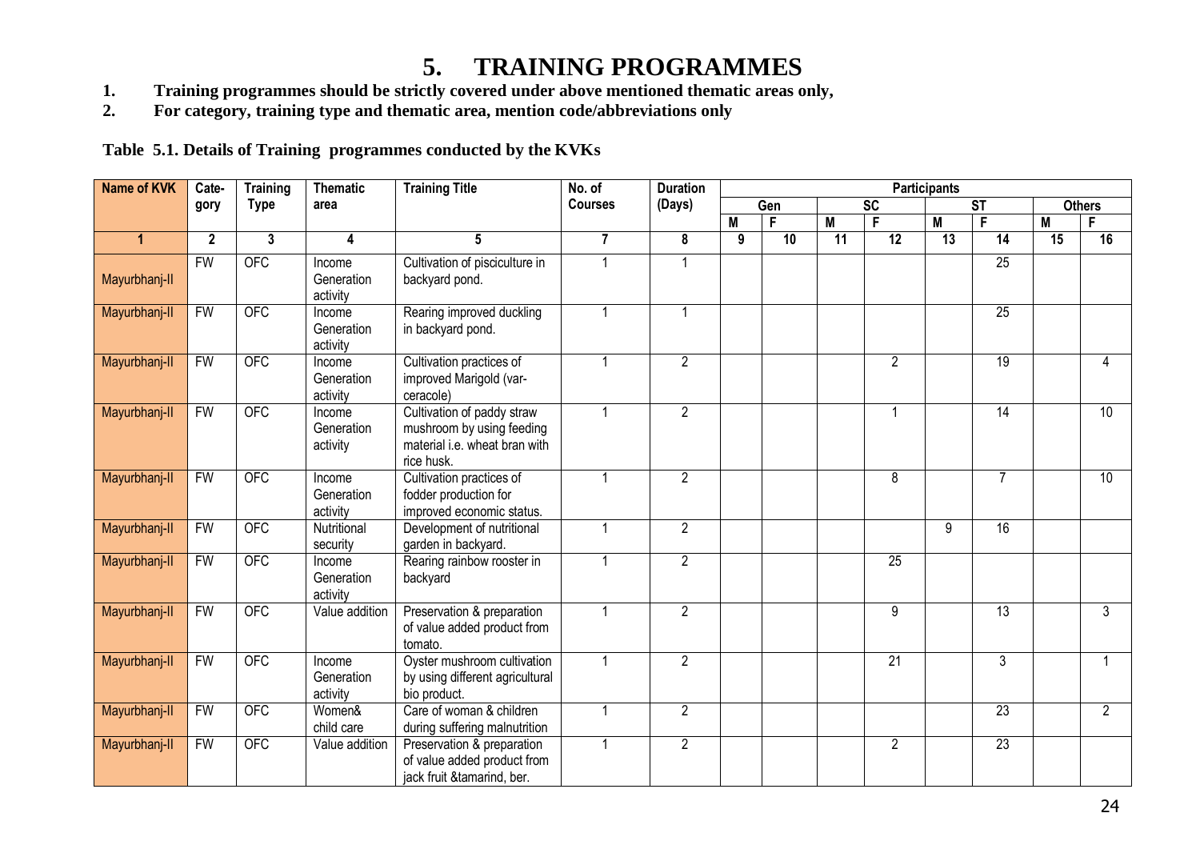# 5. TRAINING PROGRAMMES

1. **Training programmes should be strictly covered under above mentioned thematic areas only,**
2. **For category, training type and thematic area, mention code/abbreviations only**

**Table 5.1. Details of Training programmes conducted by the KVKs**

| Name of KVK | Cate-gory | Training Type | Thematic area | Training Title | No. of Courses | Duration (Days) | Participants | | | | | | | |
|---|---|---|---|---|---|---|---|---|---|---|---|---|---|---|
| | | | | | | | Gen | | SC | | ST | | Others | |
| | | | | | | | M | F | M | F | M | F | M | F |
| 1 | 2 | 3 | 4 | 5 | 7 | 8 | 9 | 10 | 11 | 12 | 13 | 14 | 15 | 16 |
| Mayurbhanj-II | FW | OFC | Income Generation activity | Cultivation of pisciculture in backyard pond. | 1 | 1 | | | | | | 25 | | |
| Mayurbhanj-II | FW | OFC | Income Generation activity | Rearing improved duckling in backyard pond. | 1 | 1 | | | | | | 25 | | |
| Mayurbhanj-II | FW | OFC | Income Generation activity | Cultivation practices of improved Marigold (var-ceracole) | 1 | 2 | | | | 2 | | 19 | | 4 |
| Mayurbhanj-II | FW | OFC | Income Generation activity | Cultivation of paddy straw mushroom by using feeding material i.e. wheat bran with rice husk. | 1 | 2 | | | | 1 | | 14 | | 10 |
| Mayurbhanj-II | FW | OFC | Income Generation activity | Cultivation practices of fodder production for improved economic status. | 1 | 2 | | | | 8 | | 7 | | 10 |
| Mayurbhanj-II | FW | OFC | Nutritional security | Development of nutritional garden in backyard. | 1 | 2 | | | | | 9 | 16 | | |
| Mayurbhanj-II | FW | OFC | Income Generation activity | Rearing rainbow rooster in backyard | 1 | 2 | | | | 25 | | | | |
| Mayurbhanj-II | FW | OFC | Value addition | Preservation & preparation of value added product from tomato. | 1 | 2 | | | | 9 | | 13 | | 3 |
| Mayurbhanj-II | FW | OFC | Income Generation activity | Oyster mushroom cultivation by using different agricultural bio product. | 1 | 2 | | | | 21 | | 3 | | 1 |
| Mayurbhanj-II | FW | OFC | Women& child care | Care of woman & children during suffering malnutrition | 1 | 2 | | | | | | 23 | | 2 |
| Mayurbhanj-II | FW | OFC | Value addition | Preservation & preparation of value added product from jack fruit &tamarind, ber. | 1 | 2 | | | | 2 | | 23 | | |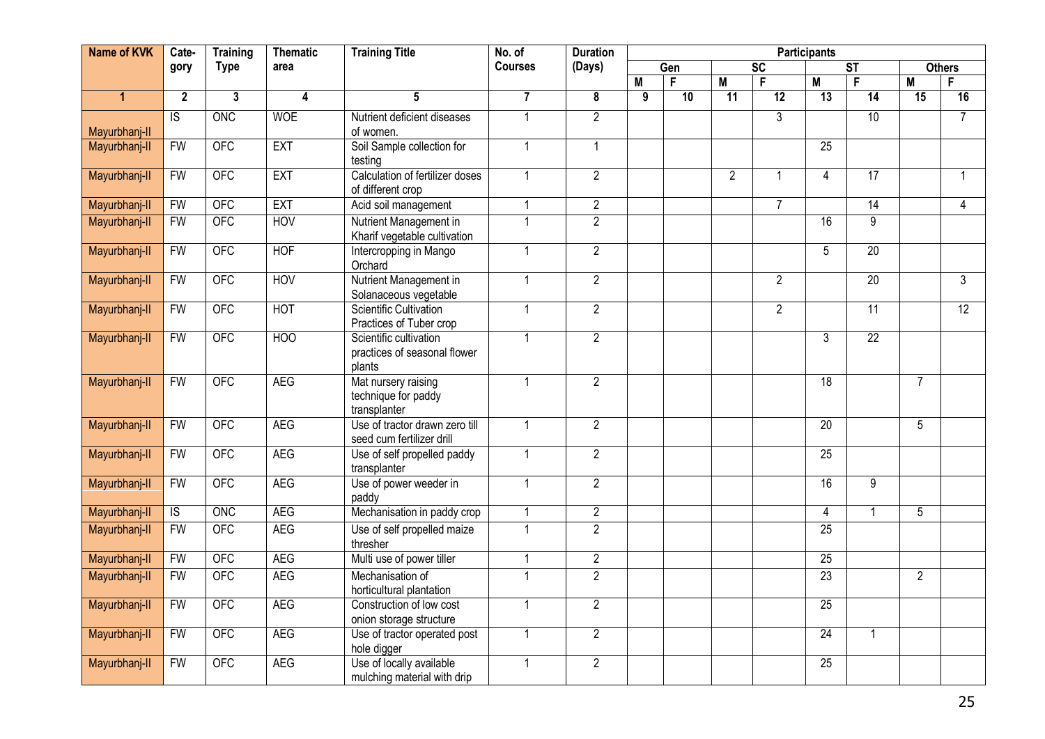| Name of KVK | Cate-gory | Training Type | Thematic area | Training Title | No. of Courses | Duration (Days) | Participants | | | | | | | |
|---|---|---|---|---|---|---|---|---|---|---|---|---|---|---|
| | | | | | | | Gen | | SC | | ST | | Others | |
| | | | | | | | M | F | M | F | M | F | M | F |
| 1 | 2 | 3 | 4 | 5 | 7 | 8 | 9 | 10 | 11 | 12 | 13 | 14 | 15 | 16 |
| Mayurbhanj-II | IS | ONC | WOE | Nutrient deficient diseases of women. | 1 | 2 | | | | 3 | | 10 | | 7 |
| Mayurbhanj-II | FW | OFC | EXT | Soil Sample collection for testing | 1 | 1 | | | | | 25 | | | |
| Mayurbhanj-II | FW | OFC | EXT | Calculation of fertilizer doses of different crop | 1 | 2 | | | 2 | 1 | 4 | 17 | | 1 |
| Mayurbhanj-II | FW | OFC | EXT | Acid soil management | 1 | 2 | | | | 7 | | 14 | | 4 |
| Mayurbhanj-II | FW | OFC | HOV | Nutrient Management in Kharif vegetable cultivation | 1 | 2 | | | | | 16 | 9 | | |
| Mayurbhanj-II | FW | OFC | HOF | Intercropping in Mango Orchard | 1 | 2 | | | | | 5 | 20 | | |
| Mayurbhanj-II | FW | OFC | HOV | Nutrient Management in Solanaceous vegetable | 1 | 2 | | | | 2 | | 20 | | 3 |
| Mayurbhanj-II | FW | OFC | HOT | Scientific Cultivation Practices of Tuber crop | 1 | 2 | | | | 2 | | 11 | | 12 |
| Mayurbhanj-II | FW | OFC | HOO | Scientific cultivation practices of seasonal flower plants | 1 | 2 | | | | | 3 | 22 | | |
| Mayurbhanj-II | FW | OFC | AEG | Mat nursery raising technique for paddy transplanter | 1 | 2 | | | | | 18 | | 7 | |
| Mayurbhanj-II | FW | OFC | AEG | Use of tractor drawn zero till seed cum fertilizer drill | 1 | 2 | | | | | 20 | | 5 | |
| Mayurbhanj-II | FW | OFC | AEG | Use of self propelled paddy transplanter | 1 | 2 | | | | | 25 | | | |
| Mayurbhanj-II | FW | OFC | AEG | Use of power weeder in paddy | 1 | 2 | | | | | 16 | 9 | | |
| Mayurbhanj-II | IS | ONC | AEG | Mechanisation in paddy crop | 1 | 2 | | | | | 4 | 1 | 5 | |
| Mayurbhanj-II | FW | OFC | AEG | Use of self propelled maize thresher | 1 | 2 | | | | | 25 | | | |
| Mayurbhanj-II | FW | OFC | AEG | Multi use of power tiller | 1 | 2 | | | | | 25 | | | |
| Mayurbhanj-II | FW | OFC | AEG | Mechanisation of horticultural plantation | 1 | 2 | | | | | 23 | | 2 | |
| Mayurbhanj-II | FW | OFC | AEG | Construction of low cost onion storage structure | 1 | 2 | | | | | 25 | | | |
| Mayurbhanj-II | FW | OFC | AEG | Use of tractor operated post hole digger | 1 | 2 | | | | | 24 | 1 | | |
| Mayurbhanj-II | FW | OFC | AEG | Use of locally available mulching material with drip | 1 | 2 | | | | | 25 | | | |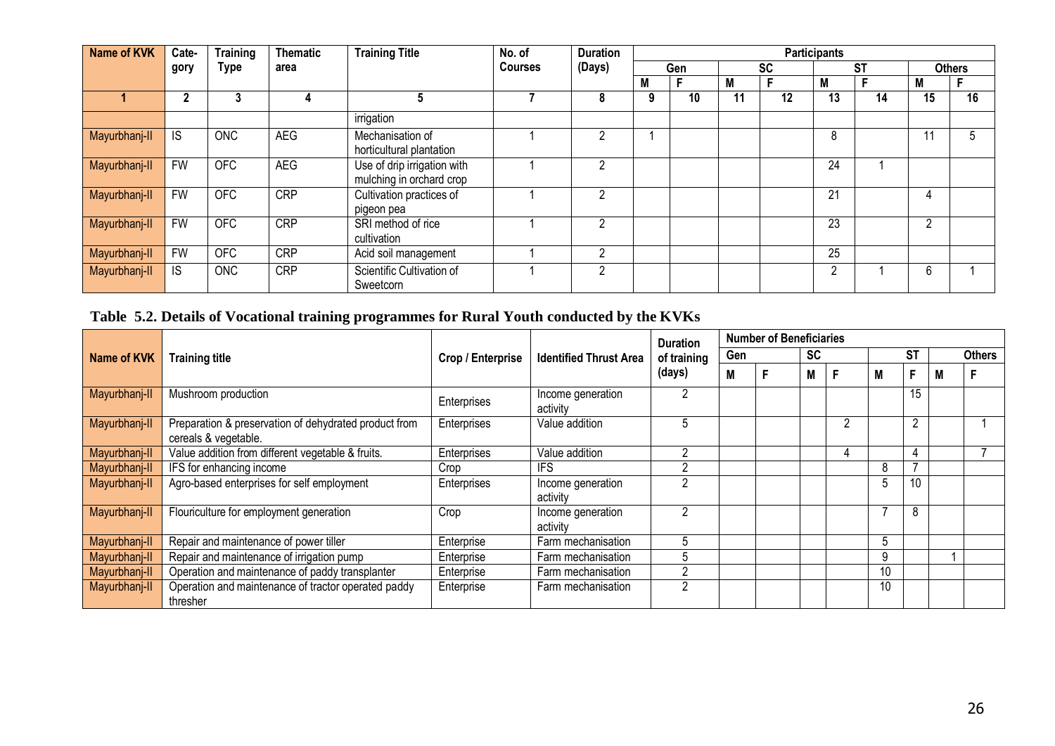| Name of KVK | Cate-gory | Training Type | Thematic area | Training Title | No. of Courses | Duration (Days) | Participants | | | | | | | |
|---|---|---|---|---|---|---|---|---|---|---|---|---|---|---|
| | | | | | | | Gen | | SC | | ST | | Others | |
| | | | | | | | M | F | M | F | M | F | M | F |
| 1 | 2 | 3 | 4 | 5 | 7 | 8 | 9 | 10 | 11 | 12 | 13 | 14 | 15 | 16 |
| | | | | irrigation | | | | | | | | | | |
| Mayurbhanj-II | IS | ONC | AEG | Mechanisation of horticultural plantation | 1 | 2 | 1 | | | | 8 | | 11 | 5 |
| Mayurbhanj-II | FW | OFC | AEG | Use of drip irrigation with mulching in orchard crop | 1 | 2 | | | | | 24 | 1 | | |
| Mayurbhanj-II | FW | OFC | CRP | Cultivation practices of pigeon pea | 1 | 2 | | | | | 21 | | 4 | |
| Mayurbhanj-II | FW | OFC | CRP | SRI method of rice cultivation | 1 | 2 | | | | | 23 | | 2 | |
| Mayurbhanj-II | FW | OFC | CRP | Acid soil management | 1 | 2 | | | | | 25 | | | |
| Mayurbhanj-II | IS | ONC | CRP | Scientific Cultivation of Sweetcorn | 1 | 2 | | | | | 2 | 1 | 6 | 1 |

**Table 5.2. Details of Vocational training programmes for Rural Youth conducted by the KVKs**

| Name of KVK | Training title | Crop / Enterprise | Identified Thrust Area | Duration of training (days) | Number of Beneficiaries | | | | | | | |
|---|---|---|---|---|---|---|---|---|---|---|---|---|
| | | | | | Gen | | SC | | ST | | Others | |
| | | | | | M | F | M | F | M | F | M | F |
| Mayurbhanj-II | Mushroom production | Enterprises | Income generation activity | 2 | | | | | | 15 | | |
| Mayurbhanj-II | Preparation & preservation of dehydrated product from cereals & vegetable. | Enterprises | Value addition | 5 | | | | 2 | | 2 | | 1 |
| Mayurbhanj-II | Value addition from different vegetable & fruits. | Enterprises | Value addition | 2 | | | | 4 | | 4 | | 7 |
| Mayurbhanj-II | IFS for enhancing income | Crop | IFS | 2 | | | | | 8 | 7 | | |
| Mayurbhanj-II | Agro-based enterprises for self employment | Enterprises | Income generation activity | 2 | | | | | 5 | 10 | | |
| Mayurbhanj-II | Flouriculture for employment generation | Crop | Income generation activity | 2 | | | | | 7 | 8 | | |
| Mayurbhanj-II | Repair and maintenance of power tiller | Enterprise | Farm mechanisation | 5 | | | | | 5 | | | |
| Mayurbhanj-II | Repair and maintenance of irrigation pump | Enterprise | Farm mechanisation | 5 | | | | | 9 | | 1 | |
| Mayurbhanj-II | Operation and maintenance of paddy transplanter | Enterprise | Farm mechanisation | 2 | | | | | 10 | | | |
| Mayurbhanj-II | Operation and maintenance of tractor operated paddy thresher | Enterprise | Farm mechanisation | 2 | | | | | 10 | | | |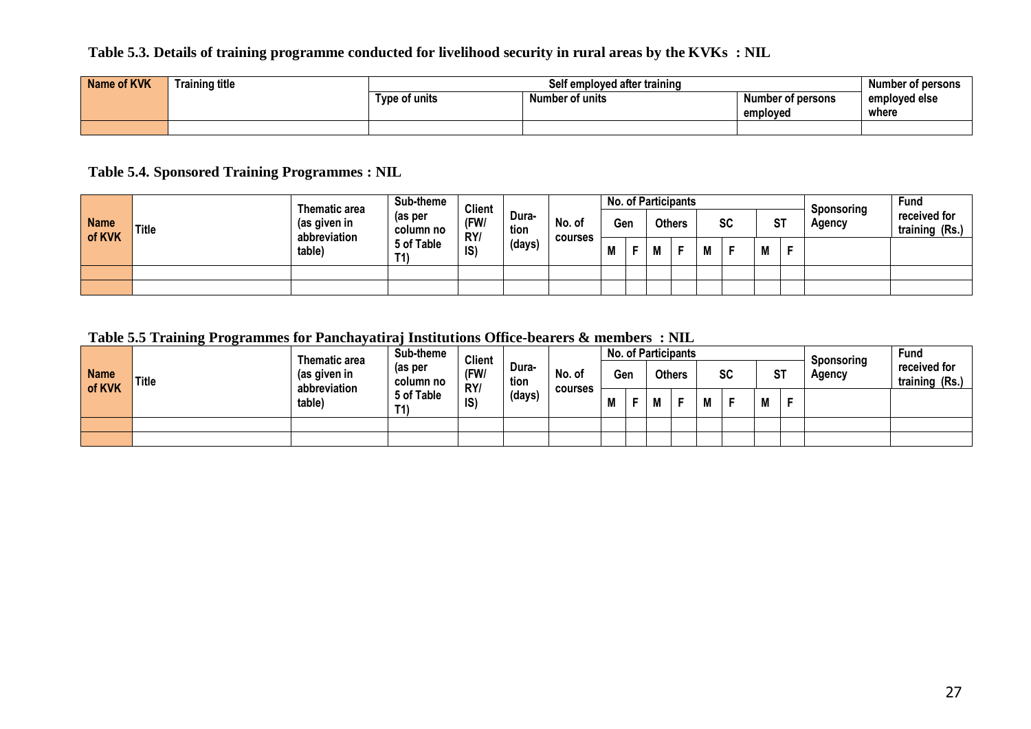### Table 5.3. Details of training programme conducted for livelihood security in rural areas by the KVKs : NIL

| Name of KVK | Training title | Self employed after training | | | Number of persons employed else where |
|---|---|---|---|---|---|
| | | Type of units | Number of units | Number of persons employed | |
| | | | | | |

### Table 5.4. Sponsored Training Programmes : NIL

| Name of KVK | Title | Thematic area (as given in abbreviation table) | Sub-theme (as per column no 5 of Table T1) | Client (FW/ RY/ IS) | Dura-tion (days) | No. of courses | No. of Participants | | | | | | | | Sponsoring Agency | Fund received for training (Rs.) |
|---|---|---|---|---|---|---|---|---|---|---|---|---|---|---|---|---|
| | | | | | | | Gen | | Others | | SC | | ST | | | |
| | | | | | | | M | F | M | F | M | F | M | F | | |
| | | | | | | | | | | | | | | | | |
| | | | | | | | | | | | | | | | | |

### Table 5.5 Training Programmes for Panchayatiraj Institutions Office-bearers & members : NIL

| Name of KVK | Title | Thematic area (as given in abbreviation table) | Sub-theme (as per column no 5 of Table T1) | Client (FW/ RY/ IS) | Dura-tion (days) | No. of courses | No. of Participants | | | | | | | | Sponsoring Agency | Fund received for training (Rs.) |
|---|---|---|---|---|---|---|---|---|---|---|---|---|---|---|---|---|
| | | | | | | | Gen | | Others | | SC | | ST | | | |
| | | | | | | | M | F | M | F | M | F | M | F | | |
| | | | | | | | | | | | | | | | | |
| | | | | | | | | | | | | | | | | |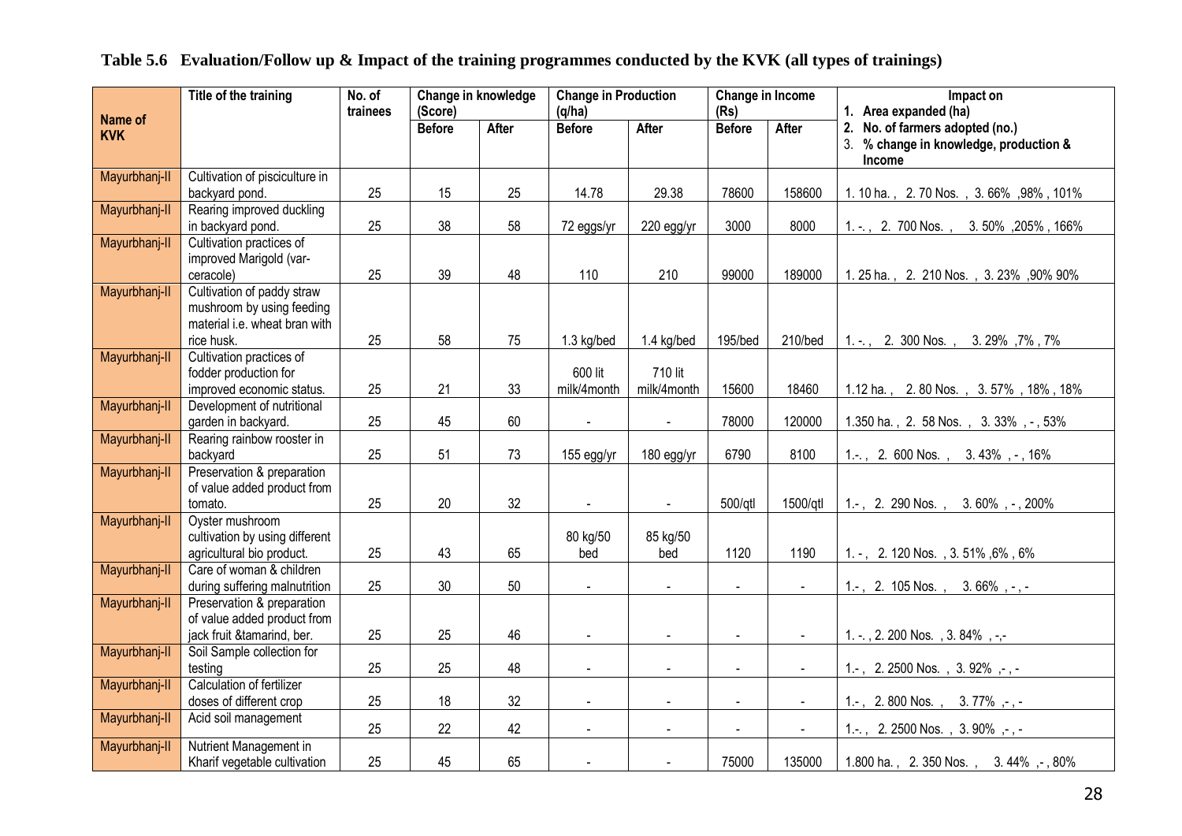**Table 5.6 Evaluation/Follow up & Impact of the training programmes conducted by the KVK (all types of trainings)**

| Name of KVK | Title of the training | No. of trainees | Change in knowledge (Score) | | Change in Production (q/ha) | | Change in Income (Rs) | | Impact on 1. Area expanded (ha) 2. No. of farmers adopted (no.) 3. % change in knowledge, production & Income |
|---|---|---|---|---|---|---|---|---|---|
| | | | Before | After | Before | After | Before | After | |
| Mayurbhanj-II | Cultivation of pisciculture in backyard pond. | 25 | 15 | 25 | 14.78 | 29.38 | 78600 | 158600 | 1. 10 ha. , 2. 70 Nos. , 3. 66% ,98% , 101% |
| Mayurbhanj-II | Rearing improved duckling in backyard pond. | 25 | 38 | 58 | 72 eggs/yr | 220 egg/yr | 3000 | 8000 | 1. -. , 2. 700 Nos. , 3. 50% ,205% , 166% |
| Mayurbhanj-II | Cultivation practices of improved Marigold (var-ceracole) | 25 | 39 | 48 | 110 | 210 | 99000 | 189000 | 1. 25 ha. , 2. 210 Nos. , 3. 23% ,90% 90% |
| Mayurbhanj-II | Cultivation of paddy straw mushroom by using feeding material i.e. wheat bran with rice husk. | 25 | 58 | 75 | 1.3 kg/bed | 1.4 kg/bed | 195/bed | 210/bed | 1. -. , 2. 300 Nos. , 3. 29% ,7% , 7% |
| Mayurbhanj-II | Cultivation practices of fodder production for improved economic status. | 25 | 21 | 33 | 600 lit milk/4month | 710 lit milk/4month | 15600 | 18460 | 1.12 ha. , 2. 80 Nos. , 3. 57% , 18% , 18% |
| Mayurbhanj-II | Development of nutritional garden in backyard. | 25 | 45 | 60 | - | - | 78000 | 120000 | 1.350 ha. , 2. 58 Nos. , 3. 33% , - , 53% |
| Mayurbhanj-II | Rearing rainbow rooster in backyard | 25 | 51 | 73 | 155 egg/yr | 180 egg/yr | 6790 | 8100 | 1.-. , 2. 600 Nos. , 3. 43% , - , 16% |
| Mayurbhanj-II | Preservation & preparation of value added product from tomato. | 25 | 20 | 32 | - | - | 500/qtl | 1500/qtl | 1.- , 2. 290 Nos. , 3. 60% , - , 200% |
| Mayurbhanj-II | Oyster mushroom cultivation by using different agricultural bio product. | 25 | 43 | 65 | 80 kg/50 bed | 85 kg/50 bed | 1120 | 1190 | 1. - , 2. 120 Nos. , 3. 51% ,6% , 6% |
| Mayurbhanj-II | Care of woman & children during suffering malnutrition | 25 | 30 | 50 | - | - | - | - | 1.- , 2. 105 Nos. , 3. 66% , - , - |
| Mayurbhanj-II | Preservation & preparation of value added product from jack fruit &tamarind, ber. | 25 | 25 | 46 | - | - | - | - | 1. -. , 2. 200 Nos. , 3. 84% , -,- |
| Mayurbhanj-II | Soil Sample collection for testing | 25 | 25 | 48 | - | - | - | - | 1.- , 2. 2500 Nos. , 3. 92% ,- , - |
| Mayurbhanj-II | Calculation of fertilizer doses of different crop | 25 | 18 | 32 | - | - | - | - | 1.- , 2. 800 Nos. , 3. 77% ,- , - |
| Mayurbhanj-II | Acid soil management | 25 | 22 | 42 | - | - | - | - | 1.-. , 2. 2500 Nos. , 3. 90% ,- , - |
| Mayurbhanj-II | Nutrient Management in Kharif vegetable cultivation | 25 | 45 | 65 | - | - | 75000 | 135000 | 1.800 ha. , 2. 350 Nos. , 3. 44% ,- , 80% |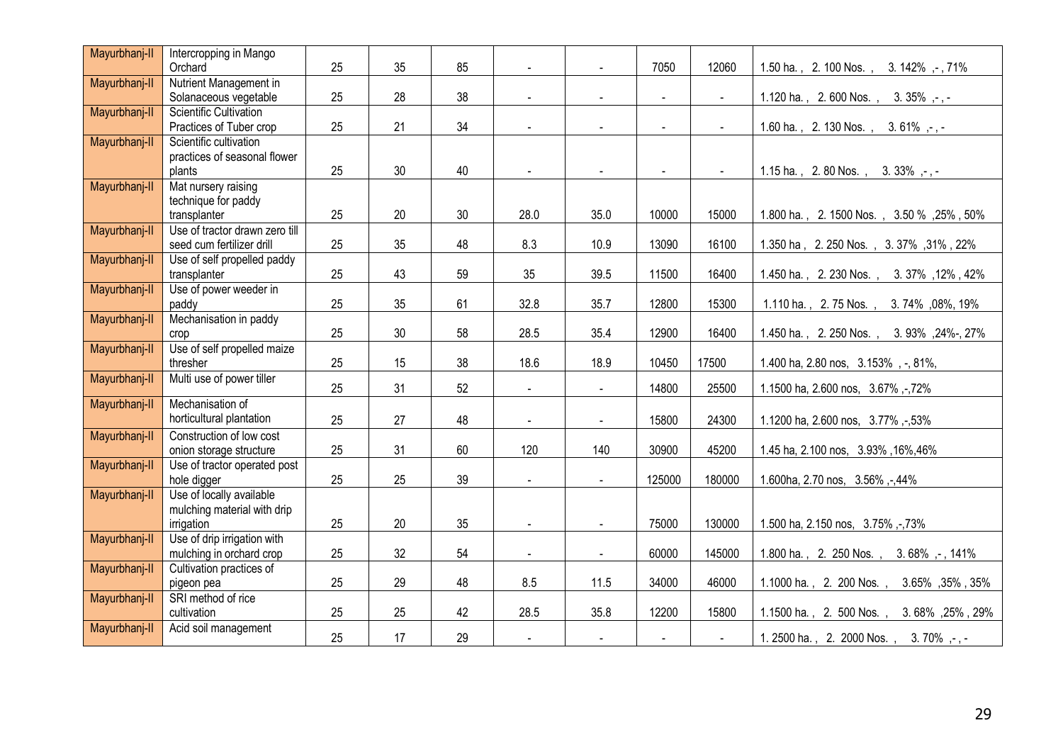| Mayurbhanj-II | Intercropping in Mango Orchard | 25 | 35 | 85 | - | - | 7050 | 12060 | 1.50 ha. , 2. 100 Nos. , 3. 142% ,- , 71% |
|---|---|---|---|---|---|---|---|---|---|
| Mayurbhanj-II | Nutrient Management in Solanaceous vegetable | 25 | 28 | 38 | - | - | - | - | 1.120 ha. , 2. 600 Nos. , 3. 35% ,- , - |
| Mayurbhanj-II | Scientific Cultivation Practices of Tuber crop | 25 | 21 | 34 | - | - | - | - | 1.60 ha. , 2. 130 Nos. , 3. 61% ,- , - |
| Mayurbhanj-II | Scientific cultivation practices of seasonal flower plants | 25 | 30 | 40 | - | - | - | - | 1.15 ha. , 2. 80 Nos. , 3. 33% ,- , - |
| Mayurbhanj-II | Mat nursery raising technique for paddy transplanter | 25 | 20 | 30 | 28.0 | 35.0 | 10000 | 15000 | 1.800 ha. , 2. 1500 Nos. , 3.50 % ,25% , 50% |
| Mayurbhanj-II | Use of tractor drawn zero till seed cum fertilizer drill | 25 | 35 | 48 | 8.3 | 10.9 | 13090 | 16100 | 1.350 ha , 2. 250 Nos. , 3. 37% ,31% , 22% |
| Mayurbhanj-II | Use of self propelled paddy transplanter | 25 | 43 | 59 | 35 | 39.5 | 11500 | 16400 | 1.450 ha. , 2. 230 Nos. , 3. 37% ,12% , 42% |
| Mayurbhanj-II | Use of power weeder in paddy | 25 | 35 | 61 | 32.8 | 35.7 | 12800 | 15300 | 1.110 ha. , 2. 75 Nos. , 3. 74% ,08%, 19% |
| Mayurbhanj-II | Mechanisation in paddy crop | 25 | 30 | 58 | 28.5 | 35.4 | 12900 | 16400 | 1.450 ha. , 2. 250 Nos. , 3. 93% ,24%-, 27% |
| Mayurbhanj-II | Use of self propelled maize thresher | 25 | 15 | 38 | 18.6 | 18.9 | 10450 | 17500 | 1.400 ha, 2.80 nos, 3.153% , -, 81%, |
| Mayurbhanj-II | Multi use of power tiller | 25 | 31 | 52 | - | - | 14800 | 25500 | 1.1500 ha, 2.600 nos, 3.67% ,-,72% |
| Mayurbhanj-II | Mechanisation of horticultural plantation | 25 | 27 | 48 | - | - | 15800 | 24300 | 1.1200 ha, 2.600 nos, 3.77% ,-,53% |
| Mayurbhanj-II | Construction of low cost onion storage structure | 25 | 31 | 60 | 120 | 140 | 30900 | 45200 | 1.45 ha, 2.100 nos, 3.93% ,16%,46% |
| Mayurbhanj-II | Use of tractor operated post hole digger | 25 | 25 | 39 | - | - | 125000 | 180000 | 1.600ha, 2.70 nos, 3.56% ,-,44% |
| Mayurbhanj-II | Use of locally available mulching material with drip irrigation | 25 | 20 | 35 | - | - | 75000 | 130000 | 1.500 ha, 2.150 nos, 3.75% ,-,73% |
| Mayurbhanj-II | Use of drip irrigation with mulching in orchard crop | 25 | 32 | 54 | - | - | 60000 | 145000 | 1.800 ha. , 2. 250 Nos. , 3. 68% ,- , 141% |
| Mayurbhanj-II | Cultivation practices of pigeon pea | 25 | 29 | 48 | 8.5 | 11.5 | 34000 | 46000 | 1.1000 ha. , 2. 200 Nos. , 3.65% ,35% , 35% |
| Mayurbhanj-II | SRI method of rice cultivation | 25 | 25 | 42 | 28.5 | 35.8 | 12200 | 15800 | 1.1500 ha. , 2. 500 Nos. , 3. 68% ,25% , 29% |
| Mayurbhanj-II | Acid soil management | 25 | 17 | 29 | - | - | - | - | 1. 2500 ha. , 2. 2000 Nos. , 3. 70% ,- , - |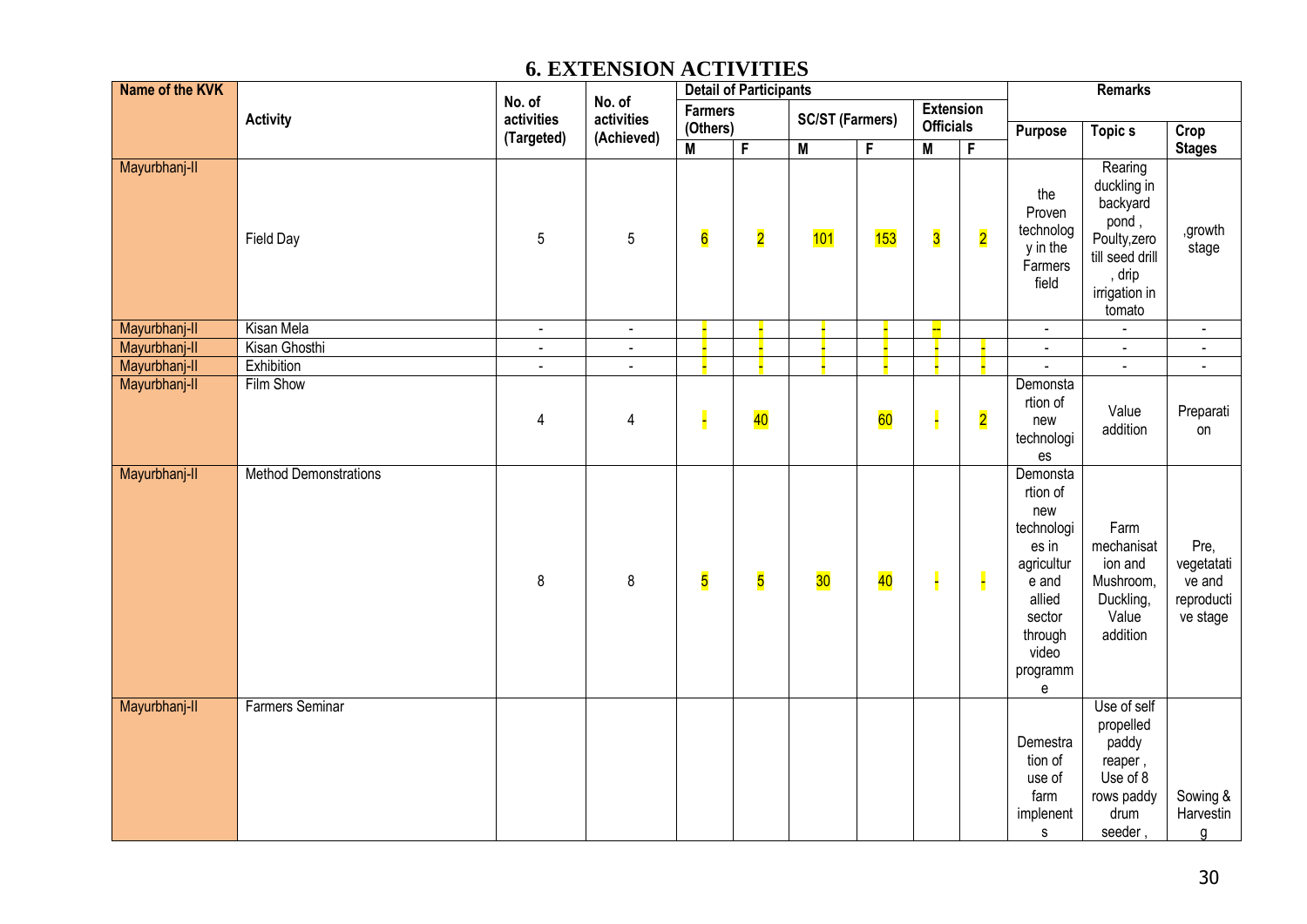# 6. EXTENSION ACTIVITIES

| Name of the KVK | Activity | No. of activities (Targeted) | No. of activities (Achieved) | Detail of Participants | | | | | | Remarks | | |
|---|---|---|---|---|---|---|---|---|---|---|---|---|
| | | | | Farmers (Others) | | SC/ST (Farmers) | | Extension Officials | | Purpose | Topic s | Crop Stages |
| | | | | M | F | M | F | M | F | | | |
| Mayurbhanj-II | Field Day | 5 | 5 | 6 | 2 | 101 | 153 | 3 | 2 | the Proven technology in the Farmers field | Rearing duckling in backyard pond , Poulty,zero till seed drill , drip irrigation in tomato | ,growth stage |
| Mayurbhanj-II | Kisan Mela | - | - | - | - | - | - | -- | | - | - | - |
| Mayurbhanj-II | Kisan Ghosthi | - | - | - | - | - | - | - | - | - | - | - |
| Mayurbhanj-II | Exhibition | - | - | - | - | - | - | - | - | - | - | - |
| Mayurbhanj-II | Film Show | 4 | 4 | - | 40 | | 60 | - | 2 | Demonstartion of new technologies | Value addition | Preparation |
| Mayurbhanj-II | Method Demonstrations | 8 | 8 | 5 | 5 | 30 | 40 | - | - | Demonstartion of new technologies in agriculture and allied sector through video programme | Farm mechanisation and Mushroom, Duckling, Value addition | Pre, vegetatative and reproductive stage |
| Mayurbhanj-II | Farmers Seminar | | | | | | | | | Demestration of use of farm implenents | Use of self propelled paddy reaper , Use of 8 rows paddy drum seeder , | Sowing & Harvesting |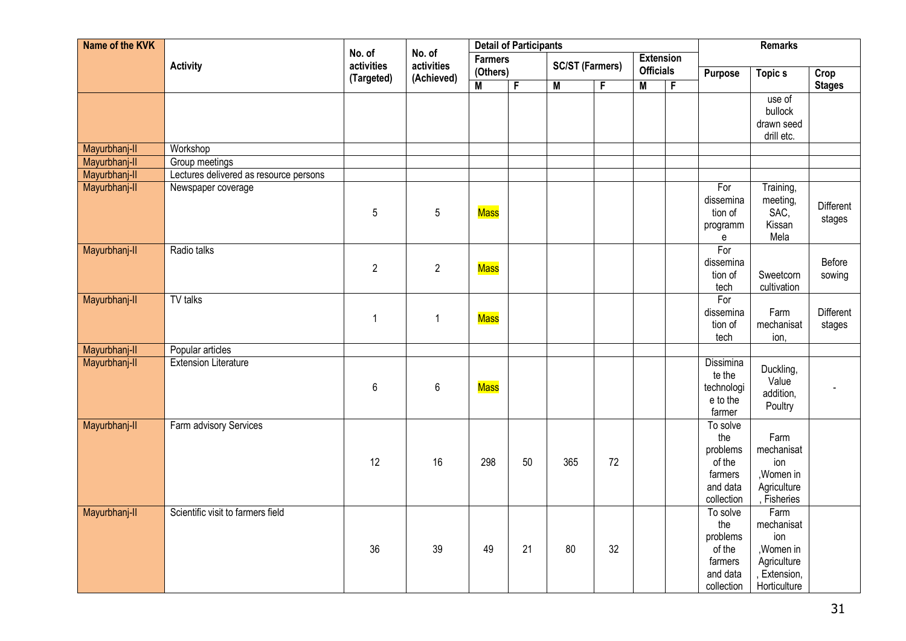| Name of the KVK | Activity | No. of activities (Targeted) | No. of activities (Achieved) | Detail of Participants | | | | | | Remarks | | |
|---|---|---|---|---|---|---|---|---|---|---|---|---|
| | | | | Farmers (Others) | | SC/ST (Farmers) | | Extension Officials | | Purpose | Topic s | Crop Stages |
| | | | | M | F | M | F | M | F | | | |
| | | | | | | | | | | | use of bullock drawn seed drill etc. | |
| Mayurbhanj-II | Workshop | | | | | | | | | | | |
| Mayurbhanj-II | Group meetings | | | | | | | | | | | |
| Mayurbhanj-II | Lectures delivered as resource persons | | | | | | | | | | | |
| Mayurbhanj-II | Newspaper coverage | 5 | 5 | Mass | | | | | | For dissemination of programme | Training, meeting, SAC, Kissan Mela | Different stages |
| Mayurbhanj-II | Radio talks | 2 | 2 | Mass | | | | | | For dissemination of tech | Sweetcorn cultivation | Before sowing |
| Mayurbhanj-II | TV talks | 1 | 1 | Mass | | | | | | For dissemination of tech | Farm mechanisation, | Different stages |
| Mayurbhanj-II | Popular articles | | | | | | | | | | | |
| Mayurbhanj-II | Extension Literature | 6 | 6 | Mass | | | | | | Dissiminate the technologie to the farmer | Duckling, Value addition, Poultry | - |
| Mayurbhanj-II | Farm advisory Services | 12 | 16 | 298 | 50 | 365 | 72 | | | To solve the problems of the farmers and data collection | Farm mechanisation ,Women in Agriculture , Fisheries | |
| Mayurbhanj-II | Scientific visit to farmers field | 36 | 39 | 49 | 21 | 80 | 32 | | | To solve the problems of the farmers and data collection | Farm mechanisation ,Women in Agriculture , Extension, Horticulture | |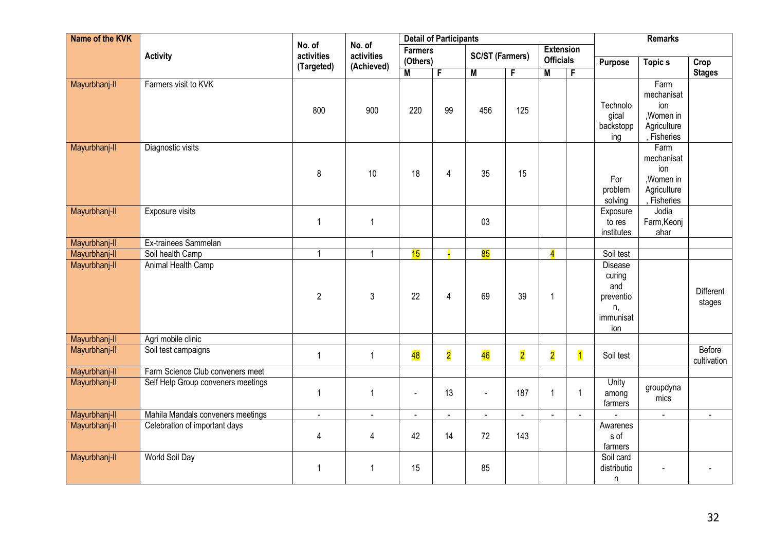| Name of the KVK | Activity | No. of activities (Targeted) | No. of activities (Achieved) | Detail of Participants | | | | | | Remarks | | |
|---|---|---|---|---|---|---|---|---|---|---|---|---|
| | | | | Farmers (Others) | | SC/ST (Farmers) | | Extension Officials | | Purpose | Topic s | Crop Stages |
| | | | | M | F | M | F | M | F | | | |
| Mayurbhanj-II | Farmers visit to KVK | 800 | 900 | 220 | 99 | 456 | 125 | | | Technological backstopping | Farm mechanisation ,Women in Agriculture , Fisheries | |
| Mayurbhanj-II | Diagnostic visits | 8 | 10 | 18 | 4 | 35 | 15 | | | For problem solving | Farm mechanisation ,Women in Agriculture , Fisheries | |
| Mayurbhanj-II | Exposure visits | 1 | 1 | | | 03 | | | | Exposure to res institutes | Jodia Farm,Keonjahar | |
| Mayurbhanj-II | Ex-trainees Sammelan | | | | | | | | | | | |
| Mayurbhanj-II | Soil health Camp | 1 | 1 | 15 | - | 85 | | 4 | | Soil test | | |
| Mayurbhanj-II | Animal Health Camp | 2 | 3 | 22 | 4 | 69 | 39 | 1 | | Disease curing and prevention, immunisation | | Different stages |
| Mayurbhanj-II | Agri mobile clinic | | | | | | | | | | | |
| Mayurbhanj-II | Soil test campaigns | 1 | 1 | 48 | 2 | 46 | 2 | 2 | 1 | Soil test | | Before cultivation |
| Mayurbhanj-II | Farm Science Club conveners meet | | | | | | | | | | | |
| Mayurbhanj-II | Self Help Group conveners meetings | 1 | 1 | - | 13 | - | 187 | 1 | 1 | Unity among farmers | groupdynamics | |
| Mayurbhanj-II | Mahila Mandals conveners meetings | - | - | - | - | - | - | - | - | - | - | - |
| Mayurbhanj-II | Celebration of important days | 4 | 4 | 42 | 14 | 72 | 143 | | | Awareness of farmers | | |
| Mayurbhanj-II | World Soil Day | 1 | 1 | 15 | | 85 | | | | Soil card distribution | - | - |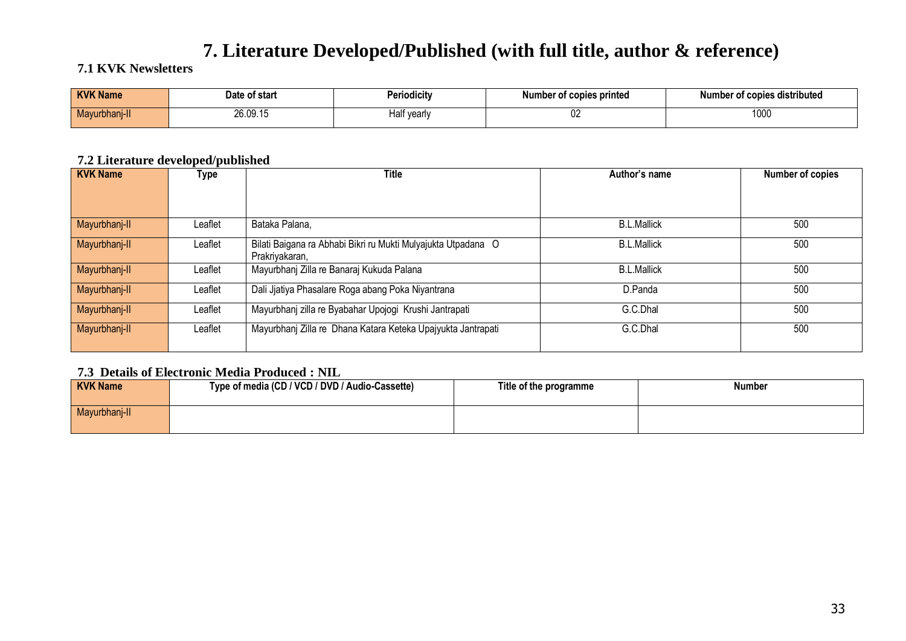# 7. Literature Developed/Published (with full title, author & reference)

### 7.1 KVK Newsletters

| KVK Name | Date of start | Periodicity | Number of copies printed | Number of copies distributed |
|---|---|---|---|---|
| Mayurbhanj-II | 26.09.15 | Half yearly | 02 | 1000 |

### 7.2 Literature developed/published

| KVK Name | Type | Title | Author's name | Number of copies |
|---|---|---|---|---|
| Mayurbhanj-II | Leaflet | Bataka Palana, | B.L.Mallick | 500 |
| Mayurbhanj-II | Leaflet | Bilati Baigana ra Abhabi Bikri ru Mukti Mulyajukta Utpadana O Prakriyakaran, | B.L.Mallick | 500 |
| Mayurbhanj-II | Leaflet | Mayurbhanj Zilla re Banaraj Kukuda Palana | B.L.Mallick | 500 |
| Mayurbhanj-II | Leaflet | Dali Jjatiya Phasalare Roga abang Poka Niyantrana | D.Panda | 500 |
| Mayurbhanj-II | Leaflet | Mayurbhanj zilla re Byabahar Upojogi Krushi Jantrapati | G.C.Dhal | 500 |
| Mayurbhanj-II | Leaflet | Mayurbhanj Zilla re Dhana Katara Keteka Upajyukta Jantrapati | G.C.Dhal | 500 |

### 7.3 Details of Electronic Media Produced : NIL

| KVK Name | Type of media (CD / VCD / DVD / Audio-Cassette) | Title of the programme | Number |
|---|---|---|---|
| Mayurbhanj-II | | | |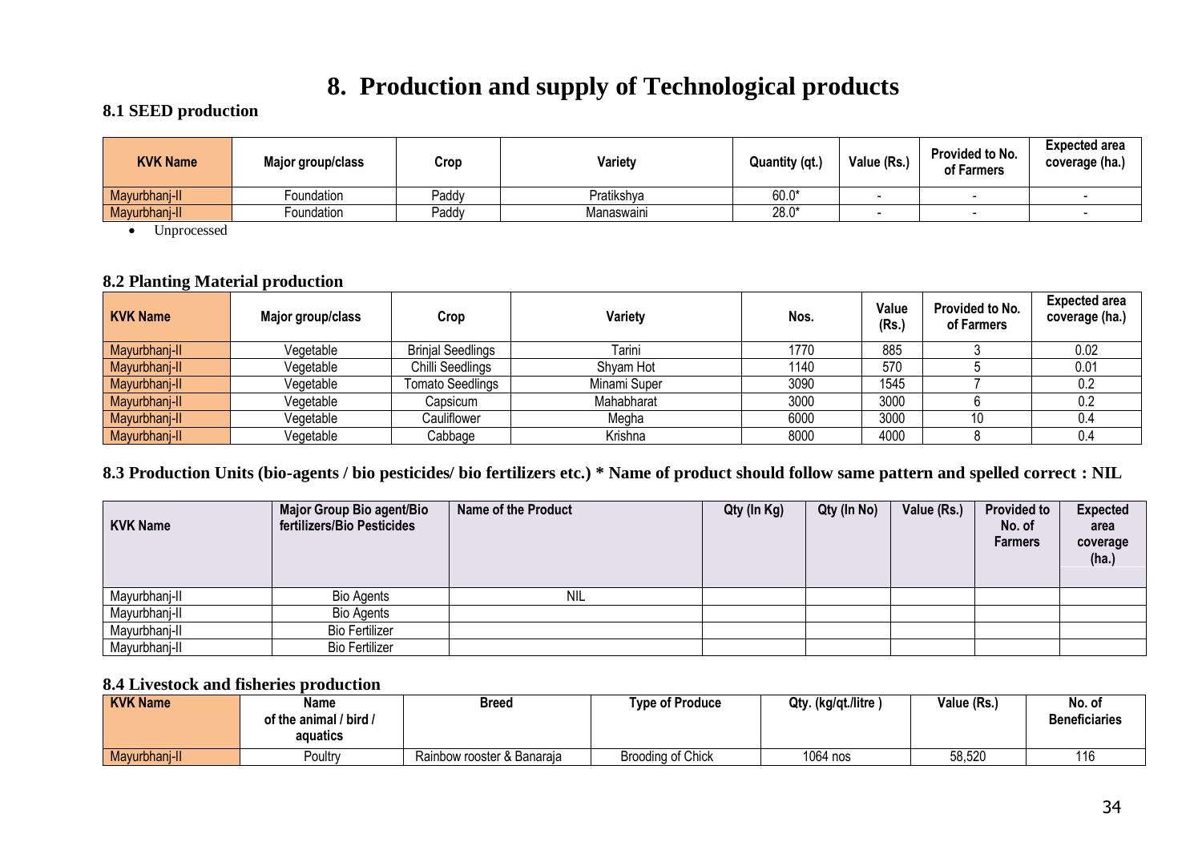# 8. Production and supply of Technological products

### 8.1 SEED production

| KVK Name | Major group/class | Crop | Variety | Quantity (qt.) | Value (Rs.) | Provided to No. of Farmers | Expected area coverage (ha.) |
|---|---|---|---|---|---|---|---|
| Mayurbhanj-II | Foundation | Paddy | Pratikshya | 60.0* | - | - | - |
| Mayurbhanj-II | Foundation | Paddy | Manaswaini | 28.0* | - | - | - |

- Unprocessed

### 8.2 Planting Material production

| KVK Name | Major group/class | Crop | Variety | Nos. | Value (Rs.) | Provided to No. of Farmers | Expected area coverage (ha.) |
|---|---|---|---|---|---|---|---|
| Mayurbhanj-II | Vegetable | Brinjal Seedlings | Tarini | 1770 | 885 | 3 | 0.02 |
| Mayurbhanj-II | Vegetable | Chilli Seedlings | Shyam Hot | 1140 | 570 | 5 | 0.01 |
| Mayurbhanj-II | Vegetable | Tomato Seedlings | Minami Super | 3090 | 1545 | 7 | 0.2 |
| Mayurbhanj-II | Vegetable | Capsicum | Mahabharat | 3000 | 3000 | 6 | 0.2 |
| Mayurbhanj-II | Vegetable | Cauliflower | Megha | 6000 | 3000 | 10 | 0.4 |
| Mayurbhanj-II | Vegetable | Cabbage | Krishna | 8000 | 4000 | 8 | 0.4 |

### 8.3 Production Units (bio-agents / bio pesticides/ bio fertilizers etc.) * Name of product should follow same pattern and spelled correct : NIL

| KVK Name | Major Group Bio agent/Bio fertilizers/Bio Pesticides | Name of the Product | Qty (In Kg) | Qty (In No) | Value (Rs.) | Provided to No. of Farmers | Expected area coverage (ha.) |
|---|---|---|---|---|---|---|---|
| Mayurbhanj-II | Bio Agents | NIL | | | | | |
| Mayurbhanj-II | Bio Agents | | | | | | |
| Mayurbhanj-II | Bio Fertilizer | | | | | | |
| Mayurbhanj-II | Bio Fertilizer | | | | | | |

### 8.4 Livestock and fisheries production

| KVK Name | Name of the animal / bird / aquatics | Breed | Type of Produce | Qty. (kg/qt./litre ) | Value (Rs.) | No. of Beneficiaries |
|---|---|---|---|---|---|---|
| Mayurbhanj-II | Poultry | Rainbow rooster & Banaraja | Brooding of Chick | 1064 nos | 58,520 | 116 |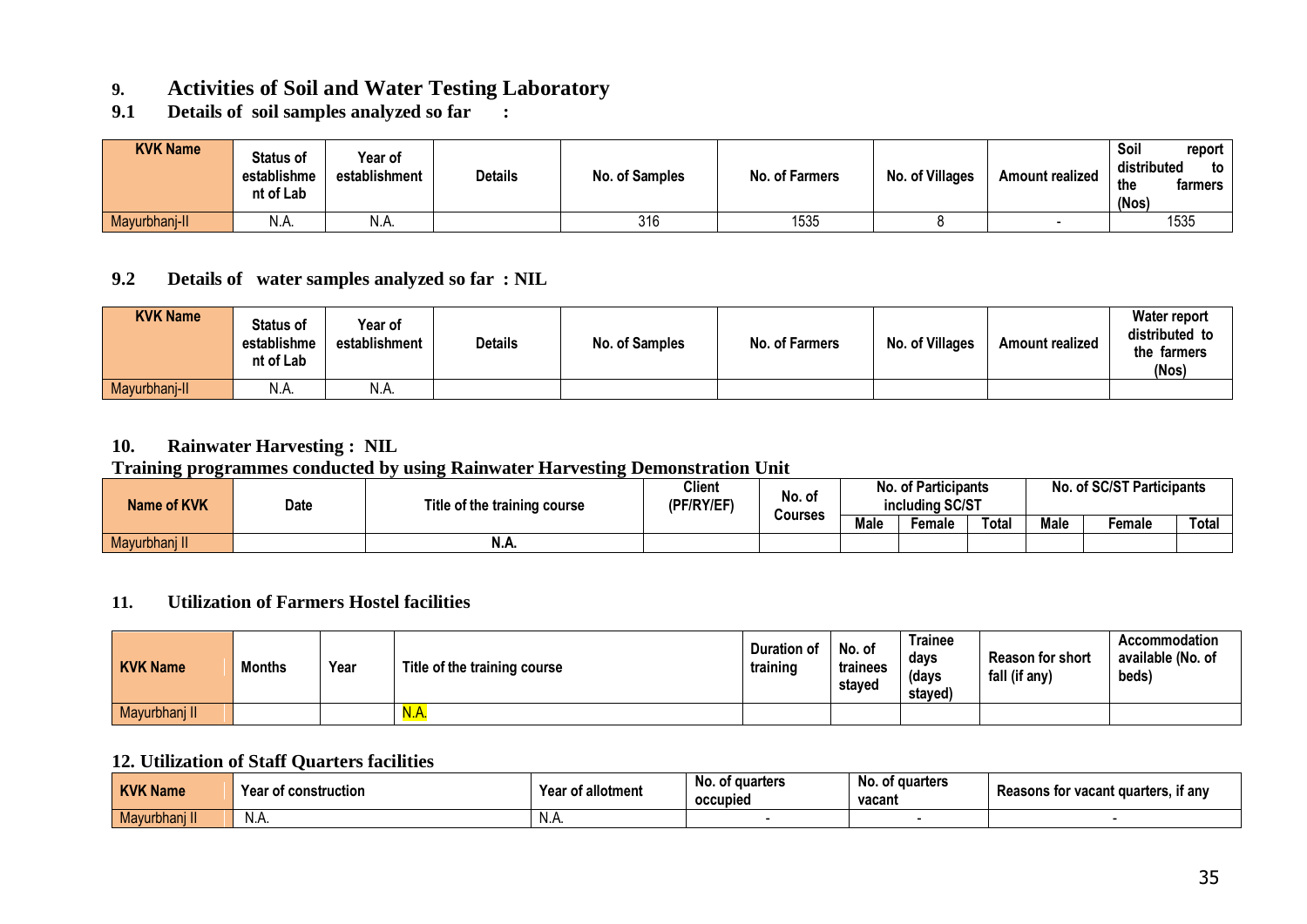## 9. Activities of Soil and Water Testing Laboratory

### 9.1 Details of soil samples analyzed so far :

| KVK Name | Status of establishment of Lab | Year of establishment | Details | No. of Samples | No. of Farmers | No. of Villages | Amount realized | Soil report distributed to the farmers (Nos) |
|---|---|---|---|---|---|---|---|---|
| Mayurbhanj-II | N.A. | N.A. | | 316 | 1535 | 8 | - | 1535 |

### 9.2 Details of water samples analyzed so far : NIL

| KVK Name | Status of establishment of Lab | Year of establishment | Details | No. of Samples | No. of Farmers | No. of Villages | Amount realized | Water report distributed to the farmers (Nos) |
|---|---|---|---|---|---|---|---|---|
| Mayurbhanj-II | N.A. | N.A. | | | | | | |

## 10. Rainwater Harvesting : NIL

**Training programmes conducted by using Rainwater Harvesting Demonstration Unit**

| Name of KVK | Date | Title of the training course | Client (PF/RY/EF) | No. of Courses | No. of Participants including SC/ST | | | No. of SC/ST Participants | | |
|---|---|---|---|---|---|---|---|---|---|---|
| | | | | | Male | Female | Total | Male | Female | Total |
| Mayurbhanj II | | N.A. | | | | | | | | |

## 11. Utilization of Farmers Hostel facilities

| KVK Name | Months | Year | Title of the training course | Duration of training | No. of trainees stayed | Trainee days (days stayed) | Reason for short fall (if any) | Accommodation available (No. of beds) |
|---|---|---|---|---|---|---|---|---|
| Mayurbhanj II | | | N.A. | | | | | |

## 12. Utilization of Staff Quarters facilities

| KVK Name | Year of construction | Year of allotment | No. of quarters occupied | No. of quarters vacant | Reasons for vacant quarters, if any |
|---|---|---|---|---|---|
| Mayurbhanj II | N.A. | N.A. | - | - | - |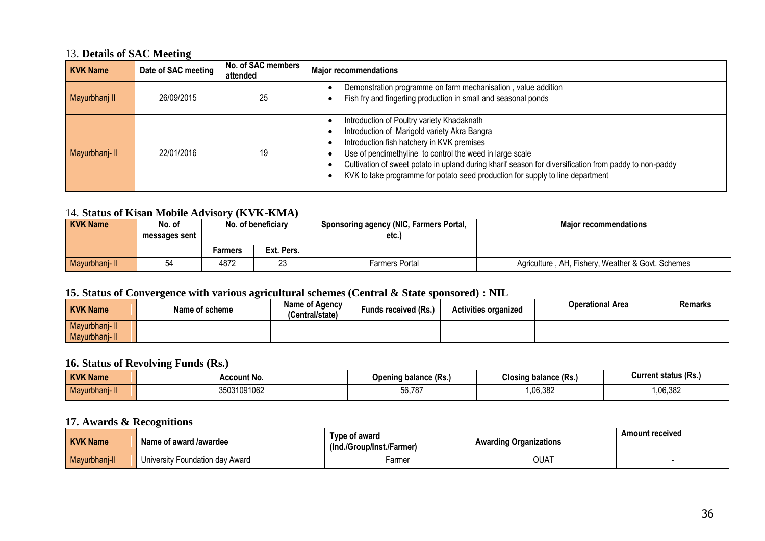## 13. Details of SAC Meeting

| KVK Name | Date of SAC meeting | No. of SAC members attended | Major recommendations |
|---|---|---|---|
| Mayurbhanj II | 26/09/2015 | 25 | • Demonstration programme on farm mechanisation , value addition<br>• Fish fry and fingerling production in small and seasonal ponds |
| Mayurbhanj- II | 22/01/2016 | 19 | • Introduction of Poultry variety Khadaknath<br>• Introduction of Marigold variety Akra Bangra<br>• Introduction fish hatchery in KVK premises<br>• Use of pendimethyline to control the weed in large scale<br>• Cultivation of sweet potato in upland during kharif season for diversification from paddy to non-paddy<br>• KVK to take programme for potato seed production for supply to line department |

## 14. Status of Kisan Mobile Advisory (KVK-KMA)

| KVK Name | No. of messages sent | No. of beneficiary | | Sponsoring agency (NIC, Farmers Portal, etc.) | Major recommendations |
|---|---|---|---|---|---|
| | | Farmers | Ext. Pers. | | |
| Mayurbhanj- II | 54 | 4872 | 23 | Farmers Portal | Agriculture , AH, Fishery, Weather & Govt. Schemes |

## 15. Status of Convergence with various agricultural schemes (Central & State sponsored) : NIL

| KVK Name | Name of scheme | Name of Agency (Central/state) | Funds received (Rs.) | Activities organized | Operational Area | Remarks |
|---|---|---|---|---|---|---|
| Mayurbhanj- II | | | | | | |
| Mayurbhanj- II | | | | | | |

## 16. Status of Revolving Funds (Rs.)

| KVK Name | Account No. | Opening balance (Rs.) | Closing balance (Rs.) | Current status (Rs.) |
|---|---|---|---|---|
| Mayurbhanj- II | 35031091062 | 56,787 | 1,06,382 | 1,06,382 |

## 17. Awards & Recognitions

| KVK Name | Name of award /awardee | Type of award (Ind./Group/Inst./Farmer) | Awarding Organizations | Amount received |
|---|---|---|---|---|
| Mayurbhanj-II | University Foundation day Award | Farmer | OUAT | - |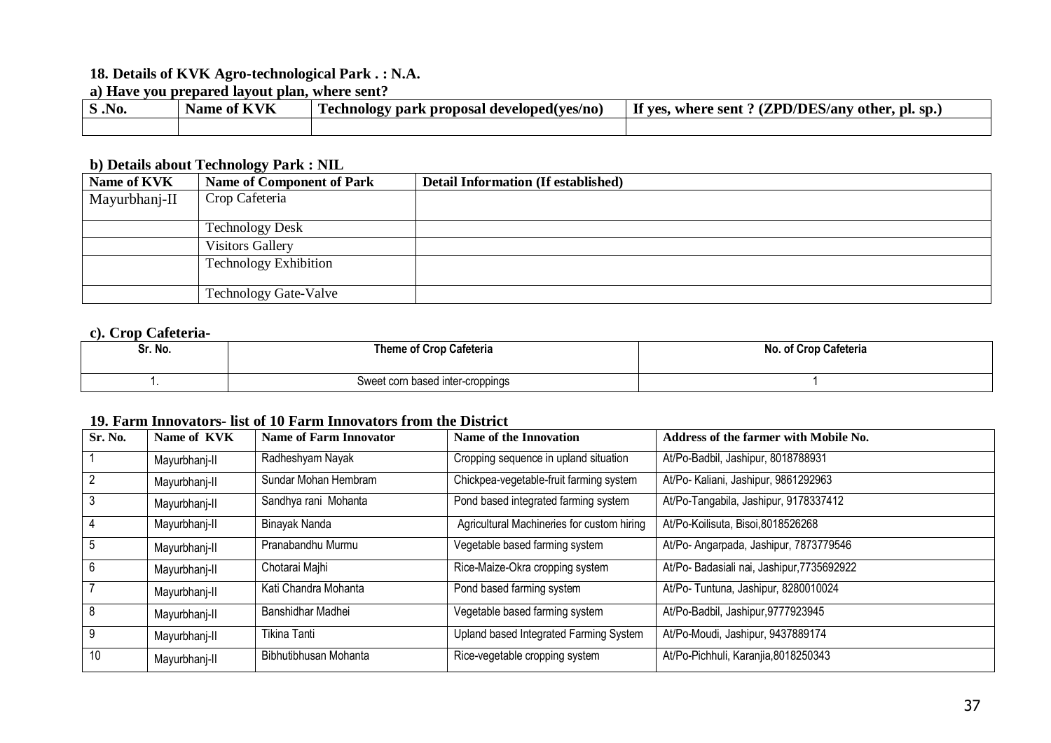**18. Details of KVK Agro-technological Park . : N.A.**

**a) Have you prepared layout plan, where sent?**

| S .No. | Name of KVK | Technology park proposal developed(yes/no) | If yes, where sent ? (ZPD/DES/any other, pl. sp.) |
|---|---|---|---|
| | | | |

**b) Details about Technology Park : NIL**

| Name of KVK | Name of Component of Park | Detail Information (If established) |
|---|---|---|
| Mayurbhanj-II | Crop Cafeteria | |
| | Technology Desk | |
| | Visitors Gallery | |
| | Technology Exhibition | |
| | Technology Gate-Valve | |

**c). Crop Cafeteria-**

| Sr. No. | Theme of Crop Cafeteria | No. of Crop Cafeteria |
|---|---|---|
| 1. | Sweet corn based inter-croppings | 1 |

**19. Farm Innovators- list of 10 Farm Innovators from the District**

| Sr. No. | Name of KVK | Name of Farm Innovator | Name of the Innovation | Address of the farmer with Mobile No. |
|---|---|---|---|---|
| 1 | Mayurbhanj-II | Radheshyam Nayak | Cropping sequence in upland situation | At/Po-Badbil, Jashipur, 8018788931 |
| 2 | Mayurbhanj-II | Sundar Mohan Hembram | Chickpea-vegetable-fruit farming system | At/Po- Kaliani, Jashipur, 9861292963 |
| 3 | Mayurbhanj-II | Sandhya rani Mohanta | Pond based integrated farming system | At/Po-Tangabila, Jashipur, 9178337412 |
| 4 | Mayurbhanj-II | Binayak Nanda | Agricultural Machineries for custom hiring | At/Po-Koilisuta, Bisoi,8018526268 |
| 5 | Mayurbhanj-II | Pranabandhu Murmu | Vegetable based farming system | At/Po- Angarpada, Jashipur, 7873779546 |
| 6 | Mayurbhanj-II | Chotarai Majhi | Rice-Maize-Okra cropping system | At/Po- Badasiali nai, Jashipur,7735692922 |
| 7 | Mayurbhanj-II | Kati Chandra Mohanta | Pond based farming system | At/Po- Tuntuna, Jashipur, 8280010024 |
| 8 | Mayurbhanj-II | Banshidhar Madhei | Vegetable based farming system | At/Po-Badbil, Jashipur,9777923945 |
| 9 | Mayurbhanj-II | Tikina Tanti | Upland based Integrated Farming System | At/Po-Moudi, Jashipur, 9437889174 |
| 10 | Mayurbhanj-II | Bibhutibhusan Mohanta | Rice-vegetable cropping system | At/Po-Pichhuli, Karanjia,8018250343 |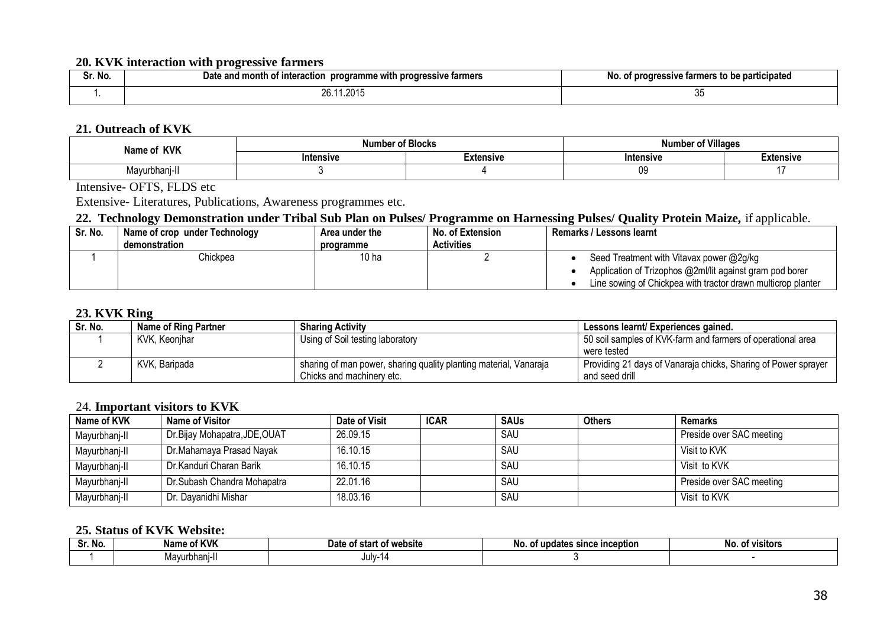## 20. KVK interaction with progressive farmers

| Sr. No. | Date and month of interaction programme with progressive farmers | No. of progressive farmers to be participated |
|---|---|---|
| 1. | 26.11.2015 | 35 |

## 21. Outreach of KVK

| Name of KVK | Number of Blocks | | Number of Villages | |
|---|---|---|---|---|
| | Intensive | Extensive | Intensive | Extensive |
| Mayurbhanj-II | 3 | 4 | 09 | 17 |

Intensive- OFTS, FLDS etc

Extensive- Literatures, Publications, Awareness programmes etc.

## 22. Technology Demonstration under Tribal Sub Plan on Pulses/ Programme on Harnessing Pulses/ Quality Protein Maize, if applicable.

| Sr. No. | Name of crop under Technology demonstration | Area under the programme | No. of Extension Activities | Remarks / Lessons learnt |
|---|---|---|---|---|
| 1 | Chickpea | 10 ha | 2 | • Seed Treatment with Vitavax power @2g/kg<br>• Application of Trizophos @2ml/lit against gram pod borer<br>• Line sowing of Chickpea with tractor drawn multicrop planter |

## 23. KVK Ring

| Sr. No. | Name of Ring Partner | Sharing Activity | Lessons learnt/ Experiences gained. |
|---|---|---|---|
| 1 | KVK, Keonjhar | Using of Soil testing laboratory | 50 soil samples of KVK-farm and farmers of operational area were tested |
| 2 | KVK, Baripada | sharing of man power, sharing quality planting material, Vanaraja Chicks and machinery etc. | Providing 21 days of Vanaraja chicks, Sharing of Power sprayer and seed drill |

## 24. Important visitors to KVK

| Name of KVK | Name of Visitor | Date of Visit | ICAR | SAUs | Others | Remarks |
|---|---|---|---|---|---|---|
| Mayurbhanj-II | Dr.Bijay Mohapatra,JDE,OUAT | 26.09.15 | | SAU | | Preside over SAC meeting |
| Mayurbhanj-II | Dr.Mahamaya Prasad Nayak | 16.10.15 | | SAU | | Visit to KVK |
| Mayurbhanj-II | Dr.Kanduri Charan Barik | 16.10.15 | | SAU | | Visit to KVK |
| Mayurbhanj-II | Dr.Subash Chandra Mohapatra | 22.01.16 | | SAU | | Preside over SAC meeting |
| Mayurbhanj-II | Dr. Dayanidhi Mishar | 18.03.16 | | SAU | | Visit to KVK |

## 25. Status of KVK Website:

| Sr. No. | Name of KVK | Date of start of website | No. of updates since inception | No. of visitors |
|---|---|---|---|---|
| 1 | Mayurbhanj-II | July-14 | 3 | - |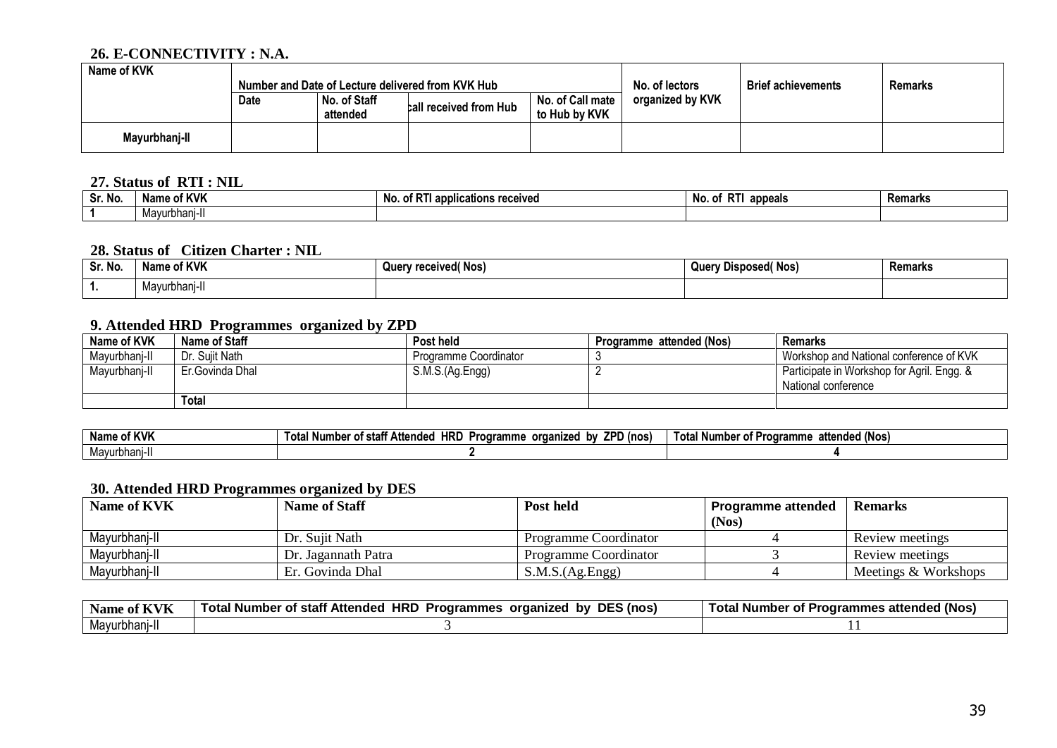### 26. E-CONNECTIVITY : N.A.

| Name of KVK | Number and Date of Lecture delivered from KVK Hub | | | | No. of lectors organized by KVK | Brief achievements | Remarks |
|---|---|---|---|---|---|---|---|
| | Date | No. of Staff attended | call received from Hub | No. of Call mate to Hub by KVK | | | |
| Mayurbhanj-II | | | | | | | |

### 27. Status of RTI : NIL

| Sr. No. | Name of KVK | No. of RTI applications received | No. of RTI appeals | Remarks |
|---|---|---|---|---|
| 1 | Mayurbhanj-II | | | |

### 28. Status of Citizen Charter : NIL

| Sr. No. | Name of KVK | Query received( Nos) | Query Disposed( Nos) | Remarks |
|---|---|---|---|---|
| 1. | Mayurbhanj-II | | | |

### 9. Attended HRD Programmes organized by ZPD

| Name of KVK | Name of Staff | Post held | Programme attended (Nos) | Remarks |
|---|---|---|---|---|
| Mayurbhanj-II | Dr. Sujit Nath | Programme Coordinator | 3 | Workshop and National conference of KVK |
| Mayurbhanj-II | Er.Govinda Dhal | S.M.S.(Ag.Engg) | 2 | Participate in Workshop for Agril. Engg. & National conference |
| | Total | | | |

| Name of KVK | Total Number of staff Attended HRD Programme organized by ZPD (nos) | Total Number of Programme attended (Nos) |
|---|---|---|
| Mayurbhanj-II | 2 | 4 |

### 30. Attended HRD Programmes organized by DES

| Name of KVK | Name of Staff | Post held | Programme attended (Nos) | Remarks |
|---|---|---|---|---|
| Mayurbhanj-II | Dr. Sujit Nath | Programme Coordinator | 4 | Review meetings |
| Mayurbhanj-II | Dr. Jagannath Patra | Programme Coordinator | 3 | Review meetings |
| Mayurbhanj-II | Er. Govinda Dhal | S.M.S.(Ag.Engg) | 4 | Meetings & Workshops |

| Name of KVK | Total Number of staff Attended HRD Programmes organized by DES (nos) | Total Number of Programmes attended (Nos) |
|---|---|---|
| Mayurbhanj-II | 3 | 11 |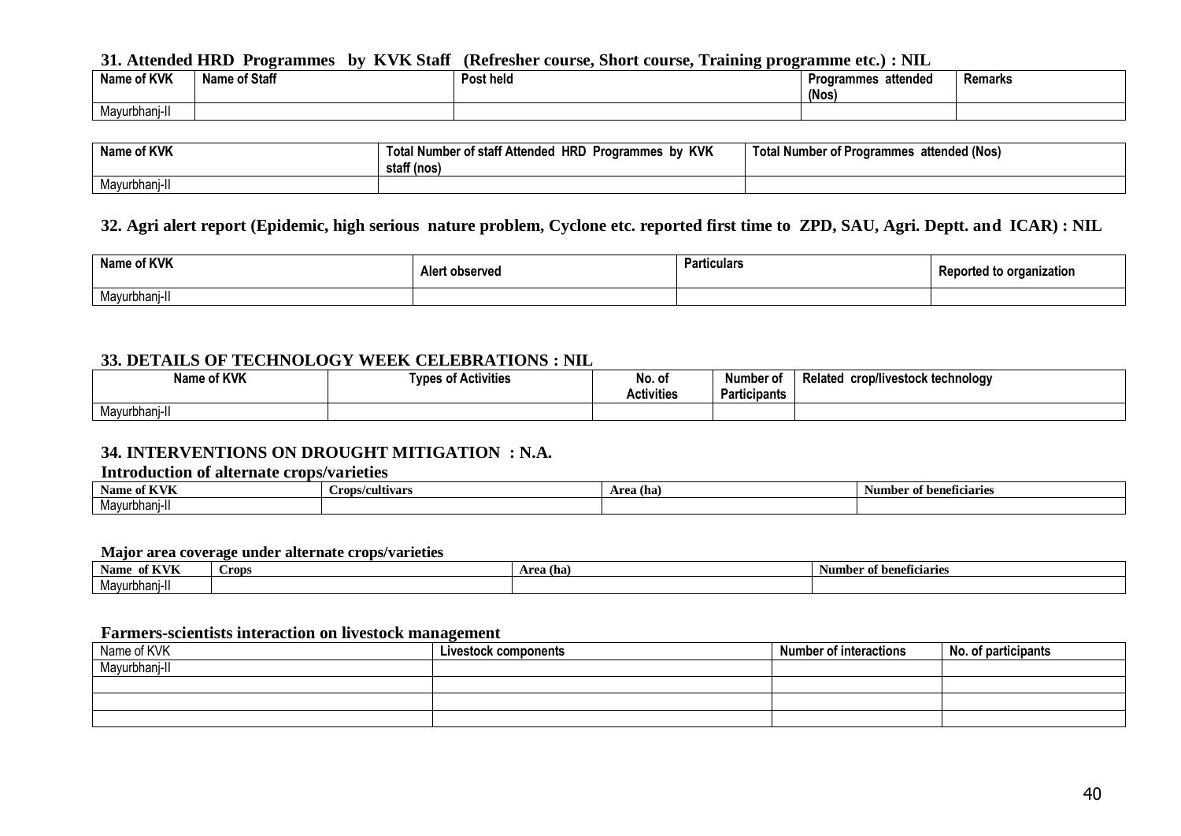### 31. Attended HRD Programmes by KVK Staff (Refresher course, Short course, Training programme etc.) : NIL

| Name of KVK | Name of Staff | Post held | Programmes attended (Nos) | Remarks |
|---|---|---|---|---|
| Mayurbhanj-II | | | | |

| Name of KVK | Total Number of staff Attended HRD Programmes by KVK staff (nos) | Total Number of Programmes attended (Nos) |
|---|---|---|
| Mayurbhanj-II | | |

### 32. Agri alert report (Epidemic, high serious nature problem, Cyclone etc. reported first time to ZPD, SAU, Agri. Deptt. and ICAR) : NIL

| Name of KVK | Alert observed | Particulars | Reported to organization |
|---|---|---|---|
| Mayurbhanj-II | | | |

### 33. DETAILS OF TECHNOLOGY WEEK CELEBRATIONS : NIL

| Name of KVK | Types of Activities | No. of Activities | Number of Participants | Related crop/livestock technology |
|---|---|---|---|---|
| Mayurbhanj-II | | | | |

### 34. INTERVENTIONS ON DROUGHT MITIGATION : N.A.

**Introduction of alternate crops/varieties**

| Name of KVK | Crops/cultivars | Area (ha) | Number of beneficiaries |
|---|---|---|---|
| Mayurbhanj-II | | | |

**Major area coverage under alternate crops/varieties**

| Name of KVK | Crops | Area (ha) | Number of beneficiaries |
|---|---|---|---|
| Mayurbhanj-II | | | |

**Farmers-scientists interaction on livestock management**

| Name of KVK | Livestock components | Number of interactions | No. of participants |
|---|---|---|---|
| Mayurbhanj-II | | | |
| | | | |
| | | | |
| | | | |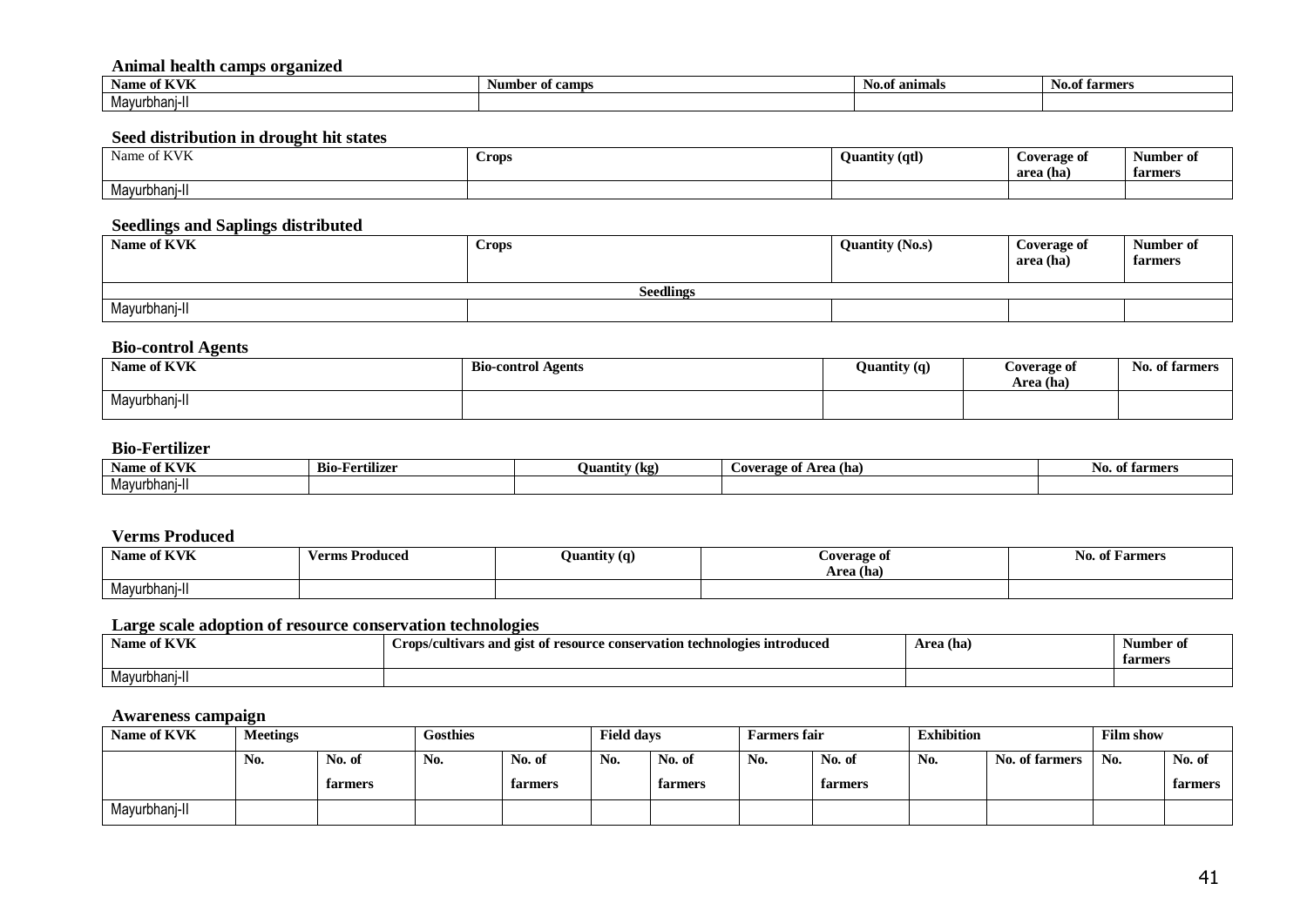**Animal health camps organized**

| Name of KVK | Number of camps | No.of animals | No.of farmers |
|---|---|---|---|
| Mayurbhanj-II | | | |

**Seed distribution in drought hit states**

| Name of KVK | Crops | Quantity (qtl) | Coverage of area (ha) | Number of farmers |
|---|---|---|---|---|
| Mayurbhanj-II | | | | |

**Seedlings and Saplings distributed**

| Name of KVK | Crops | Quantity (No.s) | Coverage of area (ha) | Number of farmers |
|---|---|---|---|---|
| Seedlings | | | | |
| Mayurbhanj-II | | | | |

**Bio-control Agents**

| Name of KVK | Bio-control Agents | Quantity (q) | Coverage of Area (ha) | No. of farmers |
|---|---|---|---|---|
| Mayurbhanj-II | | | | |

**Bio-Fertilizer**

| Name of KVK | Bio-Fertilizer | Quantity (kg) | Coverage of Area (ha) | No. of farmers |
|---|---|---|---|---|
| Mayurbhanj-II | | | | |

**Verms Produced**

| Name of KVK | Verms Produced | Quantity (q) | Coverage of Area (ha) | No. of Farmers |
|---|---|---|---|---|
| Mayurbhanj-II | | | | |

**Large scale adoption of resource conservation technologies**

| Name of KVK | Crops/cultivars and gist of resource conservation technologies introduced | Area (ha) | Number of farmers |
|---|---|---|---|
| Mayurbhanj-II | | | |

**Awareness campaign**

| Name of KVK | Meetings | | Gosthies | | Field days | | Farmers fair | | Exhibition | | Film show | |
|---|---|---|---|---|---|---|---|---|---|---|---|---|
| | No. | No. of farmers | No. | No. of farmers | No. | No. of farmers | No. | No. of farmers | No. | No. of farmers | No. | No. of farmers |
| Mayurbhanj-II | | | | | | | | | | | | |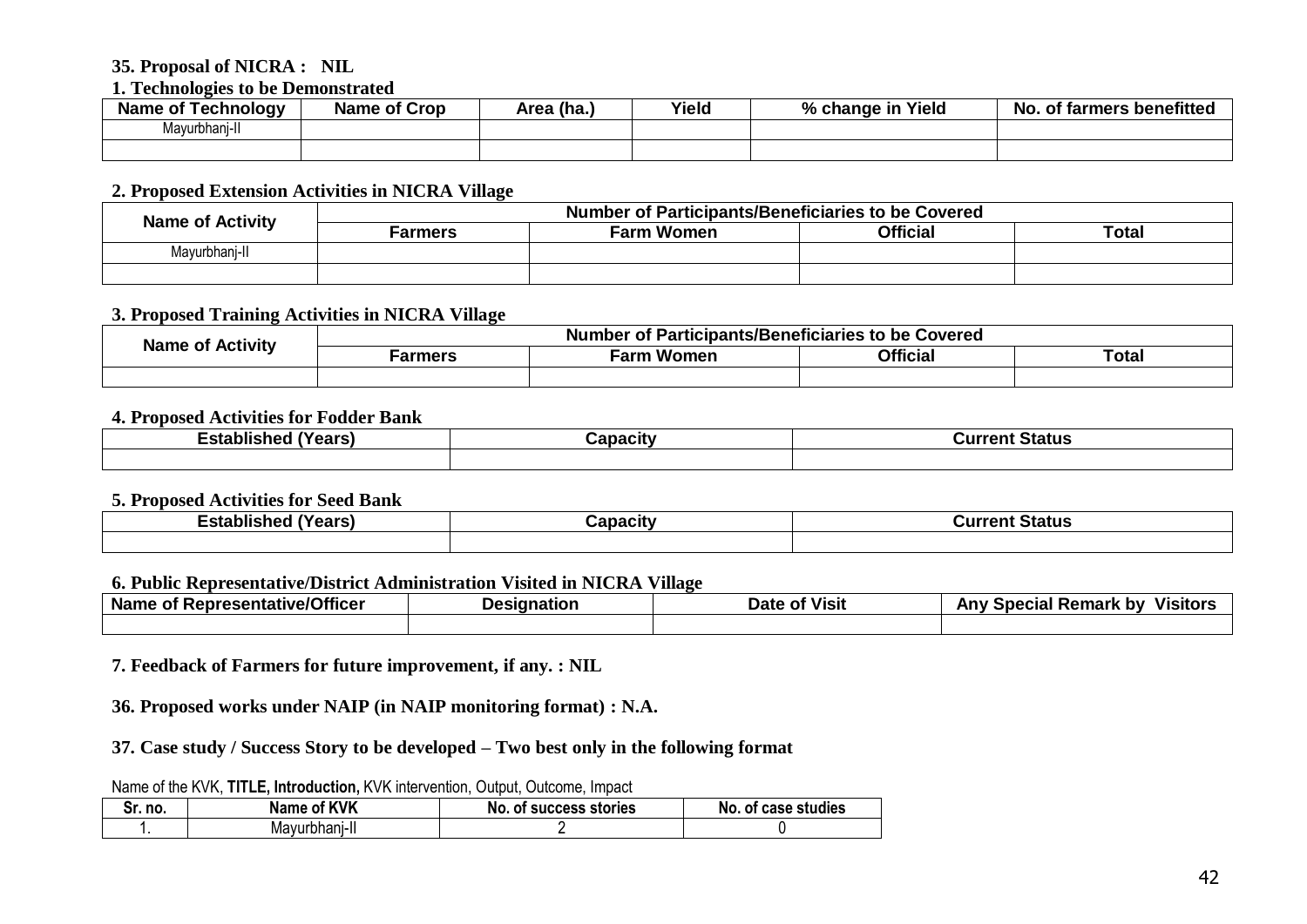**35. Proposal of NICRA : NIL**

**1. Technologies to be Demonstrated**

| Name of Technology | Name of Crop | Area (ha.) | Yield | % change in Yield | No. of farmers benefitted |
|---|---|---|---|---|---|
| Mayurbhanj-II | | | | | |
| | | | | | |

**2. Proposed Extension Activities in NICRA Village**

| Name of Activity | Number of Participants/Beneficiaries to be Covered | | | |
|---|---|---|---|---|
| | Farmers | Farm Women | Official | Total |
| Mayurbhanj-II | | | | |
| | | | | |

**3. Proposed Training Activities in NICRA Village**

| Name of Activity | Number of Participants/Beneficiaries to be Covered | | | |
|---|---|---|---|---|
| | Farmers | Farm Women | Official | Total |
| | | | | |

**4. Proposed Activities for Fodder Bank**

| Established (Years) | Capacity | Current Status |
|---|---|---|
| | | |

**5. Proposed Activities for Seed Bank**

| Established (Years) | Capacity | Current Status |
|---|---|---|
| | | |

**6. Public Representative/District Administration Visited in NICRA Village**

| Name of Representative/Officer | Designation | Date of Visit | Any Special Remark by Visitors |
|---|---|---|---|
| | | | |

**7. Feedback of Farmers for future improvement, if any. : NIL**

**36. Proposed works under NAIP (in NAIP monitoring format) : N.A.**

**37. Case study / Success Story to be developed – Two best only in the following format**

Name of the KVK, **TITLE, Introduction,** KVK intervention, Output, Outcome, Impact

| Sr. no. | Name of KVK | No. of success stories | No. of case studies |
|---|---|---|---|
| 1. | Mayurbhanj-II | 2 | 0 |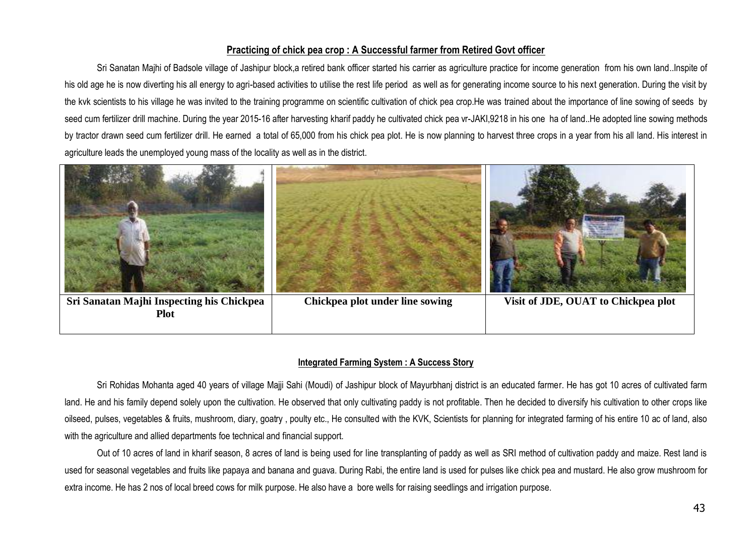**Practicing of chick pea crop : A Successful farmer from Retired Govt officer**

Sri Sanatan Majhi of Badsole village of Jashipur block,a retired bank officer started his carrier as agriculture practice for income generation from his own land..Inspite of his old age he is now diverting his all energy to agri-based activities to utilise the rest life period as well as for generating income source to his next generation. During the visit by the kvk scientists to his village he was invited to the training programme on scientific cultivation of chick pea crop.He was trained about the importance of line sowing of seeds by seed cum fertilizer drill machine. During the year 2015-16 after harvesting kharif paddy he cultivated chick pea vr-JAKI,9218 in his one ha of land..He adopted line sowing methods by tractor drawn seed cum fertilizer drill. He earned a total of 65,000 from his chick pea plot. He is now planning to harvest three crops in a year from his all land. His interest in agriculture leads the unemployed young mass of the locality as well as in the district.

| Sri Sanatan Majhi Inspecting his Chickpea Plot | Chickpea plot under line sowing | Visit of JDE, OUAT to Chickpea plot |
|---|---|---|

**Integrated Farming System : A Success Story**

Sri Rohidas Mohanta aged 40 years of village Majji Sahi (Moudi) of Jashipur block of Mayurbhanj district is an educated farmer. He has got 10 acres of cultivated farm land. He and his family depend solely upon the cultivation. He observed that only cultivating paddy is not profitable. Then he decided to diversify his cultivation to other crops like oilseed, pulses, vegetables & fruits, mushroom, diary, goatry , poulty etc., He consulted with the KVK, Scientists for planning for integrated farming of his entire 10 ac of land, also with the agriculture and allied departments foe technical and financial support.

Out of 10 acres of land in kharif season, 8 acres of land is being used for line transplanting of paddy as well as SRI method of cultivation paddy and maize. Rest land is used for seasonal vegetables and fruits like papaya and banana and guava. During Rabi, the entire land is used for pulses like chick pea and mustard. He also grow mushroom for extra income. He has 2 nos of local breed cows for milk purpose. He also have a bore wells for raising seedlings and irrigation purpose.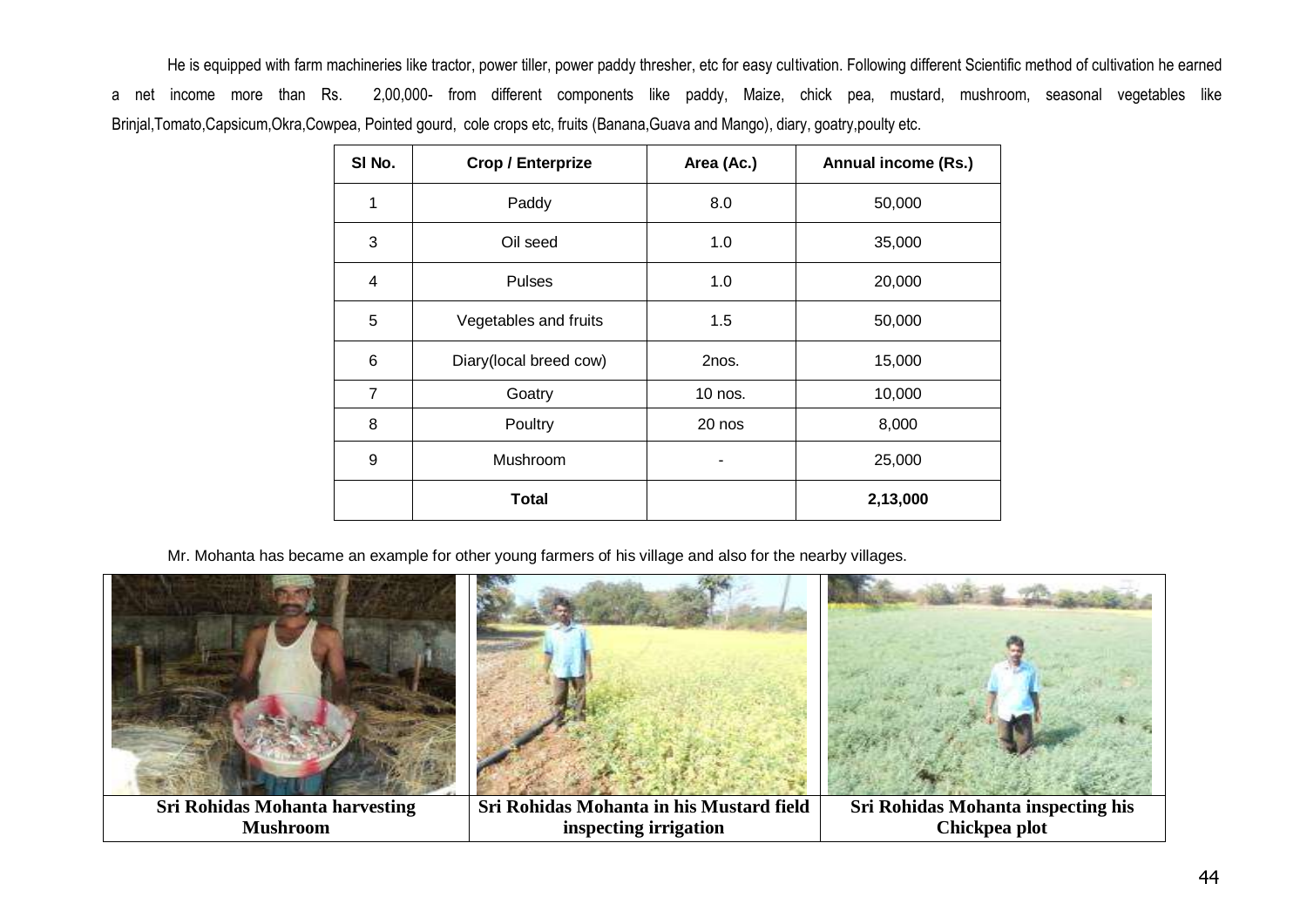He is equipped with farm machineries like tractor, power tiller, power paddy thresher, etc for easy cultivation. Following different Scientific method of cultivation he earned a net income more than Rs. 2,00,000- from different components like paddy, Maize, chick pea, mustard, mushroom, seasonal vegetables like Brinjal,Tomato,Capsicum,Okra,Cowpea, Pointed gourd, cole crops etc, fruits (Banana,Guava and Mango), diary, goatry,poulty etc.

| Sl No. | Crop / Enterprize | Area (Ac.) | Annual income (Rs.) |
|---|---|---|---|
| 1 | Paddy | 8.0 | 50,000 |
| 3 | Oil seed | 1.0 | 35,000 |
| 4 | Pulses | 1.0 | 20,000 |
| 5 | Vegetables and fruits | 1.5 | 50,000 |
| 6 | Diary(local breed cow) | 2nos. | 15,000 |
| 7 | Goatry | 10 nos. | 10,000 |
| 8 | Poultry | 20 nos | 8,000 |
| 9 | Mushroom | - | 25,000 |
| | **Total** | | **2,13,000** |

Mr. Mohanta has became an example for other young farmers of his village and also for the nearby villages.

| **Sri Rohidas Mohanta harvesting Mushroom** | **Sri Rohidas Mohanta in his Mustard field inspecting irrigation** | **Sri Rohidas Mohanta inspecting his Chickpea plot** |
|---|---|---|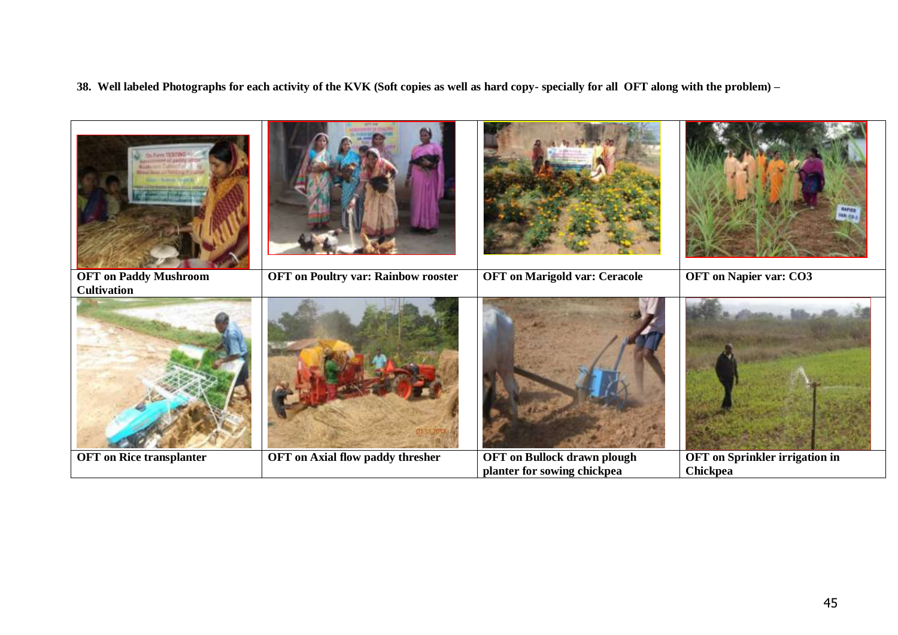**38. Well labeled Photographs for each activity of the KVK (Soft copies as well as hard copy- specially for all OFT along with the problem) –**

| | | | |
|---|---|---|---|
| OFT on Paddy Mushroom Cultivation | OFT on Poultry var: Rainbow rooster | OFT on Marigold var: Ceracole | OFT on Napier var: CO3 |
| OFT on Rice transplanter | OFT on Axial flow paddy thresher | OFT on Bullock drawn plough planter for sowing chickpea | OFT on Sprinkler irrigation in Chickpea |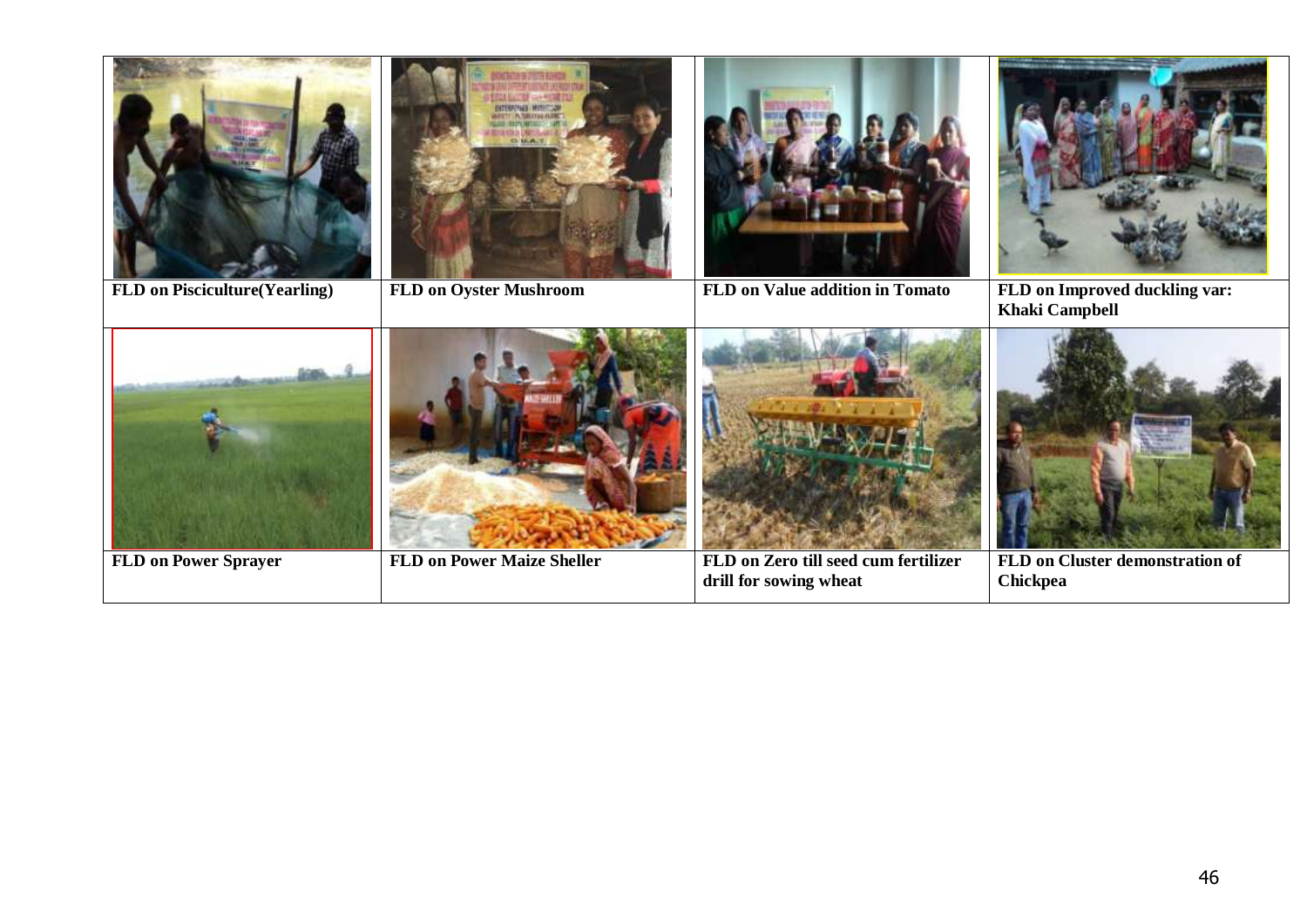| | | | |
|---|---|---|---|
| FLD on Pisciculture(Yearling) | FLD on Oyster Mushroom | FLD on Value addition in Tomato | FLD on Improved duckling var: Khaki Campbell |
| FLD on Power Sprayer | FLD on Power Maize Sheller | FLD on Zero till seed cum fertilizer drill for sowing wheat | FLD on Cluster demonstration of Chickpea |